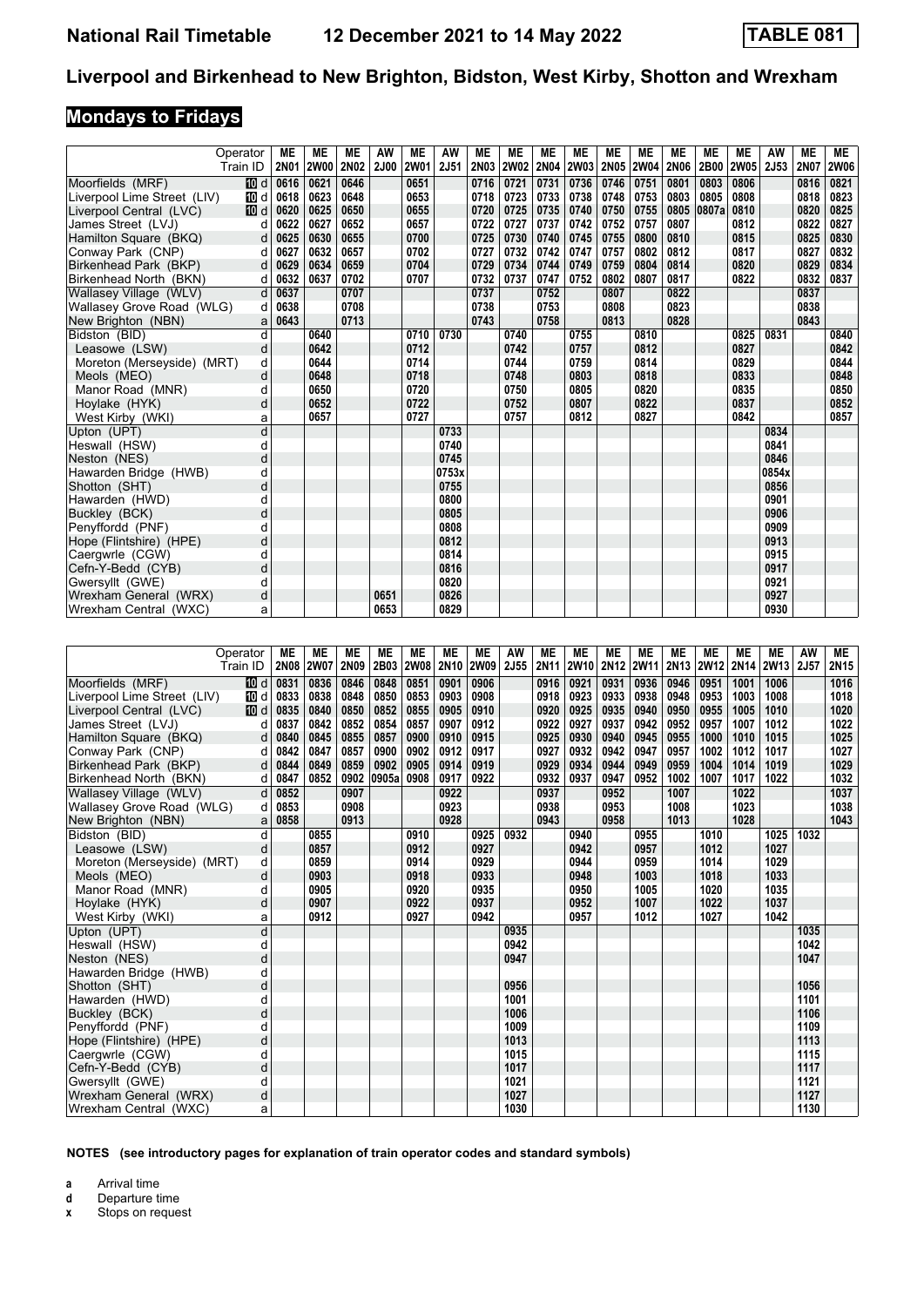## Liverpool and Birkenhead to New Brighton, Bidston, West Kirby, Shotton and Wrexham

### Mondays to Fridays

| Operator | | ME | ME | ME | AW | ME | AW | ME | ME | ME | ME | ME | ME | ME | ME | ME | AW | ME | ME |
|---|---|---|---|---|---|---|---|---|---|---|---|---|---|---|---|---|---|---|---|
| Train ID | | 2N01 | 2W00 | 2N02 | 2J00 | 2W01 | 2J51 | 2N03 | 2W02 | 2N04 | 2W03 | 2N05 | 2W04 | 2N06 | 2B00 | 2W05 | 2J53 | 2N07 | 2W06 |
| Moorfields (MRF) | 10 d | 0616 | 0621 | 0646 | | 0651 | | 0716 | 0721 | 0731 | 0736 | 0746 | 0751 | 0801 | 0803 | 0806 | | 0816 | 0821 |
| Liverpool Lime Street (LIV) | 10 d | 0618 | 0623 | 0648 | | 0653 | | 0718 | 0723 | 0733 | 0738 | 0748 | 0753 | 0803 | 0805 | 0808 | | 0818 | 0823 |
| Liverpool Central (LVC) | 10 d | 0620 | 0625 | 0650 | | 0655 | | 0720 | 0725 | 0735 | 0740 | 0750 | 0755 | 0805 | 0807a | 0810 | | 0820 | 0825 |
| James Street (LVJ) | d | 0622 | 0627 | 0652 | | 0657 | | 0722 | 0727 | 0737 | 0742 | 0752 | 0757 | 0807 | | 0812 | | 0822 | 0827 |
| Hamilton Square (BKQ) | d | 0625 | 0630 | 0655 | | 0700 | | 0725 | 0730 | 0740 | 0745 | 0755 | 0800 | 0810 | | 0815 | | 0825 | 0830 |
| Conway Park (CNP) | d | 0627 | 0632 | 0657 | | 0702 | | 0727 | 0732 | 0742 | 0747 | 0757 | 0802 | 0812 | | 0817 | | 0827 | 0832 |
| Birkenhead Park (BKP) | d | 0629 | 0634 | 0659 | | 0704 | | 0729 | 0734 | 0744 | 0749 | 0759 | 0804 | 0814 | | 0820 | | 0829 | 0834 |
| Birkenhead North (BKN) | d | 0632 | 0637 | 0702 | | 0707 | | 0732 | 0737 | 0747 | 0752 | 0802 | 0807 | 0817 | | 0822 | | 0832 | 0837 |
| Wallasey Village (WLV) | d | 0637 | | 0707 | | | | 0737 | | 0752 | | 0807 | | 0822 | | | | 0837 | |
| Wallasey Grove Road (WLG) | d | 0638 | | 0708 | | | | 0738 | | 0753 | | 0808 | | 0823 | | | | 0838 | |
| New Brighton (NBN) | a | 0643 | | 0713 | | | | 0743 | | 0758 | | 0813 | | 0828 | | | | 0843 | |
| Bidston (BID) | d | | 0640 | | | 0710 | 0730 | | 0740 | | 0755 | | 0810 | | | 0825 | 0831 | | 0840 |
| Leasowe (LSW) | d | | 0642 | | | 0712 | | | 0742 | | 0757 | | 0812 | | | 0827 | | | 0842 |
| Moreton (Merseyside) (MRT) | d | | 0644 | | | 0714 | | | 0744 | | 0759 | | 0814 | | | 0829 | | | 0844 |
| Meols (MEO) | d | | 0648 | | | 0718 | | | 0748 | | 0803 | | 0818 | | | 0833 | | | 0848 |
| Manor Road (MNR) | d | | 0650 | | | 0720 | | | 0750 | | 0805 | | 0820 | | | 0835 | | | 0850 |
| Hoylake (HYK) | d | | 0652 | | | 0722 | | | 0752 | | 0807 | | 0822 | | | 0837 | | | 0852 |
| West Kirby (WKI) | a | | 0657 | | | 0727 | | | 0757 | | 0812 | | 0827 | | | 0842 | | | 0857 |
| Upton (UPT) | d | | | | | | 0733 | | | | | | | | | | 0834 | | |
| Heswall (HSW) | d | | | | | | 0740 | | | | | | | | | | 0841 | | |
| Neston (NES) | d | | | | | | 0745 | | | | | | | | | | 0846 | | |
| Hawarden Bridge (HWB) | d | | | | | | 0753x | | | | | | | | | | 0854x | | |
| Shotton (SHT) | d | | | | | | 0755 | | | | | | | | | | 0856 | | |
| Hawarden (HWD) | d | | | | | | 0800 | | | | | | | | | | 0901 | | |
| Buckley (BCK) | d | | | | | | 0805 | | | | | | | | | | 0906 | | |
| Penyffordd (PNF) | d | | | | | | 0808 | | | | | | | | | | 0909 | | |
| Hope (Flintshire) (HPE) | d | | | | | | 0812 | | | | | | | | | | 0913 | | |
| Caergwrle (CGW) | d | | | | | | 0814 | | | | | | | | | | 0915 | | |
| Cefn-Y-Bedd (CYB) | d | | | | | | 0816 | | | | | | | | | | 0917 | | |
| Gwersyllt (GWE) | d | | | | | | 0820 | | | | | | | | | | 0921 | | |
| Wrexham General (WRX) | d | | | | 0651 | | 0826 | | | | | | | | | | 0927 | | |
| Wrexham Central (WXC) | a | | | | 0653 | | 0829 | | | | | | | | | | 0930 | | |

| Operator | | ME | ME | ME | ME | ME | ME | ME | AW | ME | ME | ME | ME | ME | ME | ME | ME | AW | ME |
|---|---|---|---|---|---|---|---|---|---|---|---|---|---|---|---|---|---|---|---|
| Train ID | | 2N08 | 2W07 | 2N09 | 2B03 | 2W08 | 2N10 | 2W09 | 2J55 | 2N11 | 2W10 | 2N12 | 2W11 | 2N13 | 2W12 | 2N14 | 2W13 | 2J57 | 2N15 |
| Moorfields (MRF) | 10 d | 0831 | 0836 | 0846 | 0848 | 0851 | 0901 | 0906 | | 0916 | 0921 | 0931 | 0936 | 0946 | 0951 | 1001 | 1006 | | 1016 |
| Liverpool Lime Street (LIV) | 10 d | 0833 | 0838 | 0848 | 0850 | 0853 | 0903 | 0908 | | 0918 | 0923 | 0933 | 0938 | 0948 | 0953 | 1003 | 1008 | | 1018 |
| Liverpool Central (LVC) | 10 d | 0835 | 0840 | 0850 | 0852 | 0855 | 0905 | 0910 | | 0920 | 0925 | 0935 | 0940 | 0950 | 0955 | 1005 | 1010 | | 1020 |
| James Street (LVJ) | d | 0837 | 0842 | 0852 | 0854 | 0857 | 0907 | 0912 | | 0922 | 0927 | 0937 | 0942 | 0952 | 0957 | 1007 | 1012 | | 1022 |
| Hamilton Square (BKQ) | d | 0840 | 0845 | 0855 | 0857 | 0900 | 0910 | 0915 | | 0925 | 0930 | 0940 | 0945 | 0955 | 1000 | 1010 | 1015 | | 1025 |
| Conway Park (CNP) | d | 0842 | 0847 | 0857 | 0900 | 0902 | 0912 | 0917 | | 0927 | 0932 | 0942 | 0947 | 0957 | 1002 | 1012 | 1017 | | 1027 |
| Birkenhead Park (BKP) | d | 0844 | 0849 | 0859 | 0902 | 0905 | 0914 | 0919 | | 0929 | 0934 | 0944 | 0949 | 0959 | 1004 | 1014 | 1019 | | 1029 |
| Birkenhead North (BKN) | d | 0847 | 0852 | 0902 | 0905a | 0908 | 0917 | 0922 | | 0932 | 0937 | 0947 | 0952 | 1002 | 1007 | 1017 | 1022 | | 1032 |
| Wallasey Village (WLV) | d | 0852 | | 0907 | | | 0922 | | | 0937 | | 0952 | | 1007 | | 1022 | | | 1037 |
| Wallasey Grove Road (WLG) | d | 0853 | | 0908 | | | 0923 | | | 0938 | | 0953 | | 1008 | | 1023 | | | 1038 |
| New Brighton (NBN) | a | 0858 | | 0913 | | | 0928 | | | 0943 | | 0958 | | 1013 | | 1028 | | | 1043 |
| Bidston (BID) | d | | 0855 | | | 0910 | | 0925 | 0932 | | 0940 | | 0955 | | 1010 | | 1025 | 1032 | |
| Leasowe (LSW) | d | | 0857 | | | 0912 | | 0927 | | | 0942 | | 0957 | | 1012 | | 1027 | | |
| Moreton (Merseyside) (MRT) | d | | 0859 | | | 0914 | | 0929 | | | 0944 | | 0959 | | 1014 | | 1029 | | |
| Meols (MEO) | d | | 0903 | | | 0918 | | 0933 | | | 0948 | | 1003 | | 1018 | | 1033 | | |
| Manor Road (MNR) | d | | 0905 | | | 0920 | | 0935 | | | 0950 | | 1005 | | 1020 | | 1035 | | |
| Hoylake (HYK) | d | | 0907 | | | 0922 | | 0937 | | | 0952 | | 1007 | | 1022 | | 1037 | | |
| West Kirby (WKI) | a | | 0912 | | | 0927 | | 0942 | | | 0957 | | 1012 | | 1027 | | 1042 | | |
| Upton (UPT) | d | | | | | | | | 0935 | | | | | | | | | 1035 | |
| Heswall (HSW) | d | | | | | | | | 0942 | | | | | | | | | 1042 | |
| Neston (NES) | d | | | | | | | | 0947 | | | | | | | | | 1047 | |
| Hawarden Bridge (HWB) | d | | | | | | | | | | | | | | | | | | |
| Shotton (SHT) | d | | | | | | | | 0956 | | | | | | | | | 1056 | |
| Hawarden (HWD) | d | | | | | | | | 1001 | | | | | | | | | 1101 | |
| Buckley (BCK) | d | | | | | | | | 1006 | | | | | | | | | 1106 | |
| Penyffordd (PNF) | d | | | | | | | | 1009 | | | | | | | | | 1109 | |
| Hope (Flintshire) (HPE) | d | | | | | | | | 1013 | | | | | | | | | 1113 | |
| Caergwrle (CGW) | d | | | | | | | | 1015 | | | | | | | | | 1115 | |
| Cefn-Y-Bedd (CYB) | d | | | | | | | | 1017 | | | | | | | | | 1117 | |
| Gwersyllt (GWE) | d | | | | | | | | 1021 | | | | | | | | | 1121 | |
| Wrexham General (WRX) | d | | | | | | | | 1027 | | | | | | | | | 1127 | |
| Wrexham Central (WXC) | a | | | | | | | | 1030 | | | | | | | | | 1130 | |

**NOTES (see introductory pages for explanation of train operator codes and standard symbols)**

- **a** Arrival time
- **d** Departure time
- **x** Stops on request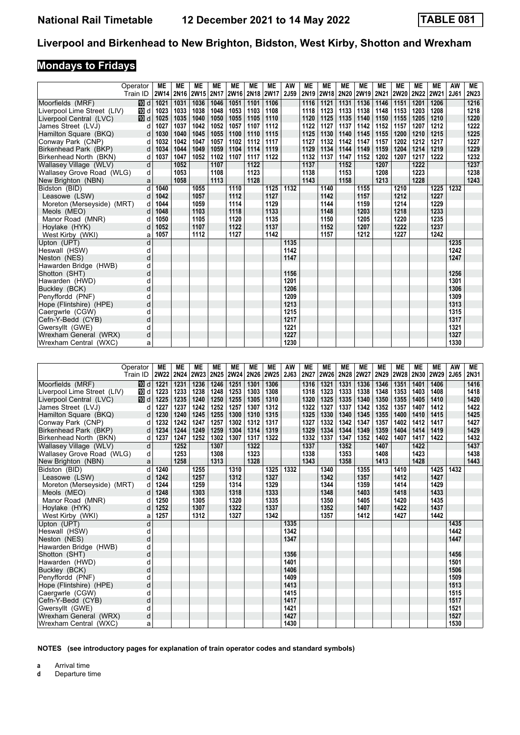# Liverpool and Birkenhead to New Brighton, Bidston, West Kirby, Shotton and Wrexham

## Mondays to Fridays

| Operator | | ME | ME | ME | ME | ME | ME | ME | AW | ME | ME | ME | ME | ME | ME | ME | ME | AW | ME |
|---|---|---|---|---|---|---|---|---|---|---|---|---|---|---|---|---|---|---|---|
| Train ID | | 2W14 | 2N16 | 2W15 | 2N17 | 2W16 | 2N18 | 2W17 | 2J59 | 2N19 | 2W18 | 2N20 | 2W19 | 2N21 | 2W20 | 2N22 | 2W21 | 2J61 | 2N23 |
| Moorfields (MRF) | 10 d | 1021 | 1031 | 1036 | 1046 | 1051 | 1101 | 1106 | | 1116 | 1121 | 1131 | 1136 | 1146 | 1151 | 1201 | 1206 | | 1216 |
| Liverpool Lime Street (LIV) | 10 d | 1023 | 1033 | 1038 | 1048 | 1053 | 1103 | 1108 | | 1118 | 1123 | 1133 | 1138 | 1148 | 1153 | 1203 | 1208 | | 1218 |
| Liverpool Central (LVC) | 10 d | 1025 | 1035 | 1040 | 1050 | 1055 | 1105 | 1110 | | 1120 | 1125 | 1135 | 1140 | 1150 | 1155 | 1205 | 1210 | | 1220 |
| James Street (LVJ) | d | 1027 | 1037 | 1042 | 1052 | 1057 | 1107 | 1112 | | 1122 | 1127 | 1137 | 1142 | 1152 | 1157 | 1207 | 1212 | | 1222 |
| Hamilton Square (BKQ) | d | 1030 | 1040 | 1045 | 1055 | 1100 | 1110 | 1115 | | 1125 | 1130 | 1140 | 1145 | 1155 | 1200 | 1210 | 1215 | | 1225 |
| Conway Park (CNP) | d | 1032 | 1042 | 1047 | 1057 | 1102 | 1112 | 1117 | | 1127 | 1132 | 1142 | 1147 | 1157 | 1202 | 1212 | 1217 | | 1227 |
| Birkenhead Park (BKP) | d | 1034 | 1044 | 1049 | 1059 | 1104 | 1114 | 1119 | | 1129 | 1134 | 1144 | 1149 | 1159 | 1204 | 1214 | 1219 | | 1229 |
| Birkenhead North (BKN) | d | 1037 | 1047 | 1052 | 1102 | 1107 | 1117 | 1122 | | 1132 | 1137 | 1147 | 1152 | 1202 | 1207 | 1217 | 1222 | | 1232 |
| Wallasey Village (WLV) | d | | 1052 | | 1107 | | 1122 | | | 1137 | | 1152 | | 1207 | | 1222 | | | 1237 |
| Wallasey Grove Road (WLG) | d | | 1053 | | 1108 | | 1123 | | | 1138 | | 1153 | | 1208 | | 1223 | | | 1238 |
| New Brighton (NBN) | a | | 1058 | | 1113 | | 1128 | | | 1143 | | 1158 | | 1213 | | 1228 | | | 1243 |
| Bidston (BID) | d | 1040 | | 1055 | | 1110 | | 1125 | 1132 | | 1140 | | 1155 | | 1210 | | 1225 | 1232 | |
| Leasowe (LSW) | d | 1042 | | 1057 | | 1112 | | 1127 | | | 1142 | | 1157 | | 1212 | | 1227 | | |
| Moreton (Merseyside) (MRT) | d | 1044 | | 1059 | | 1114 | | 1129 | | | 1144 | | 1159 | | 1214 | | 1229 | | |
| Meols (MEO) | d | 1048 | | 1103 | | 1118 | | 1133 | | | 1148 | | 1203 | | 1218 | | 1233 | | |
| Manor Road (MNR) | d | 1050 | | 1105 | | 1120 | | 1135 | | | 1150 | | 1205 | | 1220 | | 1235 | | |
| Hoylake (HYK) | d | 1052 | | 1107 | | 1122 | | 1137 | | | 1152 | | 1207 | | 1222 | | 1237 | | |
| West Kirby (WKI) | a | 1057 | | 1112 | | 1127 | | 1142 | | | 1157 | | 1212 | | 1227 | | 1242 | | |
| Upton (UPT) | d | | | | | | | | 1135 | | | | | | | | | 1235 | |
| Heswall (HSW) | d | | | | | | | | 1142 | | | | | | | | | 1242 | |
| Neston (NES) | d | | | | | | | | 1147 | | | | | | | | | 1247 | |
| Hawarden Bridge (HWB) | d | | | | | | | | | | | | | | | | | | |
| Shotton (SHT) | d | | | | | | | | 1156 | | | | | | | | | 1256 | |
| Hawarden (HWD) | d | | | | | | | | 1201 | | | | | | | | | 1301 | |
| Buckley (BCK) | d | | | | | | | | 1206 | | | | | | | | | 1306 | |
| Penyffordd (PNF) | d | | | | | | | | 1209 | | | | | | | | | 1309 | |
| Hope (Flintshire) (HPE) | d | | | | | | | | 1213 | | | | | | | | | 1313 | |
| Caergwrle (CGW) | d | | | | | | | | 1215 | | | | | | | | | 1315 | |
| Cefn-Y-Bedd (CYB) | d | | | | | | | | 1217 | | | | | | | | | 1317 | |
| Gwersyllt (GWE) | d | | | | | | | | 1221 | | | | | | | | | 1321 | |
| Wrexham General (WRX) | d | | | | | | | | 1227 | | | | | | | | | 1327 | |
| Wrexham Central (WXC) | a | | | | | | | | 1230 | | | | | | | | | 1330 | |

| Operator | | ME | ME | ME | ME | ME | ME | ME | AW | ME | ME | ME | ME | ME | ME | ME | ME | AW | ME |
|---|---|---|---|---|---|---|---|---|---|---|---|---|---|---|---|---|---|---|---|
| Train ID | | 2W22 | 2N24 | 2W23 | 2N25 | 2W24 | 2N26 | 2W25 | 2J63 | 2N27 | 2W26 | 2N28 | 2W27 | 2N29 | 2W28 | 2N30 | 2W29 | 2J65 | 2N31 |
| Moorfields (MRF) | 10 d | 1221 | 1231 | 1236 | 1246 | 1251 | 1301 | 1306 | | 1316 | 1321 | 1331 | 1336 | 1346 | 1351 | 1401 | 1406 | | 1416 |
| Liverpool Lime Street (LIV) | 10 d | 1223 | 1233 | 1238 | 1248 | 1253 | 1303 | 1308 | | 1318 | 1323 | 1333 | 1338 | 1348 | 1353 | 1403 | 1408 | | 1418 |
| Liverpool Central (LVC) | 10 d | 1225 | 1235 | 1240 | 1250 | 1255 | 1305 | 1310 | | 1320 | 1325 | 1335 | 1340 | 1350 | 1355 | 1405 | 1410 | | 1420 |
| James Street (LVJ) | d | 1227 | 1237 | 1242 | 1252 | 1257 | 1307 | 1312 | | 1322 | 1327 | 1337 | 1342 | 1352 | 1357 | 1407 | 1412 | | 1422 |
| Hamilton Square (BKQ) | d | 1230 | 1240 | 1245 | 1255 | 1300 | 1310 | 1315 | | 1325 | 1330 | 1340 | 1345 | 1355 | 1400 | 1410 | 1415 | | 1425 |
| Conway Park (CNP) | d | 1232 | 1242 | 1247 | 1257 | 1302 | 1312 | 1317 | | 1327 | 1332 | 1342 | 1347 | 1357 | 1402 | 1412 | 1417 | | 1427 |
| Birkenhead Park (BKP) | d | 1234 | 1244 | 1249 | 1259 | 1304 | 1314 | 1319 | | 1329 | 1334 | 1344 | 1349 | 1359 | 1404 | 1414 | 1419 | | 1429 |
| Birkenhead North (BKN) | d | 1237 | 1247 | 1252 | 1302 | 1307 | 1317 | 1322 | | 1332 | 1337 | 1347 | 1352 | 1402 | 1407 | 1417 | 1422 | | 1432 |
| Wallasey Village (WLV) | d | | 1252 | | 1307 | | 1322 | | | 1337 | | 1352 | | 1407 | | 1422 | | | 1437 |
| Wallasey Grove Road (WLG) | d | | 1253 | | 1308 | | 1323 | | | 1338 | | 1353 | | 1408 | | 1423 | | | 1438 |
| New Brighton (NBN) | a | | 1258 | | 1313 | | 1328 | | | 1343 | | 1358 | | 1413 | | 1428 | | | 1443 |
| Bidston (BID) | d | 1240 | | 1255 | | 1310 | | 1325 | 1332 | | 1340 | | 1355 | | 1410 | | 1425 | 1432 | |
| Leasowe (LSW) | d | 1242 | | 1257 | | 1312 | | 1327 | | | 1342 | | 1357 | | 1412 | | 1427 | | |
| Moreton (Merseyside) (MRT) | d | 1244 | | 1259 | | 1314 | | 1329 | | | 1344 | | 1359 | | 1414 | | 1429 | | |
| Meols (MEO) | d | 1248 | | 1303 | | 1318 | | 1333 | | | 1348 | | 1403 | | 1418 | | 1433 | | |
| Manor Road (MNR) | d | 1250 | | 1305 | | 1320 | | 1335 | | | 1350 | | 1405 | | 1420 | | 1435 | | |
| Hoylake (HYK) | d | 1252 | | 1307 | | 1322 | | 1337 | | | 1352 | | 1407 | | 1422 | | 1437 | | |
| West Kirby (WKI) | a | 1257 | | 1312 | | 1327 | | 1342 | | | 1357 | | 1412 | | 1427 | | 1442 | | |
| Upton (UPT) | d | | | | | | | | 1335 | | | | | | | | | 1435 | |
| Heswall (HSW) | d | | | | | | | | 1342 | | | | | | | | | 1442 | |
| Neston (NES) | d | | | | | | | | 1347 | | | | | | | | | 1447 | |
| Hawarden Bridge (HWB) | d | | | | | | | | | | | | | | | | | | |
| Shotton (SHT) | d | | | | | | | | 1356 | | | | | | | | | 1456 | |
| Hawarden (HWD) | d | | | | | | | | 1401 | | | | | | | | | 1501 | |
| Buckley (BCK) | d | | | | | | | | 1406 | | | | | | | | | 1506 | |
| Penyffordd (PNF) | d | | | | | | | | 1409 | | | | | | | | | 1509 | |
| Hope (Flintshire) (HPE) | d | | | | | | | | 1413 | | | | | | | | | 1513 | |
| Caergwrle (CGW) | d | | | | | | | | 1415 | | | | | | | | | 1515 | |
| Cefn-Y-Bedd (CYB) | d | | | | | | | | 1417 | | | | | | | | | 1517 | |
| Gwersyllt (GWE) | d | | | | | | | | 1421 | | | | | | | | | 1521 | |
| Wrexham General (WRX) | d | | | | | | | | 1427 | | | | | | | | | 1527 | |
| Wrexham Central (WXC) | a | | | | | | | | 1430 | | | | | | | | | 1530 | |

**NOTES (see introductory pages for explanation of train operator codes and standard symbols)**

**a** Arrival time
**d** Departure time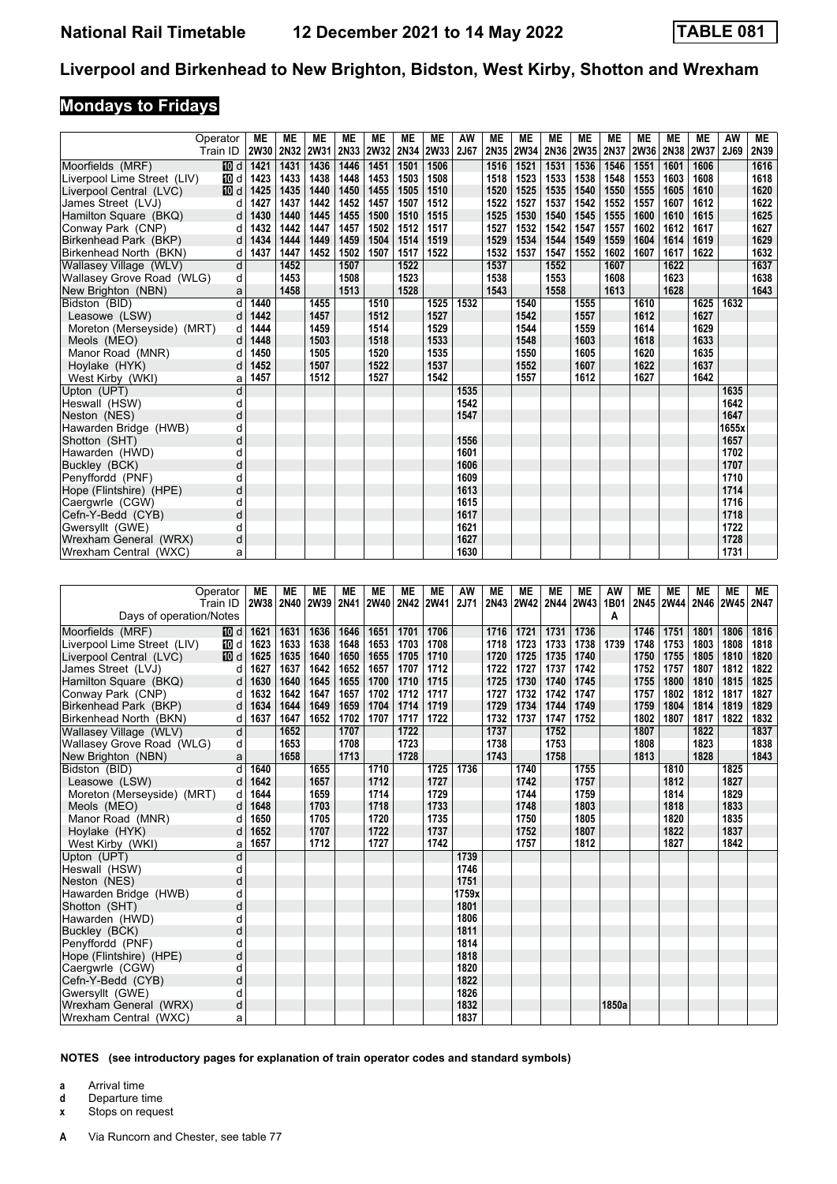# National Rail Timetable 12 December 2021 to 14 May 2022 TABLE 081

## Liverpool and Birkenhead to New Brighton, Bidston, West Kirby, Shotton and Wrexham

### Mondays to Fridays

| Operator | | ME | ME | ME | ME | ME | ME | ME | AW | ME | ME | ME | ME | ME | ME | ME | ME | AW | ME |
|---|---|---|---|---|---|---|---|---|---|---|---|---|---|---|---|---|---|---|---|
| Train ID | | 2W30 | 2N32 | 2W31 | 2N33 | 2W32 | 2N34 | 2W33 | 2J67 | 2N35 | 2W34 | 2N36 | 2W35 | 2N37 | 2W36 | 2N38 | 2W37 | 2J69 | 2N39 |
| Moorfields (MRF) | 10 d | 1421 | 1431 | 1436 | 1446 | 1451 | 1501 | 1506 | | 1516 | 1521 | 1531 | 1536 | 1546 | 1551 | 1601 | 1606 | | 1616 |
| Liverpool Lime Street (LIV) | 10 d | 1423 | 1433 | 1438 | 1448 | 1453 | 1503 | 1508 | | 1518 | 1523 | 1533 | 1538 | 1548 | 1553 | 1603 | 1608 | | 1618 |
| Liverpool Central (LVC) | 10 d | 1425 | 1435 | 1440 | 1450 | 1455 | 1505 | 1510 | | 1520 | 1525 | 1535 | 1540 | 1550 | 1555 | 1605 | 1610 | | 1620 |
| James Street (LVJ) | d | 1427 | 1437 | 1442 | 1452 | 1457 | 1507 | 1512 | | 1522 | 1527 | 1537 | 1542 | 1552 | 1557 | 1607 | 1612 | | 1622 |
| Hamilton Square (BKQ) | d | 1430 | 1440 | 1445 | 1455 | 1500 | 1510 | 1515 | | 1525 | 1530 | 1540 | 1545 | 1555 | 1600 | 1610 | 1615 | | 1625 |
| Conway Park (CNP) | d | 1432 | 1442 | 1447 | 1457 | 1502 | 1512 | 1517 | | 1527 | 1532 | 1542 | 1547 | 1557 | 1602 | 1612 | 1617 | | 1627 |
| Birkenhead Park (BKP) | d | 1434 | 1444 | 1449 | 1459 | 1504 | 1514 | 1519 | | 1529 | 1534 | 1544 | 1549 | 1559 | 1604 | 1614 | 1619 | | 1629 |
| Birkenhead North (BKN) | d | 1437 | 1447 | 1452 | 1502 | 1507 | 1517 | 1522 | | 1532 | 1537 | 1547 | 1552 | 1602 | 1607 | 1617 | 1622 | | 1632 |
| Wallasey Village (WLV) | d | | 1452 | | 1507 | | 1522 | | | 1537 | | 1552 | | 1607 | | 1622 | | | 1637 |
| Wallasey Grove Road (WLG) | d | | 1453 | | 1508 | | 1523 | | | 1538 | | 1553 | | 1608 | | 1623 | | | 1638 |
| New Brighton (NBN) | a | | 1458 | | 1513 | | 1528 | | | 1543 | | 1558 | | 1613 | | 1628 | | | 1643 |
| Bidston (BID) | d | 1440 | | 1455 | | 1510 | | 1525 | 1532 | | 1540 | | 1555 | | 1610 | | 1625 | 1632 | |
| Leasowe (LSW) | d | 1442 | | 1457 | | 1512 | | 1527 | | | 1542 | | 1557 | | 1612 | | 1627 | | |
| Moreton (Merseyside) (MRT) | d | 1444 | | 1459 | | 1514 | | 1529 | | | 1544 | | 1559 | | 1614 | | 1629 | | |
| Meols (MEO) | d | 1448 | | 1503 | | 1518 | | 1533 | | | 1548 | | 1603 | | 1618 | | 1633 | | |
| Manor Road (MNR) | d | 1450 | | 1505 | | 1520 | | 1535 | | | 1550 | | 1605 | | 1620 | | 1635 | | |
| Hoylake (HYK) | d | 1452 | | 1507 | | 1522 | | 1537 | | | 1552 | | 1607 | | 1622 | | 1637 | | |
| West Kirby (WKI) | a | 1457 | | 1512 | | 1527 | | 1542 | | | 1557 | | 1612 | | 1627 | | 1642 | | |
| Upton (UPT) | d | | | | | | | | 1535 | | | | | | | | | 1635 | |
| Heswall (HSW) | d | | | | | | | | 1542 | | | | | | | | | 1642 | |
| Neston (NES) | d | | | | | | | | 1547 | | | | | | | | | 1647 | |
| Hawarden Bridge (HWB) | d | | | | | | | | | | | | | | | | | 1655x | |
| Shotton (SHT) | d | | | | | | | | 1556 | | | | | | | | | 1657 | |
| Hawarden (HWD) | d | | | | | | | | 1601 | | | | | | | | | 1702 | |
| Buckley (BCK) | d | | | | | | | | 1606 | | | | | | | | | 1707 | |
| Penyffordd (PNF) | d | | | | | | | | 1609 | | | | | | | | | 1710 | |
| Hope (Flintshire) (HPE) | d | | | | | | | | 1613 | | | | | | | | | 1714 | |
| Caergwrle (CGW) | d | | | | | | | | 1615 | | | | | | | | | 1716 | |
| Cefn-Y-Bedd (CYB) | d | | | | | | | | 1617 | | | | | | | | | 1718 | |
| Gwersyllt (GWE) | d | | | | | | | | 1621 | | | | | | | | | 1722 | |
| Wrexham General (WRX) | d | | | | | | | | 1627 | | | | | | | | | 1728 | |
| Wrexham Central (WXC) | a | | | | | | | | 1630 | | | | | | | | | 1731 | |

| Operator | | ME | ME | ME | ME | ME | ME | ME | AW | ME | ME | ME | ME | AW | ME | ME | ME | ME | ME |
|---|---|---|---|---|---|---|---|---|---|---|---|---|---|---|---|---|---|---|---|
| Train ID | | 2W38 | 2N40 | 2W39 | 2N41 | 2W40 | 2N42 | 2W41 | 2J71 | 2N43 | 2W42 | 2N44 | 2W43 | 1B01 | 2N45 | 2W44 | 2N46 | 2W45 | 2N47 |
| Days of operation/Notes | | | | | | | | | | | | | | A | | | | | |
| Moorfields (MRF) | 10 d | 1621 | 1631 | 1636 | 1646 | 1651 | 1701 | 1706 | | 1716 | 1721 | 1731 | 1736 | | 1746 | 1751 | 1801 | 1806 | 1816 |
| Liverpool Lime Street (LIV) | 10 d | 1623 | 1633 | 1638 | 1648 | 1653 | 1703 | 1708 | | 1718 | 1723 | 1733 | 1738 | 1739 | 1748 | 1753 | 1803 | 1808 | 1818 |
| Liverpool Central (LVC) | 10 d | 1625 | 1635 | 1640 | 1650 | 1655 | 1705 | 1710 | | 1720 | 1725 | 1735 | 1740 | | 1750 | 1755 | 1805 | 1810 | 1820 |
| James Street (LVJ) | d | 1627 | 1637 | 1642 | 1652 | 1657 | 1707 | 1712 | | 1722 | 1727 | 1737 | 1742 | | 1752 | 1757 | 1807 | 1812 | 1822 |
| Hamilton Square (BKQ) | d | 1630 | 1640 | 1645 | 1655 | 1700 | 1710 | 1715 | | 1725 | 1730 | 1740 | 1745 | | 1755 | 1800 | 1810 | 1815 | 1825 |
| Conway Park (CNP) | d | 1632 | 1642 | 1647 | 1657 | 1702 | 1712 | 1717 | | 1727 | 1732 | 1742 | 1747 | | 1757 | 1802 | 1812 | 1817 | 1827 |
| Birkenhead Park (BKP) | d | 1634 | 1644 | 1649 | 1659 | 1704 | 1714 | 1719 | | 1729 | 1734 | 1744 | 1749 | | 1759 | 1804 | 1814 | 1819 | 1829 |
| Birkenhead North (BKN) | d | 1637 | 1647 | 1652 | 1702 | 1707 | 1717 | 1722 | | 1732 | 1737 | 1747 | 1752 | | 1802 | 1807 | 1817 | 1822 | 1832 |
| Wallasey Village (WLV) | d | | 1652 | | 1707 | | 1722 | | | 1737 | | 1752 | | | 1807 | | 1822 | | 1837 |
| Wallasey Grove Road (WLG) | d | | 1653 | | 1708 | | 1723 | | | 1738 | | 1753 | | | 1808 | | 1823 | | 1838 |
| New Brighton (NBN) | a | | 1658 | | 1713 | | 1728 | | | 1743 | | 1758 | | | 1813 | | 1828 | | 1843 |
| Bidston (BID) | d | 1640 | | 1655 | | 1710 | | 1725 | 1736 | | 1740 | | 1755 | | | 1810 | | 1825 | |
| Leasowe (LSW) | d | 1642 | | 1657 | | 1712 | | 1727 | | | 1742 | | 1757 | | | 1812 | | 1827 | |
| Moreton (Merseyside) (MRT) | d | 1644 | | 1659 | | 1714 | | 1729 | | | 1744 | | 1759 | | | 1814 | | 1829 | |
| Meols (MEO) | d | 1648 | | 1703 | | 1718 | | 1733 | | | 1748 | | 1803 | | | 1818 | | 1833 | |
| Manor Road (MNR) | d | 1650 | | 1705 | | 1720 | | 1735 | | | 1750 | | 1805 | | | 1820 | | 1835 | |
| Hoylake (HYK) | d | 1652 | | 1707 | | 1722 | | 1737 | | | 1752 | | 1807 | | | 1822 | | 1837 | |
| West Kirby (WKI) | a | 1657 | | 1712 | | 1727 | | 1742 | | | 1757 | | 1812 | | | 1827 | | 1842 | |
| Upton (UPT) | d | | | | | | | | 1739 | | | | | | | | | | |
| Heswall (HSW) | d | | | | | | | | 1746 | | | | | | | | | | |
| Neston (NES) | d | | | | | | | | 1751 | | | | | | | | | | |
| Hawarden Bridge (HWB) | d | | | | | | | | 1759x | | | | | | | | | | |
| Shotton (SHT) | d | | | | | | | | 1801 | | | | | | | | | | |
| Hawarden (HWD) | d | | | | | | | | 1806 | | | | | | | | | | |
| Buckley (BCK) | d | | | | | | | | 1811 | | | | | | | | | | |
| Penyffordd (PNF) | d | | | | | | | | 1814 | | | | | | | | | | |
| Hope (Flintshire) (HPE) | d | | | | | | | | 1818 | | | | | | | | | | |
| Caergwrle (CGW) | d | | | | | | | | 1820 | | | | | | | | | | |
| Cefn-Y-Bedd (CYB) | d | | | | | | | | 1822 | | | | | | | | | | |
| Gwersyllt (GWE) | d | | | | | | | | 1826 | | | | | | | | | | |
| Wrexham General (WRX) | d | | | | | | | | 1832 | | | | | 1850a | | | | | |
| Wrexham Central (WXC) | a | | | | | | | | 1837 | | | | | | | | | | |

**NOTES (see introductory pages for explanation of train operator codes and standard symbols)**

- **a** Arrival time
- **d** Departure time
- **x** Stops on request

**A** Via Runcorn and Chester, see table 77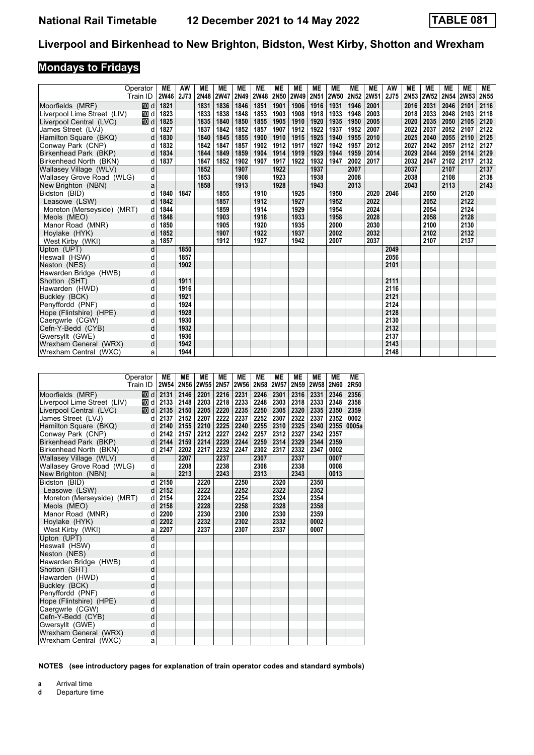# National Rail Timetable 12 December 2021 to 14 May 2022 TABLE 081

## Liverpool and Birkenhead to New Brighton, Bidston, West Kirby, Shotton and Wrexham

### Mondays to Fridays

| Operator | | ME | AW | ME | ME | ME | ME | ME | ME | ME | ME | ME | ME | AW | ME | ME | ME | ME | ME |
|---|---|---|---|---|---|---|---|---|---|---|---|---|---|---|---|---|---|---|---|
| Train ID | | 2W46 | 2J73 | 2N48 | 2W47 | 2N49 | 2W48 | 2N50 | 2W49 | 2N51 | 2W50 | 2N52 | 2W51 | 2J75 | 2N53 | 2W52 | 2N54 | 2W53 | 2N55 |
| Moorfields (MRF) | 10 d | 1821 | | 1831 | 1836 | 1846 | 1851 | 1901 | 1906 | 1916 | 1931 | 1946 | 2001 | | 2016 | 2031 | 2046 | 2101 | 2116 |
| Liverpool Lime Street (LIV) | 10 d | 1823 | | 1833 | 1838 | 1848 | 1853 | 1903 | 1908 | 1918 | 1933 | 1948 | 2003 | | 2018 | 2033 | 2048 | 2103 | 2118 |
| Liverpool Central (LVC) | 10 d | 1825 | | 1835 | 1840 | 1850 | 1855 | 1905 | 1910 | 1920 | 1935 | 1950 | 2005 | | 2020 | 2035 | 2050 | 2105 | 2120 |
| James Street (LVJ) | d | 1827 | | 1837 | 1842 | 1852 | 1857 | 1907 | 1912 | 1922 | 1937 | 1952 | 2007 | | 2022 | 2037 | 2052 | 2107 | 2122 |
| Hamilton Square (BKQ) | d | 1830 | | 1840 | 1845 | 1855 | 1900 | 1910 | 1915 | 1925 | 1940 | 1955 | 2010 | | 2025 | 2040 | 2055 | 2110 | 2125 |
| Conway Park (CNP) | d | 1832 | | 1842 | 1847 | 1857 | 1902 | 1912 | 1917 | 1927 | 1942 | 1957 | 2012 | | 2027 | 2042 | 2057 | 2112 | 2127 |
| Birkenhead Park (BKP) | d | 1834 | | 1844 | 1849 | 1859 | 1904 | 1914 | 1919 | 1929 | 1944 | 1959 | 2014 | | 2029 | 2044 | 2059 | 2114 | 2129 |
| Birkenhead North (BKN) | d | 1837 | | 1847 | 1852 | 1902 | 1907 | 1917 | 1922 | 1932 | 1947 | 2002 | 2017 | | 2032 | 2047 | 2102 | 2117 | 2132 |
| Wallasey Village (WLV) | d | | | 1852 | | 1907 | | 1922 | | 1937 | | 2007 | | | 2037 | | 2107 | | 2137 |
| Wallasey Grove Road (WLG) | d | | | 1853 | | 1908 | | 1923 | | 1938 | | 2008 | | | 2038 | | 2108 | | 2138 |
| New Brighton (NBN) | a | | | 1858 | | 1913 | | 1928 | | 1943 | | 2013 | | | 2043 | | 2113 | | 2143 |
| Bidston (BID) | d | 1840 | 1847 | | 1855 | | 1910 | | 1925 | | 1950 | | 2020 | 2046 | | 2050 | | 2120 | |
| Leasowe (LSW) | d | 1842 | | | 1857 | | 1912 | | 1927 | | 1952 | | 2022 | | | 2052 | | 2122 | |
| Moreton (Merseyside) (MRT) | d | 1844 | | | 1859 | | 1914 | | 1929 | | 1954 | | 2024 | | | 2054 | | 2124 | |
| Meols (MEO) | d | 1848 | | | 1903 | | 1918 | | 1933 | | 1958 | | 2028 | | | 2058 | | 2128 | |
| Manor Road (MNR) | d | 1850 | | | 1905 | | 1920 | | 1935 | | 2000 | | 2030 | | | 2100 | | 2130 | |
| Hoylake (HYK) | d | 1852 | | | 1907 | | 1922 | | 1937 | | 2002 | | 2032 | | | 2102 | | 2132 | |
| West Kirby (WKI) | a | 1857 | | | 1912 | | 1927 | | 1942 | | 2007 | | 2037 | | | 2107 | | 2137 | |
| Upton (UPT) | d | | 1850 | | | | | | | | | | | 2049 | | | | | |
| Heswall (HSW) | d | | 1857 | | | | | | | | | | | 2056 | | | | | |
| Neston (NES) | d | | 1902 | | | | | | | | | | | 2101 | | | | | |
| Hawarden Bridge (HWB) | d | | | | | | | | | | | | | | | | | | |
| Shotton (SHT) | d | | 1911 | | | | | | | | | | | 2111 | | | | | |
| Hawarden (HWD) | d | | 1916 | | | | | | | | | | | 2116 | | | | | |
| Buckley (BCK) | d | | 1921 | | | | | | | | | | | 2121 | | | | | |
| Penyffordd (PNF) | d | | 1924 | | | | | | | | | | | 2124 | | | | | |
| Hope (Flintshire) (HPE) | d | | 1928 | | | | | | | | | | | 2128 | | | | | |
| Caergwrle (CGW) | d | | 1930 | | | | | | | | | | | 2130 | | | | | |
| Cefn-Y-Bedd (CYB) | d | | 1932 | | | | | | | | | | | 2132 | | | | | |
| Gwersyllt (GWE) | d | | 1936 | | | | | | | | | | | 2137 | | | | | |
| Wrexham General (WRX) | d | | 1942 | | | | | | | | | | | 2143 | | | | | |
| Wrexham Central (WXC) | a | | 1944 | | | | | | | | | | | 2148 | | | | | |

| Operator | | ME | ME | ME | ME | ME | ME | ME | ME | ME | ME | ME |
|---|---|---|---|---|---|---|---|---|---|---|---|---|
| Train ID | | 2W54 | 2N56 | 2W55 | 2N57 | 2W56 | 2N58 | 2W57 | 2N59 | 2W58 | 2N60 | 2R50 |
| Moorfields (MRF) | 10 d | 2131 | 2146 | 2201 | 2216 | 2231 | 2246 | 2301 | 2316 | 2331 | 2346 | 2356 |
| Liverpool Lime Street (LIV) | 10 d | 2133 | 2148 | 2203 | 2218 | 2233 | 2248 | 2303 | 2318 | 2333 | 2348 | 2358 |
| Liverpool Central (LVC) | 10 d | 2135 | 2150 | 2205 | 2220 | 2235 | 2250 | 2305 | 2320 | 2335 | 2350 | 2359 |
| James Street (LVJ) | d | 2137 | 2152 | 2207 | 2222 | 2237 | 2252 | 2307 | 2322 | 2337 | 2352 | 0002 |
| Hamilton Square (BKQ) | d | 2140 | 2155 | 2210 | 2225 | 2240 | 2255 | 2310 | 2325 | 2340 | 2355 | 0005a |
| Conway Park (CNP) | d | 2142 | 2157 | 2212 | 2227 | 2242 | 2257 | 2312 | 2327 | 2342 | 2357 | |
| Birkenhead Park (BKP) | d | 2144 | 2159 | 2214 | 2229 | 2244 | 2259 | 2314 | 2329 | 2344 | 2359 | |
| Birkenhead North (BKN) | d | 2147 | 2202 | 2217 | 2232 | 2247 | 2302 | 2317 | 2332 | 2347 | 0002 | |
| Wallasey Village (WLV) | d | | 2207 | | 2237 | | 2307 | | 2337 | | 0007 | |
| Wallasey Grove Road (WLG) | d | | 2208 | | 2238 | | 2308 | | 2338 | | 0008 | |
| New Brighton (NBN) | a | | 2213 | | 2243 | | 2313 | | 2343 | | 0013 | |
| Bidston (BID) | d | 2150 | | 2220 | | 2250 | | 2320 | | 2350 | | |
| Leasowe (LSW) | d | 2152 | | 2222 | | 2252 | | 2322 | | 2352 | | |
| Moreton (Merseyside) (MRT) | d | 2154 | | 2224 | | 2254 | | 2324 | | 2354 | | |
| Meols (MEO) | d | 2158 | | 2228 | | 2258 | | 2328 | | 2358 | | |
| Manor Road (MNR) | d | 2200 | | 2230 | | 2300 | | 2330 | | 2359 | | |
| Hoylake (HYK) | d | 2202 | | 2232 | | 2302 | | 2332 | | 0002 | | |
| West Kirby (WKI) | a | 2207 | | 2237 | | 2307 | | 2337 | | 0007 | | |
| Upton (UPT) | d | | | | | | | | | | | |
| Heswall (HSW) | d | | | | | | | | | | | |
| Neston (NES) | d | | | | | | | | | | | |
| Hawarden Bridge (HWB) | d | | | | | | | | | | | |
| Shotton (SHT) | d | | | | | | | | | | | |
| Hawarden (HWD) | d | | | | | | | | | | | |
| Buckley (BCK) | d | | | | | | | | | | | |
| Penyffordd (PNF) | d | | | | | | | | | | | |
| Hope (Flintshire) (HPE) | d | | | | | | | | | | | |
| Caergwrle (CGW) | d | | | | | | | | | | | |
| Cefn-Y-Bedd (CYB) | d | | | | | | | | | | | |
| Gwersyllt (GWE) | d | | | | | | | | | | | |
| Wrexham General (WRX) | d | | | | | | | | | | | |
| Wrexham Central (WXC) | a | | | | | | | | | | | |

**NOTES (see introductory pages for explanation of train operator codes and standard symbols)**

**a** Arrival time
**d** Departure time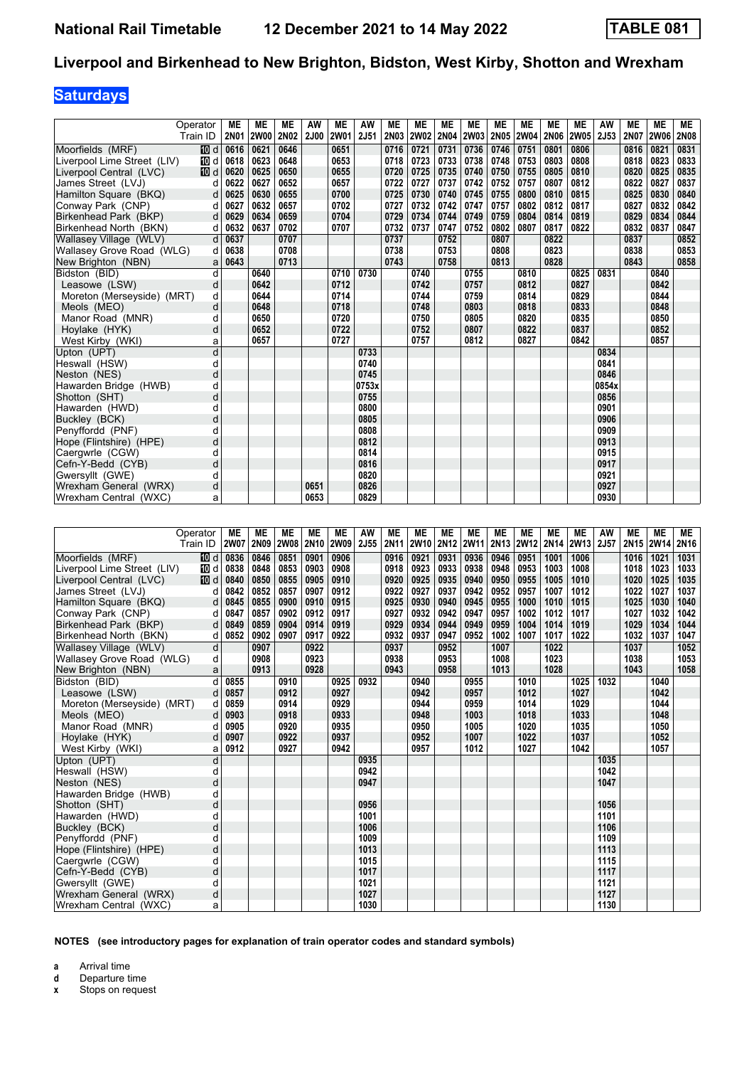# Liverpool and Birkenhead to New Brighton, Bidston, West Kirby, Shotton and Wrexham

## Saturdays

| Operator | | ME | ME | ME | AW | ME | AW | ME | ME | ME | ME | ME | ME | ME | ME | AW | ME | ME | ME |
|---|---|---|---|---|---|---|---|---|---|---|---|---|---|---|---|---|---|---|---|
| Train ID | | 2N01 | 2W00 | 2N02 | 2J00 | 2W01 | 2J51 | 2N03 | 2W02 | 2N04 | 2W03 | 2N05 | 2W04 | 2N06 | 2W05 | 2J53 | 2N07 | 2W06 | 2N08 |
| Moorfields (MRF) | 10 d | 0616 | 0621 | 0646 | | 0651 | | 0716 | 0721 | 0731 | 0736 | 0746 | 0751 | 0801 | 0806 | | 0816 | 0821 | 0831 |
| Liverpool Lime Street (LIV) | 10 d | 0618 | 0623 | 0648 | | 0653 | | 0718 | 0723 | 0733 | 0738 | 0748 | 0753 | 0803 | 0808 | | 0818 | 0823 | 0833 |
| Liverpool Central (LVC) | 10 d | 0620 | 0625 | 0650 | | 0655 | | 0720 | 0725 | 0735 | 0740 | 0750 | 0755 | 0805 | 0810 | | 0820 | 0825 | 0835 |
| James Street (LVJ) | d | 0622 | 0627 | 0652 | | 0657 | | 0722 | 0727 | 0737 | 0742 | 0752 | 0757 | 0807 | 0812 | | 0822 | 0827 | 0837 |
| Hamilton Square (BKQ) | d | 0625 | 0630 | 0655 | | 0700 | | 0725 | 0730 | 0740 | 0745 | 0755 | 0800 | 0810 | 0815 | | 0825 | 0830 | 0840 |
| Conway Park (CNP) | d | 0627 | 0632 | 0657 | | 0702 | | 0727 | 0732 | 0742 | 0747 | 0757 | 0802 | 0812 | 0817 | | 0827 | 0832 | 0842 |
| Birkenhead Park (BKP) | d | 0629 | 0634 | 0659 | | 0704 | | 0729 | 0734 | 0744 | 0749 | 0759 | 0804 | 0814 | 0819 | | 0829 | 0834 | 0844 |
| Birkenhead North (BKN) | d | 0632 | 0637 | 0702 | | 0707 | | 0732 | 0737 | 0747 | 0752 | 0802 | 0807 | 0817 | 0822 | | 0832 | 0837 | 0847 |
| Wallasey Village (WLV) | d | 0637 | | 0707 | | | | 0737 | | 0752 | | 0807 | | 0822 | | | 0837 | | 0852 |
| Wallasey Grove Road (WLG) | d | 0638 | | 0708 | | | | 0738 | | 0753 | | 0808 | | 0823 | | | 0838 | | 0853 |
| New Brighton (NBN) | a | 0643 | | 0713 | | | | 0743 | | 0758 | | 0813 | | 0828 | | | 0843 | | 0858 |
| Bidston (BID) | d | | 0640 | | | 0710 | 0730 | | 0740 | | 0755 | | 0810 | | 0825 | 0831 | | 0840 | |
| Leasowe (LSW) | d | | 0642 | | | 0712 | | | 0742 | | 0757 | | 0812 | | 0827 | | | 0842 | |
| Moreton (Merseyside) (MRT) | d | | 0644 | | | 0714 | | | 0744 | | 0759 | | 0814 | | 0829 | | | 0844 | |
| Meols (MEO) | d | | 0648 | | | 0718 | | | 0748 | | 0803 | | 0818 | | 0833 | | | 0848 | |
| Manor Road (MNR) | d | | 0650 | | | 0720 | | | 0750 | | 0805 | | 0820 | | 0835 | | | 0850 | |
| Hoylake (HYK) | d | | 0652 | | | 0722 | | | 0752 | | 0807 | | 0822 | | 0837 | | | 0852 | |
| West Kirby (WKI) | a | | 0657 | | | 0727 | | | 0757 | | 0812 | | 0827 | | 0842 | | | 0857 | |
| Upton (UPT) | d | | | | | | 0733 | | | | | | | | | 0834 | | | |
| Heswall (HSW) | d | | | | | | 0740 | | | | | | | | | 0841 | | | |
| Neston (NES) | d | | | | | | 0745 | | | | | | | | | 0846 | | | |
| Hawarden Bridge (HWB) | d | | | | | | 0753x | | | | | | | | | 0854x | | | |
| Shotton (SHT) | d | | | | | | 0755 | | | | | | | | | 0856 | | | |
| Hawarden (HWD) | d | | | | | | 0800 | | | | | | | | | 0901 | | | |
| Buckley (BCK) | d | | | | | | 0805 | | | | | | | | | 0906 | | | |
| Penyffordd (PNF) | d | | | | | | 0808 | | | | | | | | | 0909 | | | |
| Hope (Flintshire) (HPE) | d | | | | | | 0812 | | | | | | | | | 0913 | | | |
| Caergwrle (CGW) | d | | | | | | 0814 | | | | | | | | | 0915 | | | |
| Cefn-Y-Bedd (CYB) | d | | | | | | 0816 | | | | | | | | | 0917 | | | |
| Gwersyllt (GWE) | d | | | | | | 0820 | | | | | | | | | 0921 | | | |
| Wrexham General (WRX) | d | | | | 0651 | | 0826 | | | | | | | | | 0927 | | | |
| Wrexham Central (WXC) | a | | | | 0653 | | 0829 | | | | | | | | | 0930 | | | |

| Operator | | ME | ME | ME | ME | ME | AW | ME | ME | ME | ME | ME | ME | ME | ME | AW | ME | ME | ME |
|---|---|---|---|---|---|---|---|---|---|---|---|---|---|---|---|---|---|---|---|
| Train ID | | 2W07 | 2N09 | 2W08 | 2N10 | 2W09 | 2J55 | 2N11 | 2W10 | 2N12 | 2W11 | 2N13 | 2W12 | 2N14 | 2W13 | 2J57 | 2N15 | 2W14 | 2N16 |
| Moorfields (MRF) | 10 d | 0836 | 0846 | 0851 | 0901 | 0906 | | 0916 | 0921 | 0931 | 0936 | 0946 | 0951 | 1001 | 1006 | | 1016 | 1021 | 1031 |
| Liverpool Lime Street (LIV) | 10 d | 0838 | 0848 | 0853 | 0903 | 0908 | | 0918 | 0923 | 0933 | 0938 | 0948 | 0953 | 1003 | 1008 | | 1018 | 1023 | 1033 |
| Liverpool Central (LVC) | 10 d | 0840 | 0850 | 0855 | 0905 | 0910 | | 0920 | 0925 | 0935 | 0940 | 0950 | 0955 | 1005 | 1010 | | 1020 | 1025 | 1035 |
| James Street (LVJ) | d | 0842 | 0852 | 0857 | 0907 | 0912 | | 0922 | 0927 | 0937 | 0942 | 0952 | 0957 | 1007 | 1012 | | 1022 | 1027 | 1037 |
| Hamilton Square (BKQ) | d | 0845 | 0855 | 0900 | 0910 | 0915 | | 0925 | 0930 | 0940 | 0945 | 0955 | 1000 | 1010 | 1015 | | 1025 | 1030 | 1040 |
| Conway Park (CNP) | d | 0847 | 0857 | 0902 | 0912 | 0917 | | 0927 | 0932 | 0942 | 0947 | 0957 | 1002 | 1012 | 1017 | | 1027 | 1032 | 1042 |
| Birkenhead Park (BKP) | d | 0849 | 0859 | 0904 | 0914 | 0919 | | 0929 | 0934 | 0944 | 0949 | 0959 | 1004 | 1014 | 1019 | | 1029 | 1034 | 1044 |
| Birkenhead North (BKN) | d | 0852 | 0902 | 0907 | 0917 | 0922 | | 0932 | 0937 | 0947 | 0952 | 1002 | 1007 | 1017 | 1022 | | 1032 | 1037 | 1047 |
| Wallasey Village (WLV) | d | | 0907 | | 0922 | | | 0937 | | 0952 | | 1007 | | 1022 | | | 1037 | | 1052 |
| Wallasey Grove Road (WLG) | d | | 0908 | | 0923 | | | 0938 | | 0953 | | 1008 | | 1023 | | | 1038 | | 1053 |
| New Brighton (NBN) | a | | 0913 | | 0928 | | | 0943 | | 0958 | | 1013 | | 1028 | | | 1043 | | 1058 |
| Bidston (BID) | d | 0855 | | 0910 | | 0925 | 0932 | | 0940 | | 0955 | | 1010 | | 1025 | 1032 | | 1040 | |
| Leasowe (LSW) | d | 0857 | | 0912 | | 0927 | | | 0942 | | 0957 | | 1012 | | 1027 | | | 1042 | |
| Moreton (Merseyside) (MRT) | d | 0859 | | 0914 | | 0929 | | | 0944 | | 0959 | | 1014 | | 1029 | | | 1044 | |
| Meols (MEO) | d | 0903 | | 0918 | | 0933 | | | 0948 | | 1003 | | 1018 | | 1033 | | | 1048 | |
| Manor Road (MNR) | d | 0905 | | 0920 | | 0935 | | | 0950 | | 1005 | | 1020 | | 1035 | | | 1050 | |
| Hoylake (HYK) | d | 0907 | | 0922 | | 0937 | | | 0952 | | 1007 | | 1022 | | 1037 | | | 1052 | |
| West Kirby (WKI) | a | 0912 | | 0927 | | 0942 | | | 0957 | | 1012 | | 1027 | | 1042 | | | 1057 | |
| Upton (UPT) | d | | | | | | 0935 | | | | | | | | | 1035 | | | |
| Heswall (HSW) | d | | | | | | 0942 | | | | | | | | | 1042 | | | |
| Neston (NES) | d | | | | | | 0947 | | | | | | | | | 1047 | | | |
| Hawarden Bridge (HWB) | d | | | | | | | | | | | | | | | | | | |
| Shotton (SHT) | d | | | | | | 0956 | | | | | | | | | 1056 | | | |
| Hawarden (HWD) | d | | | | | | 1001 | | | | | | | | | 1101 | | | |
| Buckley (BCK) | d | | | | | | 1006 | | | | | | | | | 1106 | | | |
| Penyffordd (PNF) | d | | | | | | 1009 | | | | | | | | | 1109 | | | |
| Hope (Flintshire) (HPE) | d | | | | | | 1013 | | | | | | | | | 1113 | | | |
| Caergwrle (CGW) | d | | | | | | 1015 | | | | | | | | | 1115 | | | |
| Cefn-Y-Bedd (CYB) | d | | | | | | 1017 | | | | | | | | | 1117 | | | |
| Gwersyllt (GWE) | d | | | | | | 1021 | | | | | | | | | 1121 | | | |
| Wrexham General (WRX) | d | | | | | | 1027 | | | | | | | | | 1127 | | | |
| Wrexham Central (WXC) | a | | | | | | 1030 | | | | | | | | | 1130 | | | |

**NOTES (see introductory pages for explanation of train operator codes and standard symbols)**

- **a** Arrival time
- **d** Departure time
- **x** Stops on request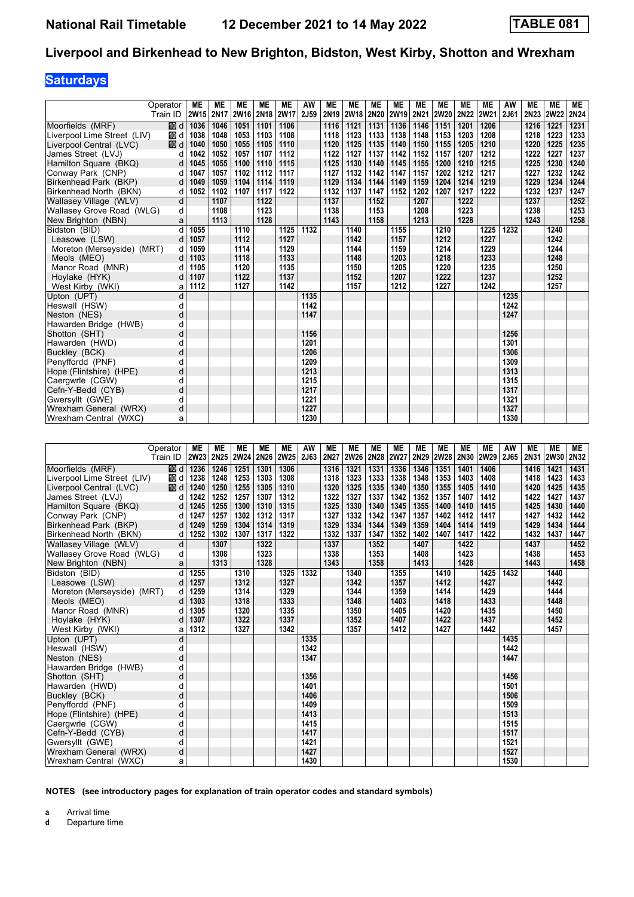# National Rail Timetable 12 December 2021 to 14 May 2022 TABLE 081

## Liverpool and Birkenhead to New Brighton, Bidston, West Kirby, Shotton and Wrexham

**Saturdays**

| Operator | | ME | ME | ME | ME | ME | AW | ME | ME | ME | ME | ME | ME | ME | ME | AW | ME | ME | ME |
|---|---|---|---|---|---|---|---|---|---|---|---|---|---|---|---|---|---|---|---|
| Train ID | | 2W15 | 2N17 | 2W16 | 2N18 | 2W17 | 2J59 | 2N19 | 2W18 | 2N20 | 2W19 | 2N21 | 2W20 | 2N22 | 2W21 | 2J61 | 2N23 | 2W22 | 2N24 |
| Moorfields (MRF) | 10 d | 1036 | 1046 | 1051 | 1101 | 1106 | | 1116 | 1121 | 1131 | 1136 | 1146 | 1151 | 1201 | 1206 | | 1216 | 1221 | 1231 |
| Liverpool Lime Street (LIV) | 10 d | 1038 | 1048 | 1053 | 1103 | 1108 | | 1118 | 1123 | 1133 | 1138 | 1148 | 1153 | 1203 | 1208 | | 1218 | 1223 | 1233 |
| Liverpool Central (LVC) | 10 d | 1040 | 1050 | 1055 | 1105 | 1110 | | 1120 | 1125 | 1135 | 1140 | 1150 | 1155 | 1205 | 1210 | | 1220 | 1225 | 1235 |
| James Street (LVJ) | d | 1042 | 1052 | 1057 | 1107 | 1112 | | 1122 | 1127 | 1137 | 1142 | 1152 | 1157 | 1207 | 1212 | | 1222 | 1227 | 1237 |
| Hamilton Square (BKQ) | d | 1045 | 1055 | 1100 | 1110 | 1115 | | 1125 | 1130 | 1140 | 1145 | 1155 | 1200 | 1210 | 1215 | | 1225 | 1230 | 1240 |
| Conway Park (CNP) | d | 1047 | 1057 | 1102 | 1112 | 1117 | | 1127 | 1132 | 1142 | 1147 | 1157 | 1202 | 1212 | 1217 | | 1227 | 1232 | 1242 |
| Birkenhead Park (BKP) | d | 1049 | 1059 | 1104 | 1114 | 1119 | | 1129 | 1134 | 1144 | 1149 | 1159 | 1204 | 1214 | 1219 | | 1229 | 1234 | 1244 |
| Birkenhead North (BKN) | d | 1052 | 1102 | 1107 | 1117 | 1122 | | 1132 | 1137 | 1147 | 1152 | 1202 | 1207 | 1217 | 1222 | | 1232 | 1237 | 1247 |
| Wallasey Village (WLV) | d | | 1107 | | 1122 | | | 1137 | | 1152 | | 1207 | | 1222 | | | 1237 | | 1252 |
| Wallasey Grove Road (WLG) | d | | 1108 | | 1123 | | | 1138 | | 1153 | | 1208 | | 1223 | | | 1238 | | 1253 |
| New Brighton (NBN) | a | | 1113 | | 1128 | | | 1143 | | 1158 | | 1213 | | 1228 | | | 1243 | | 1258 |
| Bidston (BID) | d | 1055 | | 1110 | | 1125 | 1132 | | 1140 | | 1155 | | 1210 | | 1225 | 1232 | | 1240 | |
| Leasowe (LSW) | d | 1057 | | 1112 | | 1127 | | | 1142 | | 1157 | | 1212 | | 1227 | | | 1242 | |
| Moreton (Merseyside) (MRT) | d | 1059 | | 1114 | | 1129 | | | 1144 | | 1159 | | 1214 | | 1229 | | | 1244 | |
| Meols (MEO) | d | 1103 | | 1118 | | 1133 | | | 1148 | | 1203 | | 1218 | | 1233 | | | 1248 | |
| Manor Road (MNR) | d | 1105 | | 1120 | | 1135 | | | 1150 | | 1205 | | 1220 | | 1235 | | | 1250 | |
| Hoylake (HYK) | d | 1107 | | 1122 | | 1137 | | | 1152 | | 1207 | | 1222 | | 1237 | | | 1252 | |
| West Kirby (WKI) | a | 1112 | | 1127 | | 1142 | | | 1157 | | 1212 | | 1227 | | 1242 | | | 1257 | |
| Upton (UPT) | d | | | | | | 1135 | | | | | | | | | 1235 | | | |
| Heswall (HSW) | d | | | | | | 1142 | | | | | | | | | 1242 | | | |
| Neston (NES) | d | | | | | | 1147 | | | | | | | | | 1247 | | | |
| Hawarden Bridge (HWB) | d | | | | | | | | | | | | | | | | | | |
| Shotton (SHT) | d | | | | | | 1156 | | | | | | | | | 1256 | | | |
| Hawarden (HWD) | d | | | | | | 1201 | | | | | | | | | 1301 | | | |
| Buckley (BCK) | d | | | | | | 1206 | | | | | | | | | 1306 | | | |
| Penyffordd (PNF) | d | | | | | | 1209 | | | | | | | | | 1309 | | | |
| Hope (Flintshire) (HPE) | d | | | | | | 1213 | | | | | | | | | 1313 | | | |
| Caergwrle (CGW) | d | | | | | | 1215 | | | | | | | | | 1315 | | | |
| Cefn-Y-Bedd (CYB) | d | | | | | | 1217 | | | | | | | | | 1317 | | | |
| Gwersyllt (GWE) | d | | | | | | 1221 | | | | | | | | | 1321 | | | |
| Wrexham General (WRX) | d | | | | | | 1227 | | | | | | | | | 1327 | | | |
| Wrexham Central (WXC) | a | | | | | | 1230 | | | | | | | | | 1330 | | | |

| Operator | | ME | ME | ME | ME | ME | AW | ME | ME | ME | ME | ME | ME | ME | ME | AW | ME | ME | ME |
|---|---|---|---|---|---|---|---|---|---|---|---|---|---|---|---|---|---|---|---|
| Train ID | | 2W23 | 2N25 | 2W24 | 2N26 | 2W25 | 2J63 | 2N27 | 2W26 | 2N28 | 2W27 | 2N29 | 2W28 | 2N30 | 2W29 | 2J65 | 2N31 | 2W30 | 2N32 |
| Moorfields (MRF) | 10 d | 1236 | 1246 | 1251 | 1301 | 1306 | | 1316 | 1321 | 1331 | 1336 | 1346 | 1351 | 1401 | 1406 | | 1416 | 1421 | 1431 |
| Liverpool Lime Street (LIV) | 10 d | 1238 | 1248 | 1253 | 1303 | 1308 | | 1318 | 1323 | 1333 | 1338 | 1348 | 1353 | 1403 | 1408 | | 1418 | 1423 | 1433 |
| Liverpool Central (LVC) | 10 d | 1240 | 1250 | 1255 | 1305 | 1310 | | 1320 | 1325 | 1335 | 1340 | 1350 | 1355 | 1405 | 1410 | | 1420 | 1425 | 1435 |
| James Street (LVJ) | d | 1242 | 1252 | 1257 | 1307 | 1312 | | 1322 | 1327 | 1337 | 1342 | 1352 | 1357 | 1407 | 1412 | | 1422 | 1427 | 1437 |
| Hamilton Square (BKQ) | d | 1245 | 1255 | 1300 | 1310 | 1315 | | 1325 | 1330 | 1340 | 1345 | 1355 | 1400 | 1410 | 1415 | | 1425 | 1430 | 1440 |
| Conway Park (CNP) | d | 1247 | 1257 | 1302 | 1312 | 1317 | | 1327 | 1332 | 1342 | 1347 | 1357 | 1402 | 1412 | 1417 | | 1427 | 1432 | 1442 |
| Birkenhead Park (BKP) | d | 1249 | 1259 | 1304 | 1314 | 1319 | | 1329 | 1334 | 1344 | 1349 | 1359 | 1404 | 1414 | 1419 | | 1429 | 1434 | 1444 |
| Birkenhead North (BKN) | d | 1252 | 1302 | 1307 | 1317 | 1322 | | 1332 | 1337 | 1347 | 1352 | 1402 | 1407 | 1417 | 1422 | | 1432 | 1437 | 1447 |
| Wallasey Village (WLV) | d | | 1307 | | 1322 | | | 1337 | | 1352 | | 1407 | | 1422 | | | 1437 | | 1452 |
| Wallasey Grove Road (WLG) | d | | 1308 | | 1323 | | | 1338 | | 1353 | | 1408 | | 1423 | | | 1438 | | 1453 |
| New Brighton (NBN) | a | | 1313 | | 1328 | | | 1343 | | 1358 | | 1413 | | 1428 | | | 1443 | | 1458 |
| Bidston (BID) | d | 1255 | | 1310 | | 1325 | 1332 | | 1340 | | 1355 | | 1410 | | 1425 | 1432 | | 1440 | |
| Leasowe (LSW) | d | 1257 | | 1312 | | 1327 | | | 1342 | | 1357 | | 1412 | | 1427 | | | 1442 | |
| Moreton (Merseyside) (MRT) | d | 1259 | | 1314 | | 1329 | | | 1344 | | 1359 | | 1414 | | 1429 | | | 1444 | |
| Meols (MEO) | d | 1303 | | 1318 | | 1333 | | | 1348 | | 1403 | | 1418 | | 1433 | | | 1448 | |
| Manor Road (MNR) | d | 1305 | | 1320 | | 1335 | | | 1350 | | 1405 | | 1420 | | 1435 | | | 1450 | |
| Hoylake (HYK) | d | 1307 | | 1322 | | 1337 | | | 1352 | | 1407 | | 1422 | | 1437 | | | 1452 | |
| West Kirby (WKI) | a | 1312 | | 1327 | | 1342 | | | 1357 | | 1412 | | 1427 | | 1442 | | | 1457 | |
| Upton (UPT) | d | | | | | | 1335 | | | | | | | | | 1435 | | | |
| Heswall (HSW) | d | | | | | | 1342 | | | | | | | | | 1442 | | | |
| Neston (NES) | d | | | | | | 1347 | | | | | | | | | 1447 | | | |
| Hawarden Bridge (HWB) | d | | | | | | | | | | | | | | | | | | |
| Shotton (SHT) | d | | | | | | 1356 | | | | | | | | | 1456 | | | |
| Hawarden (HWD) | d | | | | | | 1401 | | | | | | | | | 1501 | | | |
| Buckley (BCK) | d | | | | | | 1406 | | | | | | | | | 1506 | | | |
| Penyffordd (PNF) | d | | | | | | 1409 | | | | | | | | | 1509 | | | |
| Hope (Flintshire) (HPE) | d | | | | | | 1413 | | | | | | | | | 1513 | | | |
| Caergwrle (CGW) | d | | | | | | 1415 | | | | | | | | | 1515 | | | |
| Cefn-Y-Bedd (CYB) | d | | | | | | 1417 | | | | | | | | | 1517 | | | |
| Gwersyllt (GWE) | d | | | | | | 1421 | | | | | | | | | 1521 | | | |
| Wrexham General (WRX) | d | | | | | | 1427 | | | | | | | | | 1527 | | | |
| Wrexham Central (WXC) | a | | | | | | 1430 | | | | | | | | | 1530 | | | |

**NOTES (see introductory pages for explanation of train operator codes and standard symbols)**

**a** Arrival time
**d** Departure time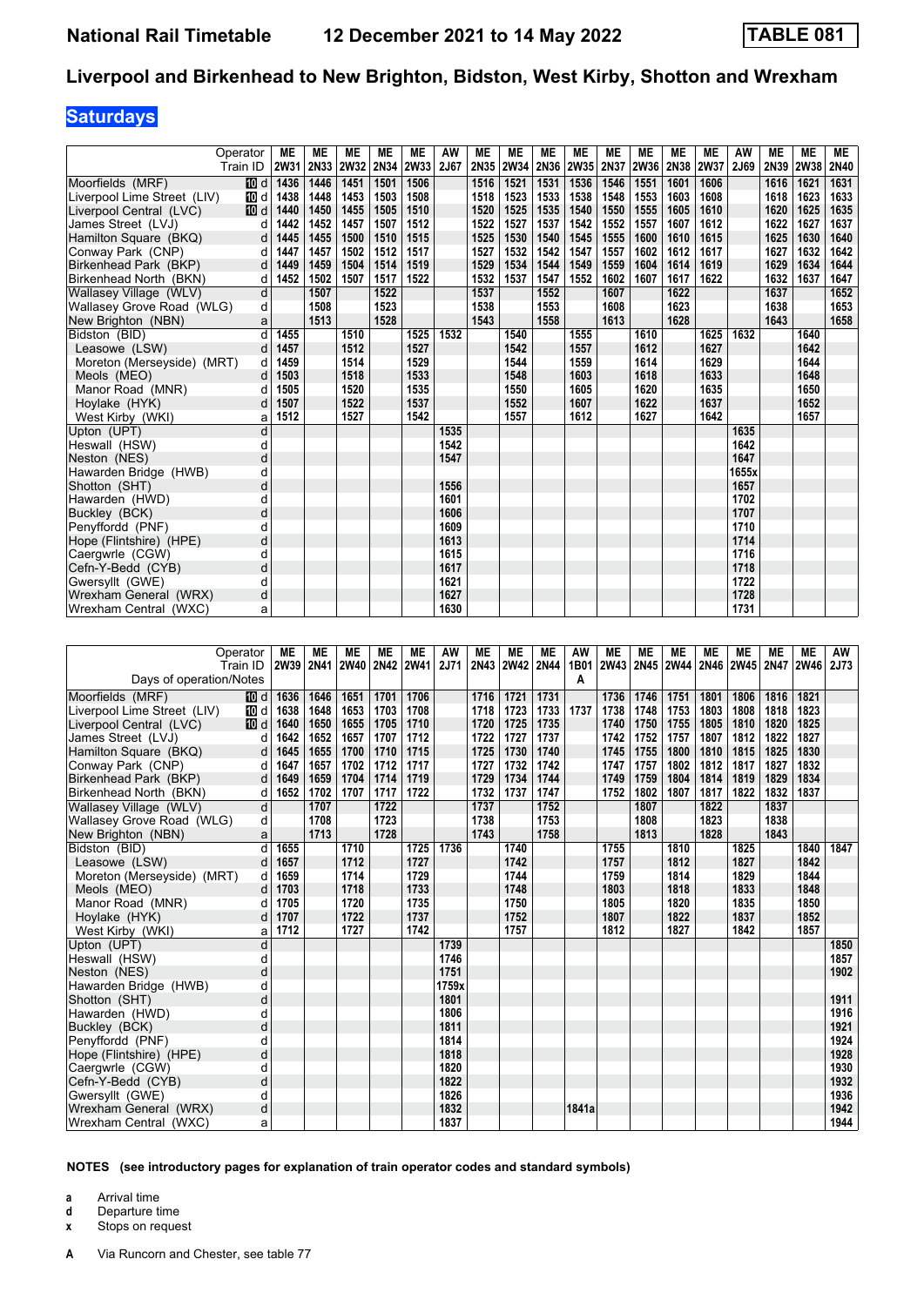# National Rail Timetable 12 December 2021 to 14 May 2022 TABLE 081

## Liverpool and Birkenhead to New Brighton, Bidston, West Kirby, Shotton and Wrexham

### Saturdays

| Operator | | ME | ME | ME | ME | ME | AW | ME | ME | ME | ME | ME | ME | ME | ME | AW | ME | ME | ME |
|---|---|---|---|---|---|---|---|---|---|---|---|---|---|---|---|---|---|---|---|
| Train ID | | 2W31 | 2N33 | 2W32 | 2N34 | 2W33 | 2J67 | 2N35 | 2W34 | 2N36 | 2W35 | 2N37 | 2W36 | 2N38 | 2W37 | 2J69 | 2N39 | 2W38 | 2N40 |
| Moorfields (MRF) | 10 d | 1436 | 1446 | 1451 | 1501 | 1506 | | 1516 | 1521 | 1531 | 1536 | 1546 | 1551 | 1601 | 1606 | | 1616 | 1621 | 1631 |
| Liverpool Lime Street (LIV) | 10 d | 1438 | 1448 | 1453 | 1503 | 1508 | | 1518 | 1523 | 1533 | 1538 | 1548 | 1553 | 1603 | 1608 | | 1618 | 1623 | 1633 |
| Liverpool Central (LVC) | 10 d | 1440 | 1450 | 1455 | 1505 | 1510 | | 1520 | 1525 | 1535 | 1540 | 1550 | 1555 | 1605 | 1610 | | 1620 | 1625 | 1635 |
| James Street (LVJ) | d | 1442 | 1452 | 1457 | 1507 | 1512 | | 1522 | 1527 | 1537 | 1542 | 1552 | 1557 | 1607 | 1612 | | 1622 | 1627 | 1637 |
| Hamilton Square (BKQ) | d | 1445 | 1455 | 1500 | 1510 | 1515 | | 1525 | 1530 | 1540 | 1545 | 1555 | 1600 | 1610 | 1615 | | 1625 | 1630 | 1640 |
| Conway Park (CNP) | d | 1447 | 1457 | 1502 | 1512 | 1517 | | 1527 | 1532 | 1542 | 1547 | 1557 | 1602 | 1612 | 1617 | | 1627 | 1632 | 1642 |
| Birkenhead Park (BKP) | d | 1449 | 1459 | 1504 | 1514 | 1519 | | 1529 | 1534 | 1544 | 1549 | 1559 | 1604 | 1614 | 1619 | | 1629 | 1634 | 1644 |
| Birkenhead North (BKN) | d | 1452 | 1502 | 1507 | 1517 | 1522 | | 1532 | 1537 | 1547 | 1552 | 1602 | 1607 | 1617 | 1622 | | 1632 | 1637 | 1647 |
| Wallasey Village (WLV) | d | | 1507 | | 1522 | | | 1537 | | 1552 | | 1607 | | 1622 | | | 1637 | | 1652 |
| Wallasey Grove Road (WLG) | d | | 1508 | | 1523 | | | 1538 | | 1553 | | 1608 | | 1623 | | | 1638 | | 1653 |
| New Brighton (NBN) | a | | 1513 | | 1528 | | | 1543 | | 1558 | | 1613 | | 1628 | | | 1643 | | 1658 |
| Bidston (BID) | d | 1455 | | 1510 | | 1525 | 1532 | | 1540 | | 1555 | | 1610 | | 1625 | 1632 | | 1640 | |
| Leasowe (LSW) | d | 1457 | | 1512 | | 1527 | | | 1542 | | 1557 | | 1612 | | 1627 | | | 1642 | |
| Moreton (Merseyside) (MRT) | d | 1459 | | 1514 | | 1529 | | | 1544 | | 1559 | | 1614 | | 1629 | | | 1644 | |
| Meols (MEO) | d | 1503 | | 1518 | | 1533 | | | 1548 | | 1603 | | 1618 | | 1633 | | | 1648 | |
| Manor Road (MNR) | d | 1505 | | 1520 | | 1535 | | | 1550 | | 1605 | | 1620 | | 1635 | | | 1650 | |
| Hoylake (HYK) | d | 1507 | | 1522 | | 1537 | | | 1552 | | 1607 | | 1622 | | 1637 | | | 1652 | |
| West Kirby (WKI) | a | 1512 | | 1527 | | 1542 | | | 1557 | | 1612 | | 1627 | | 1642 | | | 1657 | |
| Upton (UPT) | d | | | | | | 1535 | | | | | | | | | 1635 | | | |
| Heswall (HSW) | d | | | | | | 1542 | | | | | | | | | 1642 | | | |
| Neston (NES) | d | | | | | | 1547 | | | | | | | | | 1647 | | | |
| Hawarden Bridge (HWB) | d | | | | | | | | | | | | | | | 1655x | | | |
| Shotton (SHT) | d | | | | | | 1556 | | | | | | | | | 1657 | | | |
| Hawarden (HWD) | d | | | | | | 1601 | | | | | | | | | 1702 | | | |
| Buckley (BCK) | d | | | | | | 1606 | | | | | | | | | 1707 | | | |
| Penyffordd (PNF) | d | | | | | | 1609 | | | | | | | | | 1710 | | | |
| Hope (Flintshire) (HPE) | d | | | | | | 1613 | | | | | | | | | 1714 | | | |
| Caergwrle (CGW) | d | | | | | | 1615 | | | | | | | | | 1716 | | | |
| Cefn-Y-Bedd (CYB) | d | | | | | | 1617 | | | | | | | | | 1718 | | | |
| Gwersyllt (GWE) | d | | | | | | 1621 | | | | | | | | | 1722 | | | |
| Wrexham General (WRX) | d | | | | | | 1627 | | | | | | | | | 1728 | | | |
| Wrexham Central (WXC) | a | | | | | | 1630 | | | | | | | | | 1731 | | | |

| Operator | | ME | ME | ME | ME | ME | AW | ME | ME | ME | AW | ME | ME | ME | ME | ME | ME | ME | AW |
|---|---|---|---|---|---|---|---|---|---|---|---|---|---|---|---|---|---|---|---|
| Train ID | | 2W39 | 2N41 | 2W40 | 2N42 | 2W41 | 2J71 | 2N43 | 2W42 | 2N44 | 1B01 | 2W43 | 2N45 | 2W44 | 2N46 | 2W45 | 2N47 | 2W46 | 2J73 |
| Days of operation/Notes | | | | | | | | | | | A | | | | | | | | |
| Moorfields (MRF) | 10 d | 1636 | 1646 | 1651 | 1701 | 1706 | | 1716 | 1721 | 1731 | | 1736 | 1746 | 1751 | 1801 | 1806 | 1816 | 1821 | |
| Liverpool Lime Street (LIV) | 10 d | 1638 | 1648 | 1653 | 1703 | 1708 | | 1718 | 1723 | 1733 | 1737 | 1738 | 1748 | 1753 | 1803 | 1808 | 1818 | 1823 | |
| Liverpool Central (LVC) | 10 d | 1640 | 1650 | 1655 | 1705 | 1710 | | 1720 | 1725 | 1735 | | 1740 | 1750 | 1755 | 1805 | 1810 | 1820 | 1825 | |
| James Street (LVJ) | d | 1642 | 1652 | 1657 | 1707 | 1712 | | 1722 | 1727 | 1737 | | 1742 | 1752 | 1757 | 1807 | 1812 | 1822 | 1827 | |
| Hamilton Square (BKQ) | d | 1645 | 1655 | 1700 | 1710 | 1715 | | 1725 | 1730 | 1740 | | 1745 | 1755 | 1800 | 1810 | 1815 | 1825 | 1830 | |
| Conway Park (CNP) | d | 1647 | 1657 | 1702 | 1712 | 1717 | | 1727 | 1732 | 1742 | | 1747 | 1757 | 1802 | 1812 | 1817 | 1827 | 1832 | |
| Birkenhead Park (BKP) | d | 1649 | 1659 | 1704 | 1714 | 1719 | | 1729 | 1734 | 1744 | | 1749 | 1759 | 1804 | 1814 | 1819 | 1829 | 1834 | |
| Birkenhead North (BKN) | d | 1652 | 1702 | 1707 | 1717 | 1722 | | 1732 | 1737 | 1747 | | 1752 | 1802 | 1807 | 1817 | 1822 | 1832 | 1837 | |
| Wallasey Village (WLV) | d | | 1707 | | 1722 | | | 1737 | | 1752 | | | 1807 | | 1822 | | 1837 | | |
| Wallasey Grove Road (WLG) | d | | 1708 | | 1723 | | | 1738 | | 1753 | | | 1808 | | 1823 | | 1838 | | |
| New Brighton (NBN) | a | | 1713 | | 1728 | | | 1743 | | 1758 | | | 1813 | | 1828 | | 1843 | | |
| Bidston (BID) | d | 1655 | | 1710 | | 1725 | 1736 | | 1740 | | | 1755 | | 1810 | | 1825 | | 1840 | 1847 |
| Leasowe (LSW) | d | 1657 | | 1712 | | 1727 | | | 1742 | | | 1757 | | 1812 | | 1827 | | 1842 | |
| Moreton (Merseyside) (MRT) | d | 1659 | | 1714 | | 1729 | | | 1744 | | | 1759 | | 1814 | | 1829 | | 1844 | |
| Meols (MEO) | d | 1703 | | 1718 | | 1733 | | | 1748 | | | 1803 | | 1818 | | 1833 | | 1848 | |
| Manor Road (MNR) | d | 1705 | | 1720 | | 1735 | | | 1750 | | | 1805 | | 1820 | | 1835 | | 1850 | |
| Hoylake (HYK) | d | 1707 | | 1722 | | 1737 | | | 1752 | | | 1807 | | 1822 | | 1837 | | 1852 | |
| West Kirby (WKI) | a | 1712 | | 1727 | | 1742 | | | 1757 | | | 1812 | | 1827 | | 1842 | | 1857 | |
| Upton (UPT) | d | | | | | | 1739 | | | | | | | | | | | | 1850 |
| Heswall (HSW) | d | | | | | | 1746 | | | | | | | | | | | | 1857 |
| Neston (NES) | d | | | | | | 1751 | | | | | | | | | | | | 1902 |
| Hawarden Bridge (HWB) | d | | | | | | 1759x | | | | | | | | | | | | |
| Shotton (SHT) | d | | | | | | 1801 | | | | | | | | | | | | 1911 |
| Hawarden (HWD) | d | | | | | | 1806 | | | | | | | | | | | | 1916 |
| Buckley (BCK) | d | | | | | | 1811 | | | | | | | | | | | | 1921 |
| Penyffordd (PNF) | d | | | | | | 1814 | | | | | | | | | | | | 1924 |
| Hope (Flintshire) (HPE) | d | | | | | | 1818 | | | | | | | | | | | | 1928 |
| Caergwrle (CGW) | d | | | | | | 1820 | | | | | | | | | | | | 1930 |
| Cefn-Y-Bedd (CYB) | d | | | | | | 1822 | | | | | | | | | | | | 1932 |
| Gwersyllt (GWE) | d | | | | | | 1826 | | | | | | | | | | | | 1936 |
| Wrexham General (WRX) | d | | | | | | 1832 | | | | 1841a | | | | | | | | 1942 |
| Wrexham Central (WXC) | a | | | | | | 1837 | | | | | | | | | | | | 1944 |

**NOTES (see introductory pages for explanation of train operator codes and standard symbols)**

- **a** Arrival time
- **d** Departure time
- **x** Stops on request

**A** Via Runcorn and Chester, see table 77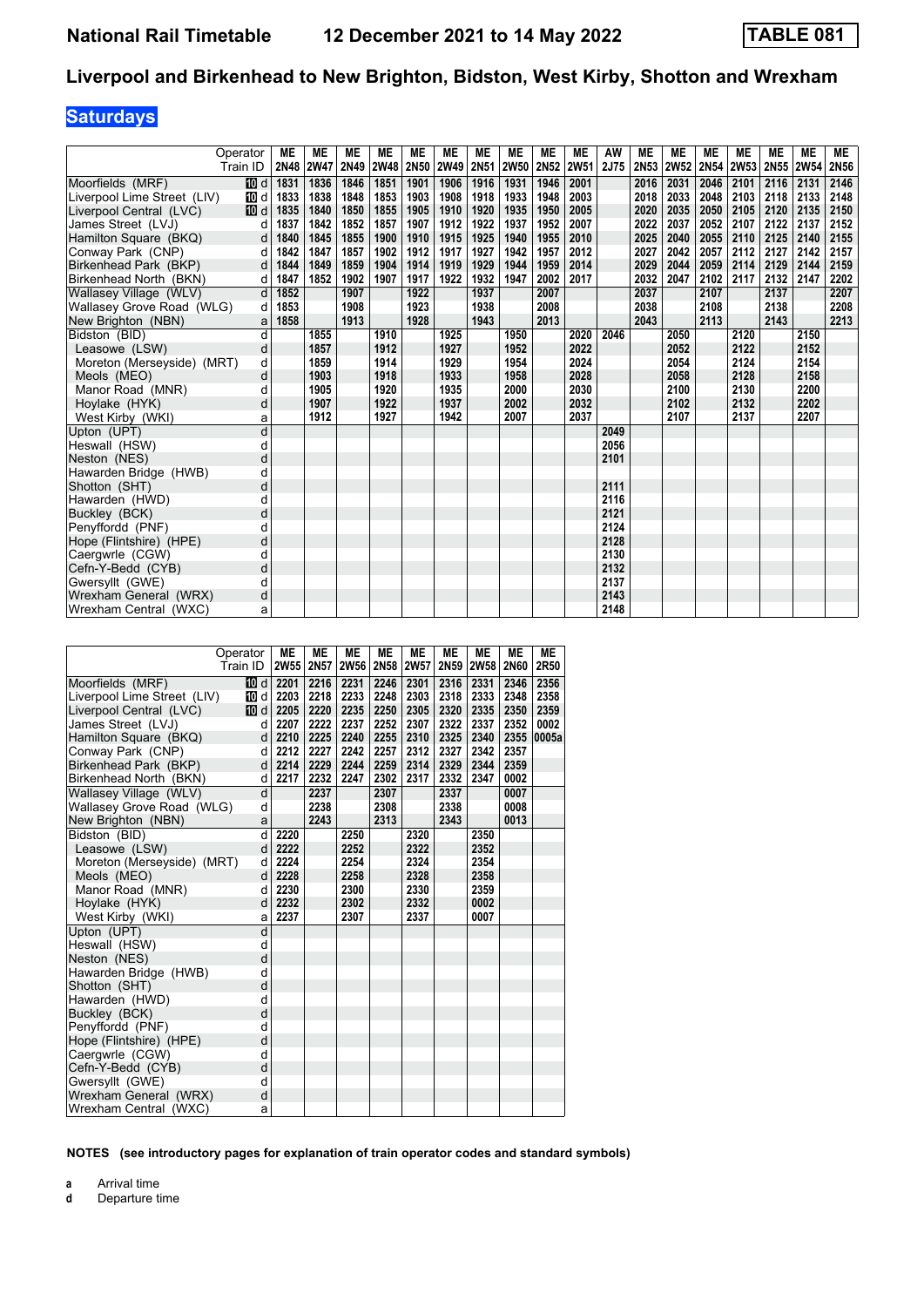**National Rail Timetable** **12 December 2021 to 14 May 2022** **TABLE 081**

## Liverpool and Birkenhead to New Brighton, Bidston, West Kirby, Shotton and Wrexham

### Saturdays

| Operator | | ME | ME | ME | ME | ME | ME | ME | ME | ME | ME | AW | ME | ME | ME | ME | ME | ME | ME |
|---|---|---|---|---|---|---|---|---|---|---|---|---|---|---|---|---|---|---|---|
| Train ID | | 2N48 | 2W47 | 2N49 | 2W48 | 2N50 | 2W49 | 2N51 | 2W50 | 2N52 | 2W51 | 2J75 | 2N53 | 2W52 | 2N54 | 2W53 | 2N55 | 2W54 | 2N56 |
| Moorfields (MRF) | 10 d | 1831 | 1836 | 1846 | 1851 | 1901 | 1906 | 1916 | 1931 | 1946 | 2001 | | 2016 | 2031 | 2046 | 2101 | 2116 | 2131 | 2146 |
| Liverpool Lime Street (LIV) | 10 d | 1833 | 1838 | 1848 | 1853 | 1903 | 1908 | 1918 | 1933 | 1948 | 2003 | | 2018 | 2033 | 2048 | 2103 | 2118 | 2133 | 2148 |
| Liverpool Central (LVC) | 10 d | 1835 | 1840 | 1850 | 1855 | 1905 | 1910 | 1920 | 1935 | 1950 | 2005 | | 2020 | 2035 | 2050 | 2105 | 2120 | 2135 | 2150 |
| James Street (LVJ) | d | 1837 | 1842 | 1852 | 1857 | 1907 | 1912 | 1922 | 1937 | 1952 | 2007 | | 2022 | 2037 | 2052 | 2107 | 2122 | 2137 | 2152 |
| Hamilton Square (BKQ) | d | 1840 | 1845 | 1855 | 1900 | 1910 | 1915 | 1925 | 1940 | 1955 | 2010 | | 2025 | 2040 | 2055 | 2110 | 2125 | 2140 | 2155 |
| Conway Park (CNP) | d | 1842 | 1847 | 1857 | 1902 | 1912 | 1917 | 1927 | 1942 | 1957 | 2012 | | 2027 | 2042 | 2057 | 2112 | 2127 | 2142 | 2157 |
| Birkenhead Park (BKP) | d | 1844 | 1849 | 1859 | 1904 | 1914 | 1919 | 1929 | 1944 | 1959 | 2014 | | 2029 | 2044 | 2059 | 2114 | 2129 | 2144 | 2159 |
| Birkenhead North (BKN) | d | 1847 | 1852 | 1902 | 1907 | 1917 | 1922 | 1932 | 1947 | 2002 | 2017 | | 2032 | 2047 | 2102 | 2117 | 2132 | 2147 | 2202 |
| Wallasey Village (WLV) | d | 1852 | | 1907 | | 1922 | | 1937 | | 2007 | | | 2037 | | 2107 | | 2137 | | 2207 |
| Wallasey Grove Road (WLG) | d | 1853 | | 1908 | | 1923 | | 1938 | | 2008 | | | 2038 | | 2108 | | 2138 | | 2208 |
| New Brighton (NBN) | a | 1858 | | 1913 | | 1928 | | 1943 | | 2013 | | | 2043 | | 2113 | | 2143 | | 2213 |
| Bidston (BID) | d | | 1855 | | 1910 | | 1925 | | 1950 | | 2020 | 2046 | | 2050 | | 2120 | | 2150 | |
| Leasowe (LSW) | d | | 1857 | | 1912 | | 1927 | | 1952 | | 2022 | | | 2052 | | 2122 | | 2152 | |
| Moreton (Merseyside) (MRT) | d | | 1859 | | 1914 | | 1929 | | 1954 | | 2024 | | | 2054 | | 2124 | | 2154 | |
| Meols (MEO) | d | | 1903 | | 1918 | | 1933 | | 1958 | | 2028 | | | 2058 | | 2128 | | 2158 | |
| Manor Road (MNR) | d | | 1905 | | 1920 | | 1935 | | 2000 | | 2030 | | | 2100 | | 2130 | | 2200 | |
| Hoylake (HYK) | d | | 1907 | | 1922 | | 1937 | | 2002 | | 2032 | | | 2102 | | 2132 | | 2202 | |
| West Kirby (WKI) | a | | 1912 | | 1927 | | 1942 | | 2007 | | 2037 | | | 2107 | | 2137 | | 2207 | |
| Upton (UPT) | d | | | | | | | | | | | 2049 | | | | | | | |
| Heswall (HSW) | d | | | | | | | | | | | 2056 | | | | | | | |
| Neston (NES) | d | | | | | | | | | | | 2101 | | | | | | | |
| Hawarden Bridge (HWB) | d | | | | | | | | | | | | | | | | | | |
| Shotton (SHT) | d | | | | | | | | | | | 2111 | | | | | | | |
| Hawarden (HWD) | d | | | | | | | | | | | 2116 | | | | | | | |
| Buckley (BCK) | d | | | | | | | | | | | 2121 | | | | | | | |
| Penyffordd (PNF) | d | | | | | | | | | | | 2124 | | | | | | | |
| Hope (Flintshire) (HPE) | d | | | | | | | | | | | 2128 | | | | | | | |
| Caergwrle (CGW) | d | | | | | | | | | | | 2130 | | | | | | | |
| Cefn-Y-Bedd (CYB) | d | | | | | | | | | | | 2132 | | | | | | | |
| Gwersyllt (GWE) | d | | | | | | | | | | | 2137 | | | | | | | |
| Wrexham General (WRX) | d | | | | | | | | | | | 2143 | | | | | | | |
| Wrexham Central (WXC) | a | | | | | | | | | | | 2148 | | | | | | | |

| Operator | | ME | ME | ME | ME | ME | ME | ME | ME | ME |
|---|---|---|---|---|---|---|---|---|---|---|
| Train ID | | 2W55 | 2N57 | 2W56 | 2N58 | 2W57 | 2N59 | 2W58 | 2N60 | 2R50 |
| Moorfields (MRF) | 10 d | 2201 | 2216 | 2231 | 2246 | 2301 | 2316 | 2331 | 2346 | 2356 |
| Liverpool Lime Street (LIV) | 10 d | 2203 | 2218 | 2233 | 2248 | 2303 | 2318 | 2333 | 2348 | 2358 |
| Liverpool Central (LVC) | 10 d | 2205 | 2220 | 2235 | 2250 | 2305 | 2320 | 2335 | 2350 | 2359 |
| James Street (LVJ) | d | 2207 | 2222 | 2237 | 2252 | 2307 | 2322 | 2337 | 2352 | 0002 |
| Hamilton Square (BKQ) | d | 2210 | 2225 | 2240 | 2255 | 2310 | 2325 | 2340 | 2355 | 0005a |
| Conway Park (CNP) | d | 2212 | 2227 | 2242 | 2257 | 2312 | 2327 | 2342 | 2357 | |
| Birkenhead Park (BKP) | d | 2214 | 2229 | 2244 | 2259 | 2314 | 2329 | 2344 | 2359 | |
| Birkenhead North (BKN) | d | 2217 | 2232 | 2247 | 2302 | 2317 | 2332 | 2347 | 0002 | |
| Wallasey Village (WLV) | d | | 2237 | | 2307 | | 2337 | | 0007 | |
| Wallasey Grove Road (WLG) | d | | 2238 | | 2308 | | 2338 | | 0008 | |
| New Brighton (NBN) | a | | 2243 | | 2313 | | 2343 | | 0013 | |
| Bidston (BID) | d | 2220 | | 2250 | | 2320 | | 2350 | | |
| Leasowe (LSW) | d | 2222 | | 2252 | | 2322 | | 2352 | | |
| Moreton (Merseyside) (MRT) | d | 2224 | | 2254 | | 2324 | | 2354 | | |
| Meols (MEO) | d | 2228 | | 2258 | | 2328 | | 2358 | | |
| Manor Road (MNR) | d | 2230 | | 2300 | | 2330 | | 2359 | | |
| Hoylake (HYK) | d | 2232 | | 2302 | | 2332 | | 0002 | | |
| West Kirby (WKI) | a | 2237 | | 2307 | | 2337 | | 0007 | | |
| Upton (UPT) | d | | | | | | | | | |
| Heswall (HSW) | d | | | | | | | | | |
| Neston (NES) | d | | | | | | | | | |
| Hawarden Bridge (HWB) | d | | | | | | | | | |
| Shotton (SHT) | d | | | | | | | | | |
| Hawarden (HWD) | d | | | | | | | | | |
| Buckley (BCK) | d | | | | | | | | | |
| Penyffordd (PNF) | d | | | | | | | | | |
| Hope (Flintshire) (HPE) | d | | | | | | | | | |
| Caergwrle (CGW) | d | | | | | | | | | |
| Cefn-Y-Bedd (CYB) | d | | | | | | | | | |
| Gwersyllt (GWE) | d | | | | | | | | | |
| Wrexham General (WRX) | d | | | | | | | | | |
| Wrexham Central (WXC) | a | | | | | | | | | |

**NOTES (see introductory pages for explanation of train operator codes and standard symbols)**

**a** Arrival time
**d** Departure time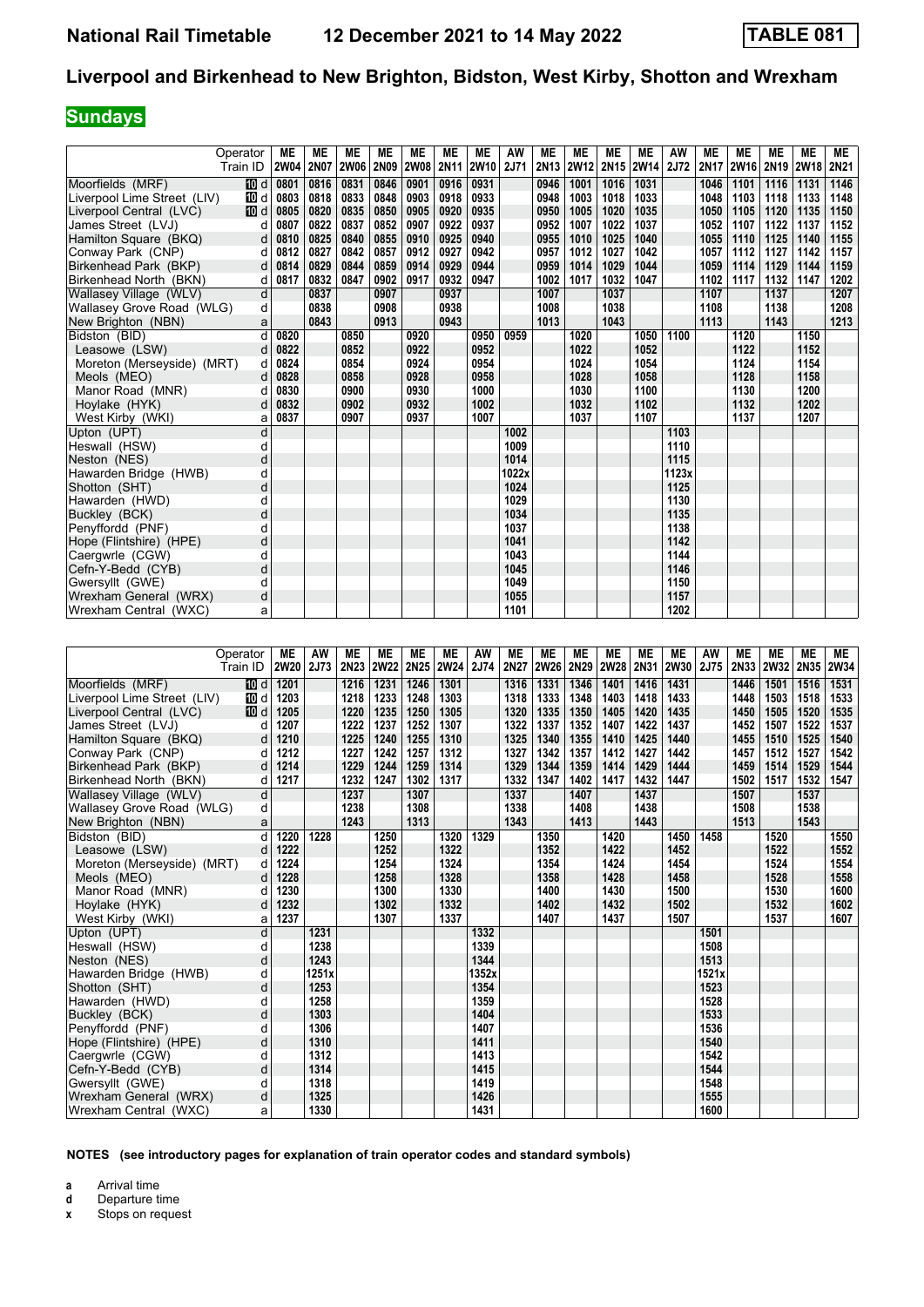**National Rail Timetable** **12 December 2021 to 14 May 2022** **TABLE 081**

## Liverpool and Birkenhead to New Brighton, Bidston, West Kirby, Shotton and Wrexham

## Sundays

| Operator | | ME | ME | ME | ME | ME | ME | ME | AW | ME | ME | ME | ME | AW | ME | ME | ME | ME | ME |
|---|---|---|---|---|---|---|---|---|---|---|---|---|---|---|---|---|---|---|---|
| Train ID | | 2W04 | 2N07 | 2W06 | 2N09 | 2W08 | 2N11 | 2W10 | 2J71 | 2N13 | 2W12 | 2N15 | 2W14 | 2J72 | 2N17 | 2W16 | 2N19 | 2W18 | 2N21 |
| Moorfields (MRF) | 10 d | 0801 | 0816 | 0831 | 0846 | 0901 | 0916 | 0931 | | 0946 | 1001 | 1016 | 1031 | | 1046 | 1101 | 1116 | 1131 | 1146 |
| Liverpool Lime Street (LIV) | 10 d | 0803 | 0818 | 0833 | 0848 | 0903 | 0918 | 0933 | | 0948 | 1003 | 1018 | 1033 | | 1048 | 1103 | 1118 | 1133 | 1148 |
| Liverpool Central (LVC) | 10 d | 0805 | 0820 | 0835 | 0850 | 0905 | 0920 | 0935 | | 0950 | 1005 | 1020 | 1035 | | 1050 | 1105 | 1120 | 1135 | 1150 |
| James Street (LVJ) | d | 0807 | 0822 | 0837 | 0852 | 0907 | 0922 | 0937 | | 0952 | 1007 | 1022 | 1037 | | 1052 | 1107 | 1122 | 1137 | 1152 |
| Hamilton Square (BKQ) | d | 0810 | 0825 | 0840 | 0855 | 0910 | 0925 | 0940 | | 0955 | 1010 | 1025 | 1040 | | 1055 | 1110 | 1125 | 1140 | 1155 |
| Conway Park (CNP) | d | 0812 | 0827 | 0842 | 0857 | 0912 | 0927 | 0942 | | 0957 | 1012 | 1027 | 1042 | | 1057 | 1112 | 1127 | 1142 | 1157 |
| Birkenhead Park (BKP) | d | 0814 | 0829 | 0844 | 0859 | 0914 | 0929 | 0944 | | 0959 | 1014 | 1029 | 1044 | | 1059 | 1114 | 1129 | 1144 | 1159 |
| Birkenhead North (BKN) | d | 0817 | 0832 | 0847 | 0902 | 0917 | 0932 | 0947 | | 1002 | 1017 | 1032 | 1047 | | 1102 | 1117 | 1132 | 1147 | 1202 |
| Wallasey Village (WLV) | d | | 0837 | | 0907 | | 0937 | | | 1007 | | 1037 | | | 1107 | | 1137 | | 1207 |
| Wallasey Grove Road (WLG) | d | | 0838 | | 0908 | | 0938 | | | 1008 | | 1038 | | | 1108 | | 1138 | | 1208 |
| New Brighton (NBN) | a | | 0843 | | 0913 | | 0943 | | | 1013 | | 1043 | | | 1113 | | 1143 | | 1213 |
| Bidston (BID) | d | 0820 | | 0850 | | 0920 | | 0950 | 0959 | | 1020 | | 1050 | 1100 | | 1120 | | 1150 | |
| Leasowe (LSW) | d | 0822 | | 0852 | | 0922 | | 0952 | | | 1022 | | 1052 | | | 1122 | | 1152 | |
| Moreton (Merseyside) (MRT) | d | 0824 | | 0854 | | 0924 | | 0954 | | | 1024 | | 1054 | | | 1124 | | 1154 | |
| Meols (MEO) | d | 0828 | | 0858 | | 0928 | | 0958 | | | 1028 | | 1058 | | | 1128 | | 1158 | |
| Manor Road (MNR) | d | 0830 | | 0900 | | 0930 | | 1000 | | | 1030 | | 1100 | | | 1130 | | 1200 | |
| Hoylake (HYK) | d | 0832 | | 0902 | | 0932 | | 1002 | | | 1032 | | 1102 | | | 1132 | | 1202 | |
| West Kirby (WKI) | a | 0837 | | 0907 | | 0937 | | 1007 | | | 1037 | | 1107 | | | 1137 | | 1207 | |
| Upton (UPT) | d | | | | | | | | 1002 | | | | | 1103 | | | | | |
| Heswall (HSW) | d | | | | | | | | 1009 | | | | | 1110 | | | | | |
| Neston (NES) | d | | | | | | | | 1014 | | | | | 1115 | | | | | |
| Hawarden Bridge (HWB) | d | | | | | | | | 1022x | | | | | 1123x | | | | | |
| Shotton (SHT) | d | | | | | | | | 1024 | | | | | 1125 | | | | | |
| Hawarden (HWD) | d | | | | | | | | 1029 | | | | | 1130 | | | | | |
| Buckley (BCK) | d | | | | | | | | 1034 | | | | | 1135 | | | | | |
| Penyffordd (PNF) | d | | | | | | | | 1037 | | | | | 1138 | | | | | |
| Hope (Flintshire) (HPE) | d | | | | | | | | 1041 | | | | | 1142 | | | | | |
| Caergwrle (CGW) | d | | | | | | | | 1043 | | | | | 1144 | | | | | |
| Cefn-Y-Bedd (CYB) | d | | | | | | | | 1045 | | | | | 1146 | | | | | |
| Gwersyllt (GWE) | d | | | | | | | | 1049 | | | | | 1150 | | | | | |
| Wrexham General (WRX) | d | | | | | | | | 1055 | | | | | 1157 | | | | | |
| Wrexham Central (WXC) | a | | | | | | | | 1101 | | | | | 1202 | | | | | |

| Operator | | ME | AW | ME | ME | ME | ME | AW | ME | ME | ME | ME | ME | ME | AW | ME | ME | ME | ME |
|---|---|---|---|---|---|---|---|---|---|---|---|---|---|---|---|---|---|---|---|
| Train ID | | 2W20 | 2J73 | 2N23 | 2W22 | 2N25 | 2W24 | 2J74 | 2N27 | 2W26 | 2N29 | 2W28 | 2N31 | 2W30 | 2J75 | 2N33 | 2W32 | 2N35 | 2W34 |
| Moorfields (MRF) | 10 d | 1201 | | 1216 | 1231 | 1246 | 1301 | | 1316 | 1331 | 1346 | 1401 | 1416 | 1431 | | 1446 | 1501 | 1516 | 1531 |
| Liverpool Lime Street (LIV) | 10 d | 1203 | | 1218 | 1233 | 1248 | 1303 | | 1318 | 1333 | 1348 | 1403 | 1418 | 1433 | | 1448 | 1503 | 1518 | 1533 |
| Liverpool Central (LVC) | 10 d | 1205 | | 1220 | 1235 | 1250 | 1305 | | 1320 | 1335 | 1350 | 1405 | 1420 | 1435 | | 1450 | 1505 | 1520 | 1535 |
| James Street (LVJ) | d | 1207 | | 1222 | 1237 | 1252 | 1307 | | 1322 | 1337 | 1352 | 1407 | 1422 | 1437 | | 1452 | 1507 | 1522 | 1537 |
| Hamilton Square (BKQ) | d | 1210 | | 1225 | 1240 | 1255 | 1310 | | 1325 | 1340 | 1355 | 1410 | 1425 | 1440 | | 1455 | 1510 | 1525 | 1540 |
| Conway Park (CNP) | d | 1212 | | 1227 | 1242 | 1257 | 1312 | | 1327 | 1342 | 1357 | 1412 | 1427 | 1442 | | 1457 | 1512 | 1527 | 1542 |
| Birkenhead Park (BKP) | d | 1214 | | 1229 | 1244 | 1259 | 1314 | | 1329 | 1344 | 1359 | 1414 | 1429 | 1444 | | 1459 | 1514 | 1529 | 1544 |
| Birkenhead North (BKN) | d | 1217 | | 1232 | 1247 | 1302 | 1317 | | 1332 | 1347 | 1402 | 1417 | 1432 | 1447 | | 1502 | 1517 | 1532 | 1547 |
| Wallasey Village (WLV) | d | | | 1237 | | 1307 | | | 1337 | | 1407 | | 1437 | | | 1507 | | 1537 | |
| Wallasey Grove Road (WLG) | d | | | 1238 | | 1308 | | | 1338 | | 1408 | | 1438 | | | 1508 | | 1538 | |
| New Brighton (NBN) | a | | | 1243 | | 1313 | | | 1343 | | 1413 | | 1443 | | | 1513 | | 1543 | |
| Bidston (BID) | d | 1220 | 1228 | | 1250 | | 1320 | 1329 | | 1350 | | 1420 | | 1450 | 1458 | | 1520 | | 1550 |
| Leasowe (LSW) | d | 1222 | | | 1252 | | 1322 | | | 1352 | | 1422 | | 1452 | | | 1522 | | 1552 |
| Moreton (Merseyside) (MRT) | d | 1224 | | | 1254 | | 1324 | | | 1354 | | 1424 | | 1454 | | | 1524 | | 1554 |
| Meols (MEO) | d | 1228 | | | 1258 | | 1328 | | | 1358 | | 1428 | | 1458 | | | 1528 | | 1558 |
| Manor Road (MNR) | d | 1230 | | | 1300 | | 1330 | | | 1400 | | 1430 | | 1500 | | | 1530 | | 1600 |
| Hoylake (HYK) | d | 1232 | | | 1302 | | 1332 | | | 1402 | | 1432 | | 1502 | | | 1532 | | 1602 |
| West Kirby (WKI) | a | 1237 | | | 1307 | | 1337 | | | 1407 | | 1437 | | 1507 | | | 1537 | | 1607 |
| Upton (UPT) | d | | 1231 | | | | | 1332 | | | | | | | 1501 | | | | |
| Heswall (HSW) | d | | 1238 | | | | | 1339 | | | | | | | 1508 | | | | |
| Neston (NES) | d | | 1243 | | | | | 1344 | | | | | | | 1513 | | | | |
| Hawarden Bridge (HWB) | d | | 1251x | | | | | 1352x | | | | | | | 1521x | | | | |
| Shotton (SHT) | d | | 1253 | | | | | 1354 | | | | | | | 1523 | | | | |
| Hawarden (HWD) | d | | 1258 | | | | | 1359 | | | | | | | 1528 | | | | |
| Buckley (BCK) | d | | 1303 | | | | | 1404 | | | | | | | 1533 | | | | |
| Penyffordd (PNF) | d | | 1306 | | | | | 1407 | | | | | | | 1536 | | | | |
| Hope (Flintshire) (HPE) | d | | 1310 | | | | | 1411 | | | | | | | 1540 | | | | |
| Caergwrle (CGW) | d | | 1312 | | | | | 1413 | | | | | | | 1542 | | | | |
| Cefn-Y-Bedd (CYB) | d | | 1314 | | | | | 1415 | | | | | | | 1544 | | | | |
| Gwersyllt (GWE) | d | | 1318 | | | | | 1419 | | | | | | | 1548 | | | | |
| Wrexham General (WRX) | d | | 1325 | | | | | 1426 | | | | | | | 1555 | | | | |
| Wrexham Central (WXC) | a | | 1330 | | | | | 1431 | | | | | | | 1600 | | | | |

**NOTES (see introductory pages for explanation of train operator codes and standard symbols)**

- **a** Arrival time
- **d** Departure time
- **x** Stops on request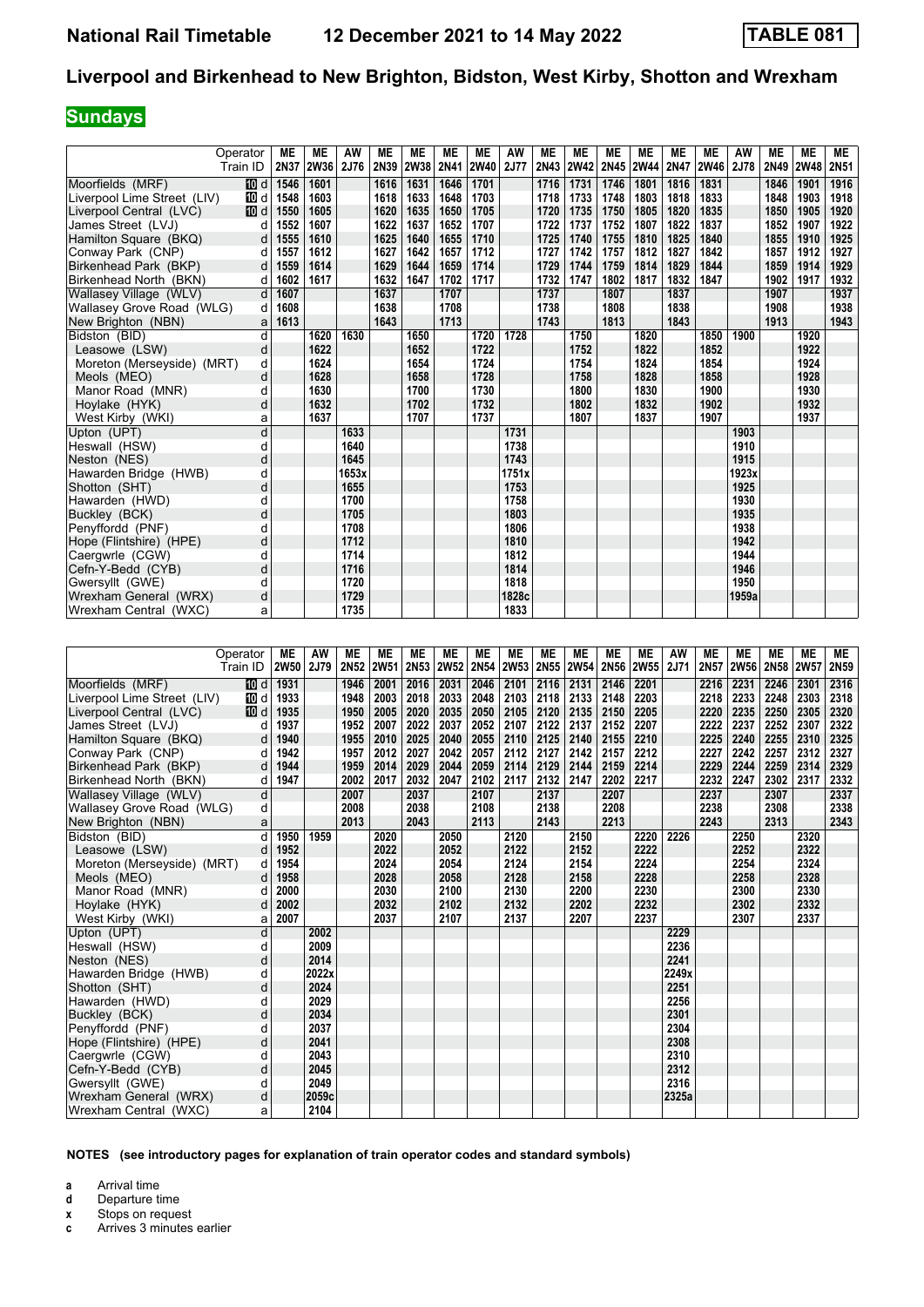# National Rail Timetable 12 December 2021 to 14 May 2022 TABLE 081

## Liverpool and Birkenhead to New Brighton, Bidston, West Kirby, Shotton and Wrexham

**Sundays**

| Operator | | ME | ME | AW | ME | ME | ME | ME | AW | ME | ME | ME | ME | ME | ME | AW | ME | ME | ME |
|---|---|---|---|---|---|---|---|---|---|---|---|---|---|---|---|---|---|---|---|
| Train ID | | 2N37 | 2W36 | 2J76 | 2N39 | 2W38 | 2N41 | 2W40 | 2J77 | 2N43 | 2W42 | 2N45 | 2W44 | 2N47 | 2W46 | 2J78 | 2N49 | 2W48 | 2N51 |
| Moorfields (MRF) | 10 d | 1546 | 1601 | | 1616 | 1631 | 1646 | 1701 | | 1716 | 1731 | 1746 | 1801 | 1816 | 1831 | | 1846 | 1901 | 1916 |
| Liverpool Lime Street (LIV) | 10 d | 1548 | 1603 | | 1618 | 1633 | 1648 | 1703 | | 1718 | 1733 | 1748 | 1803 | 1818 | 1833 | | 1848 | 1903 | 1918 |
| Liverpool Central (LVC) | 10 d | 1550 | 1605 | | 1620 | 1635 | 1650 | 1705 | | 1720 | 1735 | 1750 | 1805 | 1820 | 1835 | | 1850 | 1905 | 1920 |
| James Street (LVJ) | d | 1552 | 1607 | | 1622 | 1637 | 1652 | 1707 | | 1722 | 1737 | 1752 | 1807 | 1822 | 1837 | | 1852 | 1907 | 1922 |
| Hamilton Square (BKQ) | d | 1555 | 1610 | | 1625 | 1640 | 1655 | 1710 | | 1725 | 1740 | 1755 | 1810 | 1825 | 1840 | | 1855 | 1910 | 1925 |
| Conway Park (CNP) | d | 1557 | 1612 | | 1627 | 1642 | 1657 | 1712 | | 1727 | 1742 | 1757 | 1812 | 1827 | 1842 | | 1857 | 1912 | 1927 |
| Birkenhead Park (BKP) | d | 1559 | 1614 | | 1629 | 1644 | 1659 | 1714 | | 1729 | 1744 | 1759 | 1814 | 1829 | 1844 | | 1859 | 1914 | 1929 |
| Birkenhead North (BKN) | d | 1602 | 1617 | | 1632 | 1647 | 1702 | 1717 | | 1732 | 1747 | 1802 | 1817 | 1832 | 1847 | | 1902 | 1917 | 1932 |
| Wallasey Village (WLV) | d | 1607 | | | 1637 | | 1707 | | | 1737 | | 1807 | | 1837 | | | 1907 | | 1937 |
| Wallasey Grove Road (WLG) | d | 1608 | | | 1638 | | 1708 | | | 1738 | | 1808 | | 1838 | | | 1908 | | 1938 |
| New Brighton (NBN) | a | 1613 | | | 1643 | | 1713 | | | 1743 | | 1813 | | 1843 | | | 1913 | | 1943 |
| Bidston (BID) | d | | 1620 | 1630 | | 1650 | | 1720 | 1728 | | 1750 | | 1820 | | 1850 | 1900 | | 1920 | |
| Leasowe (LSW) | d | | 1622 | | | 1652 | | 1722 | | | 1752 | | 1822 | | 1852 | | | 1922 | |
| Moreton (Merseyside) (MRT) | d | | 1624 | | | 1654 | | 1724 | | | 1754 | | 1824 | | 1854 | | | 1924 | |
| Meols (MEO) | d | | 1628 | | | 1658 | | 1728 | | | 1758 | | 1828 | | 1858 | | | 1928 | |
| Manor Road (MNR) | d | | 1630 | | | 1700 | | 1730 | | | 1800 | | 1830 | | 1900 | | | 1930 | |
| Hoylake (HYK) | d | | 1632 | | | 1702 | | 1732 | | | 1802 | | 1832 | | 1902 | | | 1932 | |
| West Kirby (WKI) | a | | 1637 | | | 1707 | | 1737 | | | 1807 | | 1837 | | 1907 | | | 1937 | |
| Upton (UPT) | d | | | 1633 | | | | | 1731 | | | | | | | 1903 | | | |
| Heswall (HSW) | d | | | 1640 | | | | | 1738 | | | | | | | 1910 | | | |
| Neston (NES) | d | | | 1645 | | | | | 1743 | | | | | | | 1915 | | | |
| Hawarden Bridge (HWB) | d | | | 1653x | | | | | 1751x | | | | | | | 1923x | | | |
| Shotton (SHT) | d | | | 1655 | | | | | 1753 | | | | | | | 1925 | | | |
| Hawarden (HWD) | d | | | 1700 | | | | | 1758 | | | | | | | 1930 | | | |
| Buckley (BCK) | d | | | 1705 | | | | | 1803 | | | | | | | 1935 | | | |
| Penyffordd (PNF) | d | | | 1708 | | | | | 1806 | | | | | | | 1938 | | | |
| Hope (Flintshire) (HPE) | d | | | 1712 | | | | | 1810 | | | | | | | 1942 | | | |
| Caergwrle (CGW) | d | | | 1714 | | | | | 1812 | | | | | | | 1944 | | | |
| Cefn-Y-Bedd (CYB) | d | | | 1716 | | | | | 1814 | | | | | | | 1946 | | | |
| Gwersyllt (GWE) | d | | | 1720 | | | | | 1818 | | | | | | | 1950 | | | |
| Wrexham General (WRX) | d | | | 1729 | | | | | 1828c | | | | | | | 1959a | | | |
| Wrexham Central (WXC) | a | | | 1735 | | | | | 1833 | | | | | | | | | | |

| Operator | | ME | AW | ME | ME | ME | ME | ME | ME | ME | ME | ME | ME | AW | ME | ME | ME | ME | ME |
|---|---|---|---|---|---|---|---|---|---|---|---|---|---|---|---|---|---|---|---|
| Train ID | | 2W50 | 2J79 | 2N52 | 2W51 | 2N53 | 2W52 | 2N54 | 2W53 | 2N55 | 2W54 | 2N56 | 2W55 | 2J71 | 2N57 | 2W56 | 2N58 | 2W57 | 2N59 |
| Moorfields (MRF) | 10 d | 1931 | | 1946 | 2001 | 2016 | 2031 | 2046 | 2101 | 2116 | 2131 | 2146 | 2201 | | 2216 | 2231 | 2246 | 2301 | 2316 |
| Liverpool Lime Street (LIV) | 10 d | 1933 | | 1948 | 2003 | 2018 | 2033 | 2048 | 2103 | 2118 | 2133 | 2148 | 2203 | | 2218 | 2233 | 2248 | 2303 | 2318 |
| Liverpool Central (LVC) | 10 d | 1935 | | 1950 | 2005 | 2020 | 2035 | 2050 | 2105 | 2120 | 2135 | 2150 | 2205 | | 2220 | 2235 | 2250 | 2305 | 2320 |
| James Street (LVJ) | d | 1937 | | 1952 | 2007 | 2022 | 2037 | 2052 | 2107 | 2122 | 2137 | 2152 | 2207 | | 2222 | 2237 | 2252 | 2307 | 2322 |
| Hamilton Square (BKQ) | d | 1940 | | 1955 | 2010 | 2025 | 2040 | 2055 | 2110 | 2125 | 2140 | 2155 | 2210 | | 2225 | 2240 | 2255 | 2310 | 2325 |
| Conway Park (CNP) | d | 1942 | | 1957 | 2012 | 2027 | 2042 | 2057 | 2112 | 2127 | 2142 | 2157 | 2212 | | 2227 | 2242 | 2257 | 2312 | 2327 |
| Birkenhead Park (BKP) | d | 1944 | | 1959 | 2014 | 2029 | 2044 | 2059 | 2114 | 2129 | 2144 | 2159 | 2214 | | 2229 | 2244 | 2259 | 2314 | 2329 |
| Birkenhead North (BKN) | d | 1947 | | 2002 | 2017 | 2032 | 2047 | 2102 | 2117 | 2132 | 2147 | 2202 | 2217 | | 2232 | 2247 | 2302 | 2317 | 2332 |
| Wallasey Village (WLV) | d | | | 2007 | | 2037 | | 2107 | | 2137 | | 2207 | | | 2237 | | 2307 | | 2337 |
| Wallasey Grove Road (WLG) | d | | | 2008 | | 2038 | | 2108 | | 2138 | | 2208 | | | 2238 | | 2308 | | 2338 |
| New Brighton (NBN) | a | | | 2013 | | 2043 | | 2113 | | 2143 | | 2213 | | | 2243 | | 2313 | | 2343 |
| Bidston (BID) | d | 1950 | 1959 | | 2020 | | 2050 | | 2120 | | 2150 | | 2220 | 2226 | | 2250 | | 2320 | |
| Leasowe (LSW) | d | 1952 | | | 2022 | | 2052 | | 2122 | | 2152 | | 2222 | | | 2252 | | 2322 | |
| Moreton (Merseyside) (MRT) | d | 1954 | | | 2024 | | 2054 | | 2124 | | 2154 | | 2224 | | | 2254 | | 2324 | |
| Meols (MEO) | d | 1958 | | | 2028 | | 2058 | | 2128 | | 2158 | | 2228 | | | 2258 | | 2328 | |
| Manor Road (MNR) | d | 2000 | | | 2030 | | 2100 | | 2130 | | 2200 | | 2230 | | | 2300 | | 2330 | |
| Hoylake (HYK) | d | 2002 | | | 2032 | | 2102 | | 2132 | | 2202 | | 2232 | | | 2302 | | 2332 | |
| West Kirby (WKI) | a | 2007 | | | 2037 | | 2107 | | 2137 | | 2207 | | 2237 | | | 2307 | | 2337 | |
| Upton (UPT) | d | | 2002 | | | | | | | | | | | 2229 | | | | | |
| Heswall (HSW) | d | | 2009 | | | | | | | | | | | 2236 | | | | | |
| Neston (NES) | d | | 2014 | | | | | | | | | | | 2241 | | | | | |
| Hawarden Bridge (HWB) | d | | 2022x | | | | | | | | | | | 2249x | | | | | |
| Shotton (SHT) | d | | 2024 | | | | | | | | | | | 2251 | | | | | |
| Hawarden (HWD) | d | | 2029 | | | | | | | | | | | 2256 | | | | | |
| Buckley (BCK) | d | | 2034 | | | | | | | | | | | 2301 | | | | | |
| Penyffordd (PNF) | d | | 2037 | | | | | | | | | | | 2304 | | | | | |
| Hope (Flintshire) (HPE) | d | | 2041 | | | | | | | | | | | 2308 | | | | | |
| Caergwrle (CGW) | d | | 2043 | | | | | | | | | | | 2310 | | | | | |
| Cefn-Y-Bedd (CYB) | d | | 2045 | | | | | | | | | | | 2312 | | | | | |
| Gwersyllt (GWE) | d | | 2049 | | | | | | | | | | | 2316 | | | | | |
| Wrexham General (WRX) | d | | 2059c | | | | | | | | | | | 2325a | | | | | |
| Wrexham Central (WXC) | a | | 2104 | | | | | | | | | | | | | | | | |

**NOTES (see introductory pages for explanation of train operator codes and standard symbols)**

- **a** Arrival time
- **d** Departure time
- **x** Stops on request
- **c** Arrives 3 minutes earlier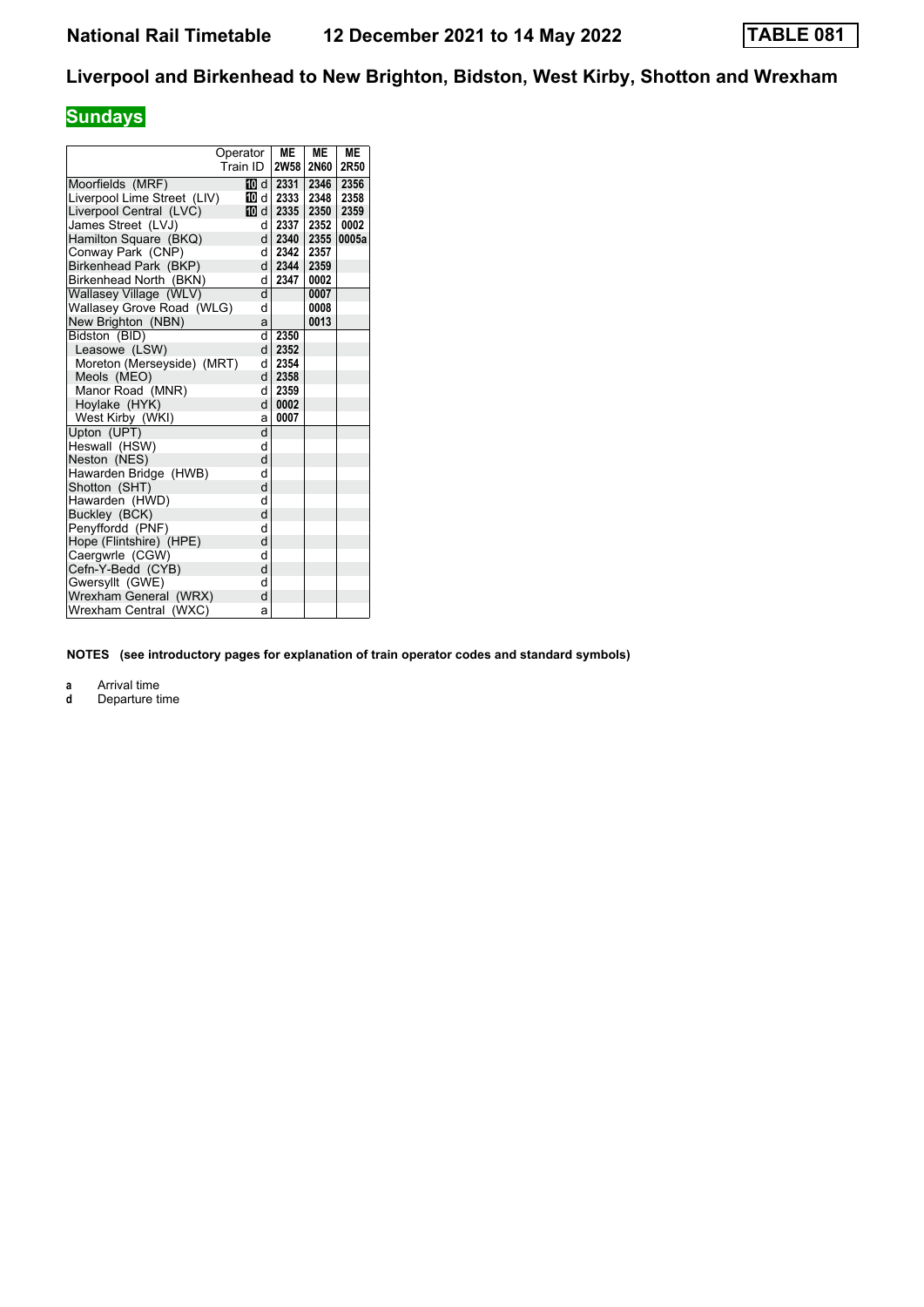# National Rail Timetable 12 December 2021 to 14 May 2022

**TABLE 081**

## Liverpool and Birkenhead to New Brighton, Bidston, West Kirby, Shotton and Wrexham

### Sundays

| Operator | | ME | ME | ME |
|---|---|---|---|---|
| Train ID | | 2W58 | 2N60 | 2R50 |
| Moorfields (MRF) | 10 d | 2331 | 2346 | 2356 |
| Liverpool Lime Street (LIV) | 10 d | 2333 | 2348 | 2358 |
| Liverpool Central (LVC) | 10 d | 2335 | 2350 | 2359 |
| James Street (LVJ) | d | 2337 | 2352 | 0002 |
| Hamilton Square (BKQ) | d | 2340 | 2355 | 0005a |
| Conway Park (CNP) | d | 2342 | 2357 | |
| Birkenhead Park (BKP) | d | 2344 | 2359 | |
| Birkenhead North (BKN) | d | 2347 | 0002 | |
| Wallasey Village (WLV) | d | | 0007 | |
| Wallasey Grove Road (WLG) | d | | 0008 | |
| New Brighton (NBN) | a | | 0013 | |
| Bidston (BID) | d | 2350 | | |
| Leasowe (LSW) | d | 2352 | | |
| Moreton (Merseyside) (MRT) | d | 2354 | | |
| Meols (MEO) | d | 2358 | | |
| Manor Road (MNR) | d | 2359 | | |
| Hoylake (HYK) | d | 0002 | | |
| West Kirby (WKI) | a | 0007 | | |
| Upton (UPT) | d | | | |
| Heswall (HSW) | d | | | |
| Neston (NES) | d | | | |
| Hawarden Bridge (HWB) | d | | | |
| Shotton (SHT) | d | | | |
| Hawarden (HWD) | d | | | |
| Buckley (BCK) | d | | | |
| Penyffordd (PNF) | d | | | |
| Hope (Flintshire) (HPE) | d | | | |
| Caergwrle (CGW) | d | | | |
| Cefn-Y-Bedd (CYB) | d | | | |
| Gwersyllt (GWE) | d | | | |
| Wrexham General (WRX) | d | | | |
| Wrexham Central (WXC) | a | | | |

**NOTES (see introductory pages for explanation of train operator codes and standard symbols)**

**a** Arrival time
**d** Departure time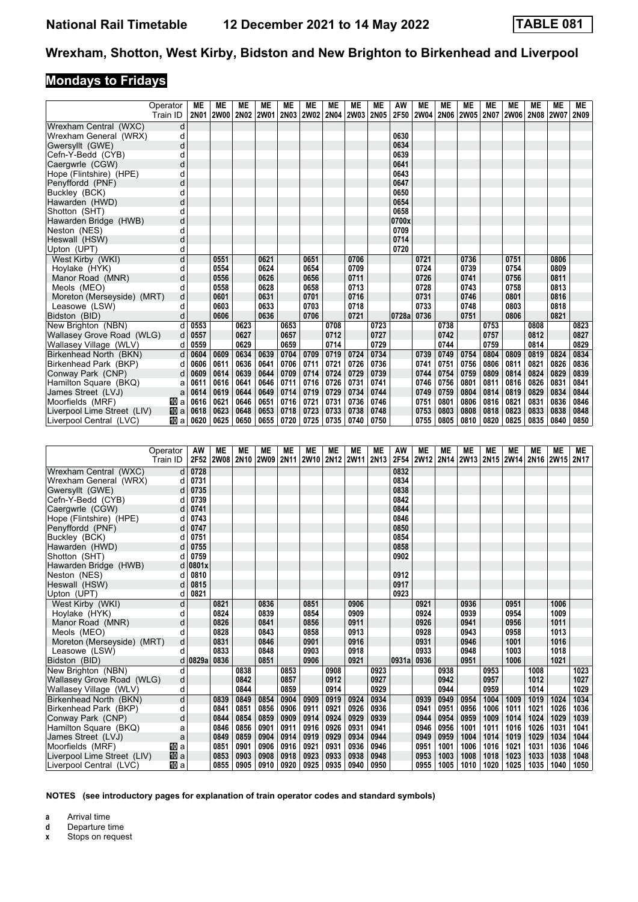# Wrexham, Shotton, West Kirby, Bidston and New Brighton to Birkenhead and Liverpool

## Mondays to Fridays

| Operator | | ME | ME | ME | ME | ME | ME | ME | ME | ME | AW | ME | ME | ME | ME | ME | ME | ME | ME |
|---|---|---|---|---|---|---|---|---|---|---|---|---|---|---|---|---|---|---|---|
| Train ID | | 2N01 | 2W00 | 2N02 | 2W01 | 2N03 | 2W02 | 2N04 | 2W03 | 2N05 | 2F50 | 2W04 | 2N06 | 2W05 | 2N07 | 2W06 | 2N08 | 2W07 | 2N09 |
| Wrexham Central (WXC) | d | | | | | | | | | | | | | | | | | | |
| Wrexham General (WRX) | d | | | | | | | | | | 0630 | | | | | | | | |
| Gwersyllt (GWE) | d | | | | | | | | | | 0634 | | | | | | | | |
| Cefn-Y-Bedd (CYB) | d | | | | | | | | | | 0639 | | | | | | | | |
| Caergwrle (CGW) | d | | | | | | | | | | 0641 | | | | | | | | |
| Hope (Flintshire) (HPE) | d | | | | | | | | | | 0643 | | | | | | | | |
| Penyffordd (PNF) | d | | | | | | | | | | 0647 | | | | | | | | |
| Buckley (BCK) | d | | | | | | | | | | 0650 | | | | | | | | |
| Hawarden (HWD) | d | | | | | | | | | | 0654 | | | | | | | | |
| Shotton (SHT) | d | | | | | | | | | | 0658 | | | | | | | | |
| Hawarden Bridge (HWB) | d | | | | | | | | | | 0700x | | | | | | | | |
| Neston (NES) | d | | | | | | | | | | 0709 | | | | | | | | |
| Heswall (HSW) | d | | | | | | | | | | 0714 | | | | | | | | |
| Upton (UPT) | d | | | | | | | | | | 0720 | | | | | | | | |
| West Kirby (WKI) | d | | 0551 | | 0621 | | 0651 | | 0706 | | | 0721 | | 0736 | | 0751 | | 0806 | |
| Hoylake (HYK) | d | | 0554 | | 0624 | | 0654 | | 0709 | | | 0724 | | 0739 | | 0754 | | 0809 | |
| Manor Road (MNR) | d | | 0556 | | 0626 | | 0656 | | 0711 | | | 0726 | | 0741 | | 0756 | | 0811 | |
| Meols (MEO) | d | | 0558 | | 0628 | | 0658 | | 0713 | | | 0728 | | 0743 | | 0758 | | 0813 | |
| Moreton (Merseyside) (MRT) | d | | 0601 | | 0631 | | 0701 | | 0716 | | | 0731 | | 0746 | | 0801 | | 0816 | |
| Leasowe (LSW) | d | | 0603 | | 0633 | | 0703 | | 0718 | | | 0733 | | 0748 | | 0803 | | 0818 | |
| Bidston (BID) | d | | 0606 | | 0636 | | 0706 | | 0721 | | 0728a | 0736 | | 0751 | | 0806 | | 0821 | |
| New Brighton (NBN) | d | 0553 | | 0623 | | 0653 | | 0708 | | 0723 | | | 0738 | | 0753 | | 0808 | | 0823 |
| Wallasey Grove Road (WLG) | d | 0557 | | 0627 | | 0657 | | 0712 | | 0727 | | | 0742 | | 0757 | | 0812 | | 0827 |
| Wallasey Village (WLV) | d | 0559 | | 0629 | | 0659 | | 0714 | | 0729 | | | 0744 | | 0759 | | 0814 | | 0829 |
| Birkenhead North (BKN) | d | 0604 | 0609 | 0634 | 0639 | 0704 | 0709 | 0719 | 0724 | 0734 | | 0739 | 0749 | 0754 | 0804 | 0809 | 0819 | 0824 | 0834 |
| Birkenhead Park (BKP) | d | 0606 | 0611 | 0636 | 0641 | 0706 | 0711 | 0721 | 0726 | 0736 | | 0741 | 0751 | 0756 | 0806 | 0811 | 0821 | 0826 | 0836 |
| Conway Park (CNP) | d | 0609 | 0614 | 0639 | 0644 | 0709 | 0714 | 0724 | 0729 | 0739 | | 0744 | 0754 | 0759 | 0809 | 0814 | 0824 | 0829 | 0839 |
| Hamilton Square (BKQ) | a | 0611 | 0616 | 0641 | 0646 | 0711 | 0716 | 0726 | 0731 | 0741 | | 0746 | 0756 | 0801 | 0811 | 0816 | 0826 | 0831 | 0841 |
| James Street (LVJ) | a | 0614 | 0619 | 0644 | 0649 | 0714 | 0719 | 0729 | 0734 | 0744 | | 0749 | 0759 | 0804 | 0814 | 0819 | 0829 | 0834 | 0844 |
| Moorfields (MRF) | a | 0616 | 0621 | 0646 | 0651 | 0716 | 0721 | 0731 | 0736 | 0746 | | 0751 | 0801 | 0806 | 0816 | 0821 | 0831 | 0836 | 0846 |
| Liverpool Lime Street (LIV) | a | 0618 | 0623 | 0648 | 0653 | 0718 | 0723 | 0733 | 0738 | 0748 | | 0753 | 0803 | 0808 | 0818 | 0823 | 0833 | 0838 | 0848 |
| Liverpool Central (LVC) | a | 0620 | 0625 | 0650 | 0655 | 0720 | 0725 | 0735 | 0740 | 0750 | | 0755 | 0805 | 0810 | 0820 | 0825 | 0835 | 0840 | 0850 |

| Operator | | AW | ME | ME | ME | ME | ME | ME | ME | ME | AW | ME | ME | ME | ME | ME | ME | ME | ME |
|---|---|---|---|---|---|---|---|---|---|---|---|---|---|---|---|---|---|---|---|
| Train ID | | 2F52 | 2W08 | 2N10 | 2W09 | 2N11 | 2W10 | 2N12 | 2W11 | 2N13 | 2F54 | 2W12 | 2N14 | 2W13 | 2N15 | 2W14 | 2N16 | 2W15 | 2N17 |
| Wrexham Central (WXC) | d | 0728 | | | | | | | | | 0832 | | | | | | | | |
| Wrexham General (WRX) | d | 0731 | | | | | | | | | 0834 | | | | | | | | |
| Gwersyllt (GWE) | d | 0735 | | | | | | | | | 0838 | | | | | | | | |
| Cefn-Y-Bedd (CYB) | d | 0739 | | | | | | | | | 0842 | | | | | | | | |
| Caergwrle (CGW) | d | 0741 | | | | | | | | | 0844 | | | | | | | | |
| Hope (Flintshire) (HPE) | d | 0743 | | | | | | | | | 0846 | | | | | | | | |
| Penyffordd (PNF) | d | 0747 | | | | | | | | | 0850 | | | | | | | | |
| Buckley (BCK) | d | 0751 | | | | | | | | | 0854 | | | | | | | | |
| Hawarden (HWD) | d | 0755 | | | | | | | | | 0858 | | | | | | | | |
| Shotton (SHT) | d | 0759 | | | | | | | | | 0902 | | | | | | | | |
| Hawarden Bridge (HWB) | d | 0801x | | | | | | | | | | | | | | | | | |
| Neston (NES) | d | 0810 | | | | | | | | | 0912 | | | | | | | | |
| Heswall (HSW) | d | 0815 | | | | | | | | | 0917 | | | | | | | | |
| Upton (UPT) | d | 0821 | | | | | | | | | 0923 | | | | | | | | |
| West Kirby (WKI) | d | | 0821 | | 0836 | | 0851 | | 0906 | | | 0921 | | 0936 | | 0951 | | 1006 | |
| Hoylake (HYK) | d | | 0824 | | 0839 | | 0854 | | 0909 | | | 0924 | | 0939 | | 0954 | | 1009 | |
| Manor Road (MNR) | d | | 0826 | | 0841 | | 0856 | | 0911 | | | 0926 | | 0941 | | 0956 | | 1011 | |
| Meols (MEO) | d | | 0828 | | 0843 | | 0858 | | 0913 | | | 0928 | | 0943 | | 0958 | | 1013 | |
| Moreton (Merseyside) (MRT) | d | | 0831 | | 0846 | | 0901 | | 0916 | | | 0931 | | 0946 | | 1001 | | 1016 | |
| Leasowe (LSW) | d | | 0833 | | 0848 | | 0903 | | 0918 | | | 0933 | | 0948 | | 1003 | | 1018 | |
| Bidston (BID) | d | 0829a | 0836 | | 0851 | | 0906 | | 0921 | | 0931a | 0936 | | 0951 | | 1006 | | 1021 | |
| New Brighton (NBN) | d | | | 0838 | | 0853 | | 0908 | | 0923 | | | 0938 | | 0953 | | 1008 | | 1023 |
| Wallasey Grove Road (WLG) | d | | | 0842 | | 0857 | | 0912 | | 0927 | | | 0942 | | 0957 | | 1012 | | 1027 |
| Wallasey Village (WLV) | d | | | 0844 | | 0859 | | 0914 | | 0929 | | | 0944 | | 0959 | | 1014 | | 1029 |
| Birkenhead North (BKN) | d | | 0839 | 0849 | 0854 | 0904 | 0909 | 0919 | 0924 | 0934 | | 0939 | 0949 | 0954 | 1004 | 1009 | 1019 | 1024 | 1034 |
| Birkenhead Park (BKP) | d | | 0841 | 0851 | 0856 | 0906 | 0911 | 0921 | 0926 | 0936 | | 0941 | 0951 | 0956 | 1006 | 1011 | 1021 | 1026 | 1036 |
| Conway Park (CNP) | d | | 0844 | 0854 | 0859 | 0909 | 0914 | 0924 | 0929 | 0939 | | 0944 | 0954 | 0959 | 1009 | 1014 | 1024 | 1029 | 1039 |
| Hamilton Square (BKQ) | a | | 0846 | 0856 | 0901 | 0911 | 0916 | 0926 | 0931 | 0941 | | 0946 | 0956 | 1001 | 1011 | 1016 | 1026 | 1031 | 1041 |
| James Street (LVJ) | a | | 0849 | 0859 | 0904 | 0914 | 0919 | 0929 | 0934 | 0944 | | 0949 | 0959 | 1004 | 1014 | 1019 | 1029 | 1034 | 1044 |
| Moorfields (MRF) | a | | 0851 | 0901 | 0906 | 0916 | 0921 | 0931 | 0936 | 0946 | | 0951 | 1001 | 1006 | 1016 | 1021 | 1031 | 1036 | 1046 |
| Liverpool Lime Street (LIV) | a | | 0853 | 0903 | 0908 | 0918 | 0923 | 0933 | 0938 | 0948 | | 0953 | 1003 | 1008 | 1018 | 1023 | 1033 | 1038 | 1048 |
| Liverpool Central (LVC) | a | | 0855 | 0905 | 0910 | 0920 | 0925 | 0935 | 0940 | 0950 | | 0955 | 1005 | 1010 | 1020 | 1025 | 1035 | 1040 | 1050 |

**NOTES (see introductory pages for explanation of train operator codes and standard symbols)**

- **a** Arrival time
- **d** Departure time
- **x** Stops on request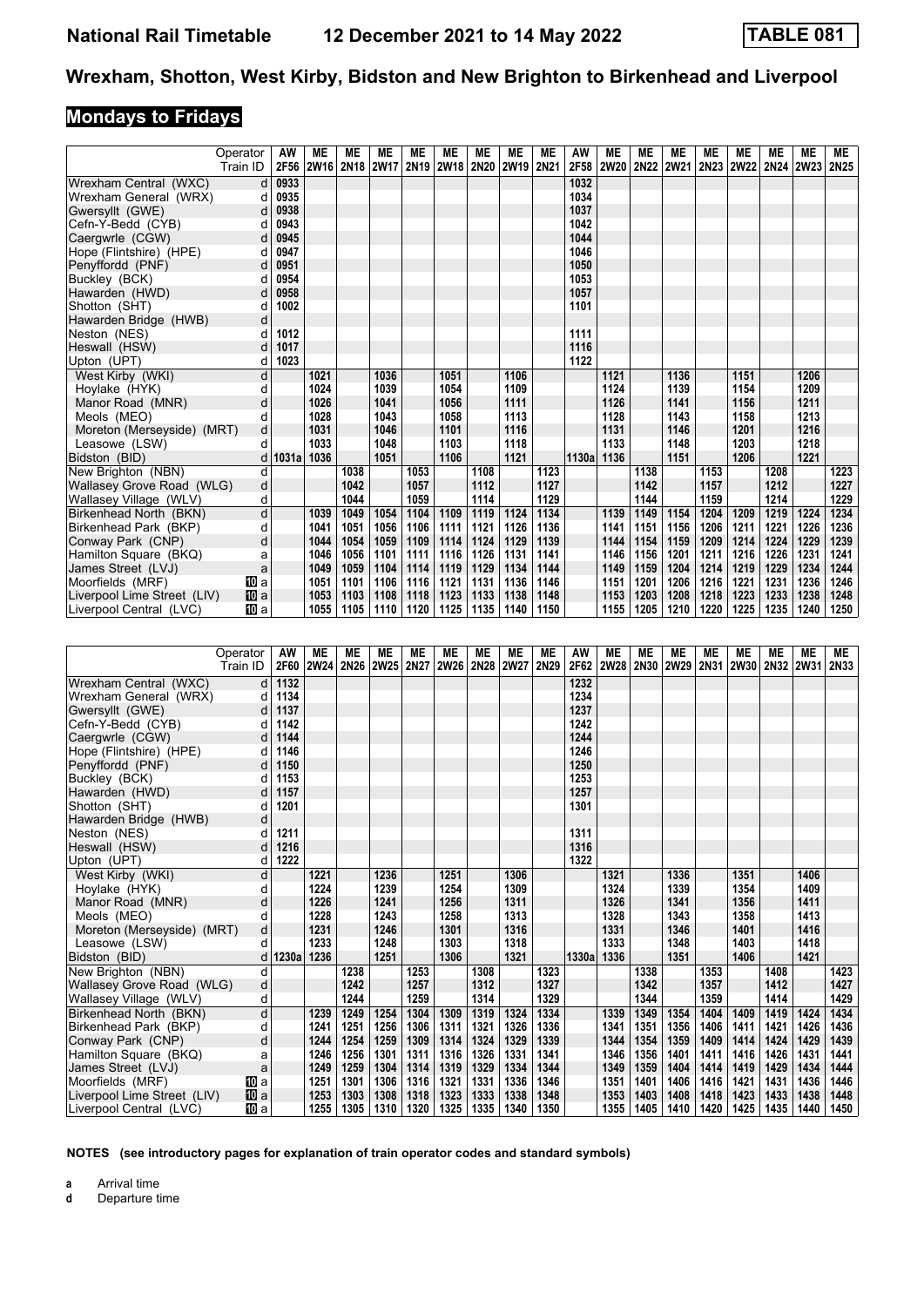# National Rail Timetable 12 December 2021 to 14 May 2022 TABLE 081

## Wrexham, Shotton, West Kirby, Bidston and New Brighton to Birkenhead and Liverpool

### Mondays to Fridays

| Operator | | AW | ME | ME | ME | ME | ME | ME | ME | ME | AW | ME | ME | ME | ME | ME | ME | ME | ME |
|---|---|---|---|---|---|---|---|---|---|---|---|---|---|---|---|---|---|---|---|
| Train ID | | 2F56 | 2W16 | 2N18 | 2W17 | 2N19 | 2W18 | 2N20 | 2W19 | 2N21 | 2F58 | 2W20 | 2N22 | 2W21 | 2N23 | 2W22 | 2N24 | 2W23 | 2N25 |
| Wrexham Central (WXC) | d | 0933 | | | | | | | | | 1032 | | | | | | | | |
| Wrexham General (WRX) | d | 0935 | | | | | | | | | 1034 | | | | | | | | |
| Gwersyllt (GWE) | d | 0938 | | | | | | | | | 1037 | | | | | | | | |
| Cefn-Y-Bedd (CYB) | d | 0943 | | | | | | | | | 1042 | | | | | | | | |
| Caergwrle (CGW) | d | 0945 | | | | | | | | | 1044 | | | | | | | | |
| Hope (Flintshire) (HPE) | d | 0947 | | | | | | | | | 1046 | | | | | | | | |
| Penyffordd (PNF) | d | 0951 | | | | | | | | | 1050 | | | | | | | | |
| Buckley (BCK) | d | 0954 | | | | | | | | | 1053 | | | | | | | | |
| Hawarden (HWD) | d | 0958 | | | | | | | | | 1057 | | | | | | | | |
| Shotton (SHT) | d | 1002 | | | | | | | | | 1101 | | | | | | | | |
| Hawarden Bridge (HWB) | d | | | | | | | | | | | | | | | | | | |
| Neston (NES) | d | 1012 | | | | | | | | | 1111 | | | | | | | | |
| Heswall (HSW) | d | 1017 | | | | | | | | | 1116 | | | | | | | | |
| Upton (UPT) | d | 1023 | | | | | | | | | 1122 | | | | | | | | |
| West Kirby (WKI) | d | | 1021 | | 1036 | | 1051 | | 1106 | | | 1121 | | 1136 | | 1151 | | 1206 | |
| Hoylake (HYK) | d | | 1024 | | 1039 | | 1054 | | 1109 | | | 1124 | | 1139 | | 1154 | | 1209 | |
| Manor Road (MNR) | d | | 1026 | | 1041 | | 1056 | | 1111 | | | 1126 | | 1141 | | 1156 | | 1211 | |
| Meols (MEO) | d | | 1028 | | 1043 | | 1058 | | 1113 | | | 1128 | | 1143 | | 1158 | | 1213 | |
| Moreton (Merseyside) (MRT) | d | | 1031 | | 1046 | | 1101 | | 1116 | | | 1131 | | 1146 | | 1201 | | 1216 | |
| Leasowe (LSW) | d | | 1033 | | 1048 | | 1103 | | 1118 | | | 1133 | | 1148 | | 1203 | | 1218 | |
| Bidston (BID) | d | 1031a | 1036 | | 1051 | | 1106 | | 1121 | | 1130a | 1136 | | 1151 | | 1206 | | 1221 | |
| New Brighton (NBN) | d | | | 1038 | | 1053 | | 1108 | | 1123 | | | 1138 | | 1153 | | 1208 | | 1223 |
| Wallasey Grove Road (WLG) | d | | | 1042 | | 1057 | | 1112 | | 1127 | | | 1142 | | 1157 | | 1212 | | 1227 |
| Wallasey Village (WLV) | d | | | 1044 | | 1059 | | 1114 | | 1129 | | | 1144 | | 1159 | | 1214 | | 1229 |
| Birkenhead North (BKN) | d | | 1039 | 1049 | 1054 | 1104 | 1109 | 1119 | 1124 | 1134 | | 1139 | 1149 | 1154 | 1204 | 1209 | 1219 | 1224 | 1234 |
| Birkenhead Park (BKP) | d | | 1041 | 1051 | 1056 | 1106 | 1111 | 1121 | 1126 | 1136 | | 1141 | 1151 | 1156 | 1206 | 1211 | 1221 | 1226 | 1236 |
| Conway Park (CNP) | d | | 1044 | 1054 | 1059 | 1109 | 1114 | 1124 | 1129 | 1139 | | 1144 | 1154 | 1159 | 1209 | 1214 | 1224 | 1229 | 1239 |
| Hamilton Square (BKQ) | a | | 1046 | 1056 | 1101 | 1111 | 1116 | 1126 | 1131 | 1141 | | 1146 | 1156 | 1201 | 1211 | 1216 | 1226 | 1231 | 1241 |
| James Street (LVJ) | a | | 1049 | 1059 | 1104 | 1114 | 1119 | 1129 | 1134 | 1144 | | 1149 | 1159 | 1204 | 1214 | 1219 | 1229 | 1234 | 1244 |
| Moorfields (MRF) | 10 a | | 1051 | 1101 | 1106 | 1116 | 1121 | 1131 | 1136 | 1146 | | 1151 | 1201 | 1206 | 1216 | 1221 | 1231 | 1236 | 1246 |
| Liverpool Lime Street (LIV) | 10 a | | 1053 | 1103 | 1108 | 1118 | 1123 | 1133 | 1138 | 1148 | | 1153 | 1203 | 1208 | 1218 | 1223 | 1233 | 1238 | 1248 |
| Liverpool Central (LVC) | 10 a | | 1055 | 1105 | 1110 | 1120 | 1125 | 1135 | 1140 | 1150 | | 1155 | 1205 | 1210 | 1220 | 1225 | 1235 | 1240 | 1250 |

| Operator | | AW | ME | ME | ME | ME | ME | ME | ME | ME | AW | ME | ME | ME | ME | ME | ME | ME | ME |
|---|---|---|---|---|---|---|---|---|---|---|---|---|---|---|---|---|---|---|---|
| Train ID | | 2F60 | 2W24 | 2N26 | 2W25 | 2N27 | 2W26 | 2N28 | 2W27 | 2N29 | 2F62 | 2W28 | 2N30 | 2W29 | 2N31 | 2W30 | 2N32 | 2W31 | 2N33 |
| Wrexham Central (WXC) | d | 1132 | | | | | | | | | 1232 | | | | | | | | |
| Wrexham General (WRX) | d | 1134 | | | | | | | | | 1234 | | | | | | | | |
| Gwersyllt (GWE) | d | 1137 | | | | | | | | | 1237 | | | | | | | | |
| Cefn-Y-Bedd (CYB) | d | 1142 | | | | | | | | | 1242 | | | | | | | | |
| Caergwrle (CGW) | d | 1144 | | | | | | | | | 1244 | | | | | | | | |
| Hope (Flintshire) (HPE) | d | 1146 | | | | | | | | | 1246 | | | | | | | | |
| Penyffordd (PNF) | d | 1150 | | | | | | | | | 1250 | | | | | | | | |
| Buckley (BCK) | d | 1153 | | | | | | | | | 1253 | | | | | | | | |
| Hawarden (HWD) | d | 1157 | | | | | | | | | 1257 | | | | | | | | |
| Shotton (SHT) | d | 1201 | | | | | | | | | 1301 | | | | | | | | |
| Hawarden Bridge (HWB) | d | | | | | | | | | | | | | | | | | | |
| Neston (NES) | d | 1211 | | | | | | | | | 1311 | | | | | | | | |
| Heswall (HSW) | d | 1216 | | | | | | | | | 1316 | | | | | | | | |
| Upton (UPT) | d | 1222 | | | | | | | | | 1322 | | | | | | | | |
| West Kirby (WKI) | d | | 1221 | | 1236 | | 1251 | | 1306 | | | 1321 | | 1336 | | 1351 | | 1406 | |
| Hoylake (HYK) | d | | 1224 | | 1239 | | 1254 | | 1309 | | | 1324 | | 1339 | | 1354 | | 1409 | |
| Manor Road (MNR) | d | | 1226 | | 1241 | | 1256 | | 1311 | | | 1326 | | 1341 | | 1356 | | 1411 | |
| Meols (MEO) | d | | 1228 | | 1243 | | 1258 | | 1313 | | | 1328 | | 1343 | | 1358 | | 1413 | |
| Moreton (Merseyside) (MRT) | d | | 1231 | | 1246 | | 1301 | | 1316 | | | 1331 | | 1346 | | 1401 | | 1416 | |
| Leasowe (LSW) | d | | 1233 | | 1248 | | 1303 | | 1318 | | | 1333 | | 1348 | | 1403 | | 1418 | |
| Bidston (BID) | d | 1230a | 1236 | | 1251 | | 1306 | | 1321 | | 1330a | 1336 | | 1351 | | 1406 | | 1421 | |
| New Brighton (NBN) | d | | | 1238 | | 1253 | | 1308 | | 1323 | | | 1338 | | 1353 | | 1408 | | 1423 |
| Wallasey Grove Road (WLG) | d | | | 1242 | | 1257 | | 1312 | | 1327 | | | 1342 | | 1357 | | 1412 | | 1427 |
| Wallasey Village (WLV) | d | | | 1244 | | 1259 | | 1314 | | 1329 | | | 1344 | | 1359 | | 1414 | | 1429 |
| Birkenhead North (BKN) | d | | 1239 | 1249 | 1254 | 1304 | 1309 | 1319 | 1324 | 1334 | | 1339 | 1349 | 1354 | 1404 | 1409 | 1419 | 1424 | 1434 |
| Birkenhead Park (BKP) | d | | 1241 | 1251 | 1256 | 1306 | 1311 | 1321 | 1326 | 1336 | | 1341 | 1351 | 1356 | 1406 | 1411 | 1421 | 1426 | 1436 |
| Conway Park (CNP) | d | | 1244 | 1254 | 1259 | 1309 | 1314 | 1324 | 1329 | 1339 | | 1344 | 1354 | 1359 | 1409 | 1414 | 1424 | 1429 | 1439 |
| Hamilton Square (BKQ) | a | | 1246 | 1256 | 1301 | 1311 | 1316 | 1326 | 1331 | 1341 | | 1346 | 1356 | 1401 | 1411 | 1416 | 1426 | 1431 | 1441 |
| James Street (LVJ) | a | | 1249 | 1259 | 1304 | 1314 | 1319 | 1329 | 1334 | 1344 | | 1349 | 1359 | 1404 | 1414 | 1419 | 1429 | 1434 | 1444 |
| Moorfields (MRF) | 10 a | | 1251 | 1301 | 1306 | 1316 | 1321 | 1331 | 1336 | 1346 | | 1351 | 1401 | 1406 | 1416 | 1421 | 1431 | 1436 | 1446 |
| Liverpool Lime Street (LIV) | 10 a | | 1253 | 1303 | 1308 | 1318 | 1323 | 1333 | 1338 | 1348 | | 1353 | 1403 | 1408 | 1418 | 1423 | 1433 | 1438 | 1448 |
| Liverpool Central (LVC) | 10 a | | 1255 | 1305 | 1310 | 1320 | 1325 | 1335 | 1340 | 1350 | | 1355 | 1405 | 1410 | 1420 | 1425 | 1435 | 1440 | 1450 |

**NOTES (see introductory pages for explanation of train operator codes and standard symbols)**

**a** Arrival time
**d** Departure time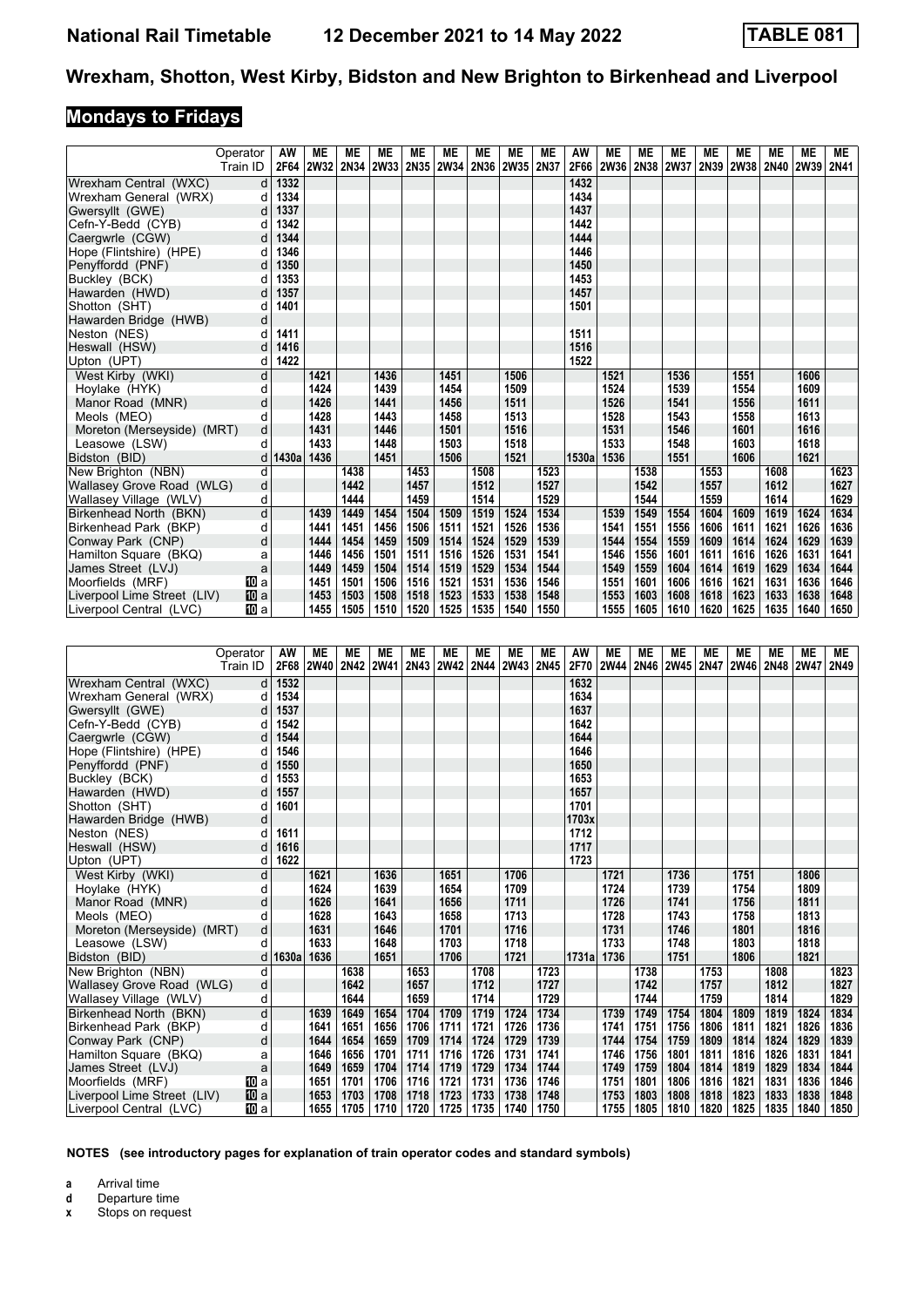# National Rail Timetable 12 December 2021 to 14 May 2022 TABLE 081

## Wrexham, Shotton, West Kirby, Bidston and New Brighton to Birkenhead and Liverpool

### Mondays to Fridays

| Operator | | AW | ME | ME | ME | ME | ME | ME | ME | ME | AW | ME | ME | ME | ME | ME | ME | ME | ME |
|---|---|---|---|---|---|---|---|---|---|---|---|---|---|---|---|---|---|---|---|
| Train ID | | 2F64 | 2W32 | 2N34 | 2W33 | 2N35 | 2W34 | 2N36 | 2W35 | 2N37 | 2F66 | 2W36 | 2N38 | 2W37 | 2N39 | 2W38 | 2N40 | 2W39 | 2N41 |
| Wrexham Central (WXC) | d | 1332 | | | | | | | | | 1432 | | | | | | | | |
| Wrexham General (WRX) | d | 1334 | | | | | | | | | 1434 | | | | | | | | |
| Gwersyllt (GWE) | d | 1337 | | | | | | | | | 1437 | | | | | | | | |
| Cefn-Y-Bedd (CYB) | d | 1342 | | | | | | | | | 1442 | | | | | | | | |
| Caergwrle (CGW) | d | 1344 | | | | | | | | | 1444 | | | | | | | | |
| Hope (Flintshire) (HPE) | d | 1346 | | | | | | | | | 1446 | | | | | | | | |
| Penyffordd (PNF) | d | 1350 | | | | | | | | | 1450 | | | | | | | | |
| Buckley (BCK) | d | 1353 | | | | | | | | | 1453 | | | | | | | | |
| Hawarden (HWD) | d | 1357 | | | | | | | | | 1457 | | | | | | | | |
| Shotton (SHT) | d | 1401 | | | | | | | | | 1501 | | | | | | | | |
| Hawarden Bridge (HWB) | d | | | | | | | | | | | | | | | | | | |
| Neston (NES) | d | 1411 | | | | | | | | | 1511 | | | | | | | | |
| Heswall (HSW) | d | 1416 | | | | | | | | | 1516 | | | | | | | | |
| Upton (UPT) | d | 1422 | | | | | | | | | 1522 | | | | | | | | |
| West Kirby (WKI) | d | | 1421 | | 1436 | | 1451 | | 1506 | | | 1521 | | 1536 | | 1551 | | 1606 | |
| Hoylake (HYK) | d | | 1424 | | 1439 | | 1454 | | 1509 | | | 1524 | | 1539 | | 1554 | | 1609 | |
| Manor Road (MNR) | d | | 1426 | | 1441 | | 1456 | | 1511 | | | 1526 | | 1541 | | 1556 | | 1611 | |
| Meols (MEO) | d | | 1428 | | 1443 | | 1458 | | 1513 | | | 1528 | | 1543 | | 1558 | | 1613 | |
| Moreton (Merseyside) (MRT) | d | | 1431 | | 1446 | | 1501 | | 1516 | | | 1531 | | 1546 | | 1601 | | 1616 | |
| Leasowe (LSW) | d | | 1433 | | 1448 | | 1503 | | 1518 | | | 1533 | | 1548 | | 1603 | | 1618 | |
| Bidston (BID) | d | 1430a | 1436 | | 1451 | | 1506 | | 1521 | | 1530a | 1536 | | 1551 | | 1606 | | 1621 | |
| New Brighton (NBN) | d | | | 1438 | | 1453 | | 1508 | | 1523 | | | 1538 | | 1553 | | 1608 | | 1623 |
| Wallasey Grove Road (WLG) | d | | | 1442 | | 1457 | | 1512 | | 1527 | | | 1542 | | 1557 | | 1612 | | 1627 |
| Wallasey Village (WLV) | d | | | 1444 | | 1459 | | 1514 | | 1529 | | | 1544 | | 1559 | | 1614 | | 1629 |
| Birkenhead North (BKN) | d | | 1439 | 1449 | 1454 | 1504 | 1509 | 1519 | 1524 | 1534 | | 1539 | 1549 | 1554 | 1604 | 1609 | 1619 | 1624 | 1634 |
| Birkenhead Park (BKP) | d | | 1441 | 1451 | 1456 | 1506 | 1511 | 1521 | 1526 | 1536 | | 1541 | 1551 | 1556 | 1606 | 1611 | 1621 | 1626 | 1636 |
| Conway Park (CNP) | d | | 1444 | 1454 | 1459 | 1509 | 1514 | 1524 | 1529 | 1539 | | 1544 | 1554 | 1559 | 1609 | 1614 | 1624 | 1629 | 1639 |
| Hamilton Square (BKQ) | a | | 1446 | 1456 | 1501 | 1511 | 1516 | 1526 | 1531 | 1541 | | 1546 | 1556 | 1601 | 1611 | 1616 | 1626 | 1631 | 1641 |
| James Street (LVJ) | a | | 1449 | 1459 | 1504 | 1514 | 1519 | 1529 | 1534 | 1544 | | 1549 | 1559 | 1604 | 1614 | 1619 | 1629 | 1634 | 1644 |
| Moorfields (MRF) | 10 a | | 1451 | 1501 | 1506 | 1516 | 1521 | 1531 | 1536 | 1546 | | 1551 | 1601 | 1606 | 1616 | 1621 | 1631 | 1636 | 1646 |
| Liverpool Lime Street (LIV) | 10 a | | 1453 | 1503 | 1508 | 1518 | 1523 | 1533 | 1538 | 1548 | | 1553 | 1603 | 1608 | 1618 | 1623 | 1633 | 1638 | 1648 |
| Liverpool Central (LVC) | 10 a | | 1455 | 1505 | 1510 | 1520 | 1525 | 1535 | 1540 | 1550 | | 1555 | 1605 | 1610 | 1620 | 1625 | 1635 | 1640 | 1650 |

| Operator | | AW | ME | ME | ME | ME | ME | ME | ME | ME | AW | ME | ME | ME | ME | ME | ME | ME | ME |
|---|---|---|---|---|---|---|---|---|---|---|---|---|---|---|---|---|---|---|---|
| Train ID | | 2F68 | 2W40 | 2N42 | 2W41 | 2N43 | 2W42 | 2N44 | 2W43 | 2N45 | 2F70 | 2W44 | 2N46 | 2W45 | 2N47 | 2W46 | 2N48 | 2W47 | 2N49 |
| Wrexham Central (WXC) | d | 1532 | | | | | | | | | 1632 | | | | | | | | |
| Wrexham General (WRX) | d | 1534 | | | | | | | | | 1634 | | | | | | | | |
| Gwersyllt (GWE) | d | 1537 | | | | | | | | | 1637 | | | | | | | | |
| Cefn-Y-Bedd (CYB) | d | 1542 | | | | | | | | | 1642 | | | | | | | | |
| Caergwrle (CGW) | d | 1544 | | | | | | | | | 1644 | | | | | | | | |
| Hope (Flintshire) (HPE) | d | 1546 | | | | | | | | | 1646 | | | | | | | | |
| Penyffordd (PNF) | d | 1550 | | | | | | | | | 1650 | | | | | | | | |
| Buckley (BCK) | d | 1553 | | | | | | | | | 1653 | | | | | | | | |
| Hawarden (HWD) | d | 1557 | | | | | | | | | 1657 | | | | | | | | |
| Shotton (SHT) | d | 1601 | | | | | | | | | 1701 | | | | | | | | |
| Hawarden Bridge (HWB) | d | | | | | | | | | | 1703x | | | | | | | | |
| Neston (NES) | d | 1611 | | | | | | | | | 1712 | | | | | | | | |
| Heswall (HSW) | d | 1616 | | | | | | | | | 1717 | | | | | | | | |
| Upton (UPT) | d | 1622 | | | | | | | | | 1723 | | | | | | | | |
| West Kirby (WKI) | d | | 1621 | | 1636 | | 1651 | | 1706 | | | 1721 | | 1736 | | 1751 | | 1806 | |
| Hoylake (HYK) | d | | 1624 | | 1639 | | 1654 | | 1709 | | | 1724 | | 1739 | | 1754 | | 1809 | |
| Manor Road (MNR) | d | | 1626 | | 1641 | | 1656 | | 1711 | | | 1726 | | 1741 | | 1756 | | 1811 | |
| Meols (MEO) | d | | 1628 | | 1643 | | 1658 | | 1713 | | | 1728 | | 1743 | | 1758 | | 1813 | |
| Moreton (Merseyside) (MRT) | d | | 1631 | | 1646 | | 1701 | | 1716 | | | 1731 | | 1746 | | 1801 | | 1816 | |
| Leasowe (LSW) | d | | 1633 | | 1648 | | 1703 | | 1718 | | | 1733 | | 1748 | | 1803 | | 1818 | |
| Bidston (BID) | d | 1630a | 1636 | | 1651 | | 1706 | | 1721 | | 1731a | 1736 | | 1751 | | 1806 | | 1821 | |
| New Brighton (NBN) | d | | | 1638 | | 1653 | | 1708 | | 1723 | | | 1738 | | 1753 | | 1808 | | 1823 |
| Wallasey Grove Road (WLG) | d | | | 1642 | | 1657 | | 1712 | | 1727 | | | 1742 | | 1757 | | 1812 | | 1827 |
| Wallasey Village (WLV) | d | | | 1644 | | 1659 | | 1714 | | 1729 | | | 1744 | | 1759 | | 1814 | | 1829 |
| Birkenhead North (BKN) | d | | 1639 | 1649 | 1654 | 1704 | 1709 | 1719 | 1724 | 1734 | | 1739 | 1749 | 1754 | 1804 | 1809 | 1819 | 1824 | 1834 |
| Birkenhead Park (BKP) | d | | 1641 | 1651 | 1656 | 1706 | 1711 | 1721 | 1726 | 1736 | | 1741 | 1751 | 1756 | 1806 | 1811 | 1821 | 1826 | 1836 |
| Conway Park (CNP) | d | | 1644 | 1654 | 1659 | 1709 | 1714 | 1724 | 1729 | 1739 | | 1744 | 1754 | 1759 | 1809 | 1814 | 1824 | 1829 | 1839 |
| Hamilton Square (BKQ) | a | | 1646 | 1656 | 1701 | 1711 | 1716 | 1726 | 1731 | 1741 | | 1746 | 1756 | 1801 | 1811 | 1816 | 1826 | 1831 | 1841 |
| James Street (LVJ) | a | | 1649 | 1659 | 1704 | 1714 | 1719 | 1729 | 1734 | 1744 | | 1749 | 1759 | 1804 | 1814 | 1819 | 1829 | 1834 | 1844 |
| Moorfields (MRF) | 10 a | | 1651 | 1701 | 1706 | 1716 | 1721 | 1731 | 1736 | 1746 | | 1751 | 1801 | 1806 | 1816 | 1821 | 1831 | 1836 | 1846 |
| Liverpool Lime Street (LIV) | 10 a | | 1653 | 1703 | 1708 | 1718 | 1723 | 1733 | 1738 | 1748 | | 1753 | 1803 | 1808 | 1818 | 1823 | 1833 | 1838 | 1848 |
| Liverpool Central (LVC) | 10 a | | 1655 | 1705 | 1710 | 1720 | 1725 | 1735 | 1740 | 1750 | | 1755 | 1805 | 1810 | 1820 | 1825 | 1835 | 1840 | 1850 |

**NOTES (see introductory pages for explanation of train operator codes and standard symbols)**

- **a** Arrival time
- **d** Departure time
- **x** Stops on request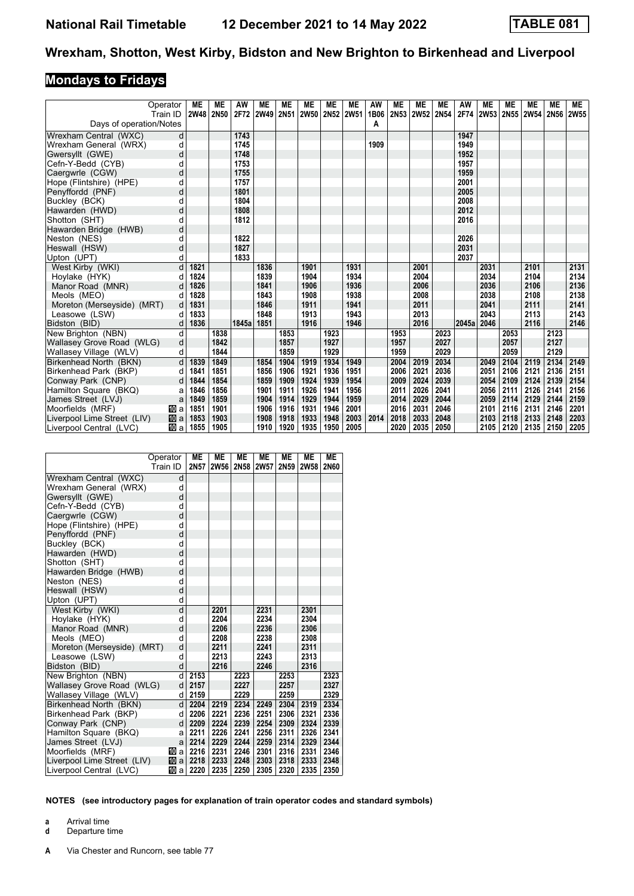# National Rail Timetable 12 December 2021 to 14 May 2022 TABLE 081

## Wrexham, Shotton, West Kirby, Bidston and New Brighton to Birkenhead and Liverpool

### Mondays to Fridays

| Operator | | ME | ME | AW | ME | ME | ME | ME | ME | AW | ME | ME | ME | AW | ME | ME | ME | ME | ME |
|---|---|---|---|---|---|---|---|---|---|---|---|---|---|---|---|---|---|---|---|
| Train ID | | 2W48 | 2N50 | 2F72 | 2W49 | 2N51 | 2W50 | 2N52 | 2W51 | 1B06 | 2N53 | 2W52 | 2N54 | 2F74 | 2W53 | 2N55 | 2W54 | 2N56 | 2W55 |
| Days of operation/Notes | | | | | | | | | | A | | | | | | | | | |
| Wrexham Central (WXC) | d | | | 1743 | | | | | | | | | | 1947 | | | | | |
| Wrexham General (WRX) | d | | | 1745 | | | | | | 1909 | | | | 1949 | | | | | |
| Gwersyllt (GWE) | d | | | 1748 | | | | | | | | | | 1952 | | | | | |
| Cefn-Y-Bedd (CYB) | d | | | 1753 | | | | | | | | | | 1957 | | | | | |
| Caergwrle (CGW) | d | | | 1755 | | | | | | | | | | 1959 | | | | | |
| Hope (Flintshire) (HPE) | d | | | 1757 | | | | | | | | | | 2001 | | | | | |
| Penyffordd (PNF) | d | | | 1801 | | | | | | | | | | 2005 | | | | | |
| Buckley (BCK) | d | | | 1804 | | | | | | | | | | 2008 | | | | | |
| Hawarden (HWD) | d | | | 1808 | | | | | | | | | | 2012 | | | | | |
| Shotton (SHT) | d | | | 1812 | | | | | | | | | | 2016 | | | | | |
| Hawarden Bridge (HWB) | d | | | | | | | | | | | | | | | | | | |
| Neston (NES) | d | | | 1822 | | | | | | | | | | 2026 | | | | | |
| Heswall (HSW) | d | | | 1827 | | | | | | | | | | 2031 | | | | | |
| Upton (UPT) | d | | | 1833 | | | | | | | | | | 2037 | | | | | |
| West Kirby (WKI) | d | 1821 | | | 1836 | | 1901 | | 1931 | | | 2001 | | | 2031 | | 2101 | | 2131 |
| Hoylake (HYK) | d | 1824 | | | 1839 | | 1904 | | 1934 | | | 2004 | | | 2034 | | 2104 | | 2134 |
| Manor Road (MNR) | d | 1826 | | | 1841 | | 1906 | | 1936 | | | 2006 | | | 2036 | | 2106 | | 2136 |
| Meols (MEO) | d | 1828 | | | 1843 | | 1908 | | 1938 | | | 2008 | | | 2038 | | 2108 | | 2138 |
| Moreton (Merseyside) (MRT) | d | 1831 | | | 1846 | | 1911 | | 1941 | | | 2011 | | | 2041 | | 2111 | | 2141 |
| Leasowe (LSW) | d | 1833 | | | 1848 | | 1913 | | 1943 | | | 2013 | | | 2043 | | 2113 | | 2143 |
| Bidston (BID) | d | 1836 | | 1845a | 1851 | | 1916 | | 1946 | | | 2016 | | 2045a | 2046 | | 2116 | | 2146 |
| New Brighton (NBN) | d | | 1838 | | | 1853 | | 1923 | | | 1953 | | 2023 | | | 2053 | | 2123 | |
| Wallasey Grove Road (WLG) | d | | 1842 | | | 1857 | | 1927 | | | 1957 | | 2027 | | | 2057 | | 2127 | |
| Wallasey Village (WLV) | d | | 1844 | | | 1859 | | 1929 | | | 1959 | | 2029 | | | 2059 | | 2129 | |
| Birkenhead North (BKN) | d | 1839 | 1849 | | 1854 | 1904 | 1919 | 1934 | 1949 | | 2004 | 2019 | 2034 | | 2049 | 2104 | 2119 | 2134 | 2149 |
| Birkenhead Park (BKP) | d | 1841 | 1851 | | 1856 | 1906 | 1921 | 1936 | 1951 | | 2006 | 2021 | 2036 | | 2051 | 2106 | 2121 | 2136 | 2151 |
| Conway Park (CNP) | d | 1844 | 1854 | | 1859 | 1909 | 1924 | 1939 | 1954 | | 2009 | 2024 | 2039 | | 2054 | 2109 | 2124 | 2139 | 2154 |
| Hamilton Square (BKQ) | a | 1846 | 1856 | | 1901 | 1911 | 1926 | 1941 | 1956 | | 2011 | 2026 | 2041 | | 2056 | 2111 | 2126 | 2141 | 2156 |
| James Street (LVJ) | a | 1849 | 1859 | | 1904 | 1914 | 1929 | 1944 | 1959 | | 2014 | 2029 | 2044 | | 2059 | 2114 | 2129 | 2144 | 2159 |
| Moorfields (MRF) | 10 a | 1851 | 1901 | | 1906 | 1916 | 1931 | 1946 | 2001 | | 2016 | 2031 | 2046 | | 2101 | 2116 | 2131 | 2146 | 2201 |
| Liverpool Lime Street (LIV) | 10 a | 1853 | 1903 | | 1908 | 1918 | 1933 | 1948 | 2003 | 2014 | 2018 | 2033 | 2048 | | 2103 | 2118 | 2133 | 2148 | 2203 |
| Liverpool Central (LVC) | 10 a | 1855 | 1905 | | 1910 | 1920 | 1935 | 1950 | 2005 | | 2020 | 2035 | 2050 | | 2105 | 2120 | 2135 | 2150 | 2205 |

| Operator | | ME | ME | ME | ME | ME | ME | ME |
|---|---|---|---|---|---|---|---|---|
| Train ID | | 2N57 | 2W56 | 2N58 | 2W57 | 2N59 | 2W58 | 2N60 |
| Wrexham Central (WXC) | d | | | | | | | |
| Wrexham General (WRX) | d | | | | | | | |
| Gwersyllt (GWE) | d | | | | | | | |
| Cefn-Y-Bedd (CYB) | d | | | | | | | |
| Caergwrle (CGW) | d | | | | | | | |
| Hope (Flintshire) (HPE) | d | | | | | | | |
| Penyffordd (PNF) | d | | | | | | | |
| Buckley (BCK) | d | | | | | | | |
| Hawarden (HWD) | d | | | | | | | |
| Shotton (SHT) | d | | | | | | | |
| Hawarden Bridge (HWB) | d | | | | | | | |
| Neston (NES) | d | | | | | | | |
| Heswall (HSW) | d | | | | | | | |
| Upton (UPT) | d | | | | | | | |
| West Kirby (WKI) | d | | 2201 | | 2231 | | 2301 | |
| Hoylake (HYK) | d | | 2204 | | 2234 | | 2304 | |
| Manor Road (MNR) | d | | 2206 | | 2236 | | 2306 | |
| Meols (MEO) | d | | 2208 | | 2238 | | 2308 | |
| Moreton (Merseyside) (MRT) | d | | 2211 | | 2241 | | 2311 | |
| Leasowe (LSW) | d | | 2213 | | 2243 | | 2313 | |
| Bidston (BID) | d | | 2216 | | 2246 | | 2316 | |
| New Brighton (NBN) | d | 2153 | | 2223 | | 2253 | | 2323 |
| Wallasey Grove Road (WLG) | d | 2157 | | 2227 | | 2257 | | 2327 |
| Wallasey Village (WLV) | d | 2159 | | 2229 | | 2259 | | 2329 |
| Birkenhead North (BKN) | d | 2204 | 2219 | 2234 | 2249 | 2304 | 2319 | 2334 |
| Birkenhead Park (BKP) | d | 2206 | 2221 | 2236 | 2251 | 2306 | 2321 | 2336 |
| Conway Park (CNP) | d | 2209 | 2224 | 2239 | 2254 | 2309 | 2324 | 2339 |
| Hamilton Square (BKQ) | a | 2211 | 2226 | 2241 | 2256 | 2311 | 2326 | 2341 |
| James Street (LVJ) | a | 2214 | 2229 | 2244 | 2259 | 2314 | 2329 | 2344 |
| Moorfields (MRF) | 10 a | 2216 | 2231 | 2246 | 2301 | 2316 | 2331 | 2346 |
| Liverpool Lime Street (LIV) | 10 a | 2218 | 2233 | 2248 | 2303 | 2318 | 2333 | 2348 |
| Liverpool Central (LVC) | 10 a | 2220 | 2235 | 2250 | 2305 | 2320 | 2335 | 2350 |

**NOTES (see introductory pages for explanation of train operator codes and standard symbols)**

**a** Arrival time
**d** Departure time

**A** Via Chester and Runcorn, see table 77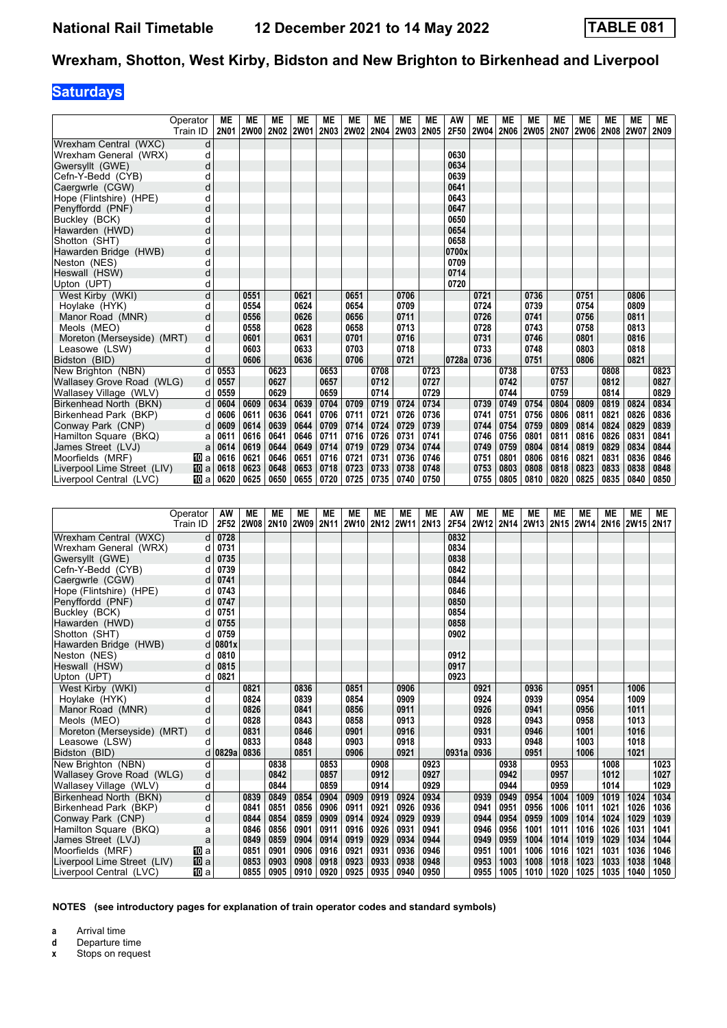# National Rail Timetable 12 December 2021 to 14 May 2022 TABLE 081

## Wrexham, Shotton, West Kirby, Bidston and New Brighton to Birkenhead and Liverpool

**Saturdays**

| Operator | | ME | ME | ME | ME | ME | ME | ME | ME | ME | AW | ME | ME | ME | ME | ME | ME | ME | ME |
|---|---|---|---|---|---|---|---|---|---|---|---|---|---|---|---|---|---|---|---|
| Train ID | | 2N01 | 2W00 | 2N02 | 2W01 | 2N03 | 2W02 | 2N04 | 2W03 | 2N05 | 2F50 | 2W04 | 2N06 | 2W05 | 2N07 | 2W06 | 2N08 | 2W07 | 2N09 |
| Wrexham Central (WXC) | d | | | | | | | | | | | | | | | | | | |
| Wrexham General (WRX) | d | | | | | | | | | | 0630 | | | | | | | | |
| Gwersyllt (GWE) | d | | | | | | | | | | 0634 | | | | | | | | |
| Cefn-Y-Bedd (CYB) | d | | | | | | | | | | 0639 | | | | | | | | |
| Caergwrle (CGW) | d | | | | | | | | | | 0641 | | | | | | | | |
| Hope (Flintshire) (HPE) | d | | | | | | | | | | 0643 | | | | | | | | |
| Penyffordd (PNF) | d | | | | | | | | | | 0647 | | | | | | | | |
| Buckley (BCK) | d | | | | | | | | | | 0650 | | | | | | | | |
| Hawarden (HWD) | d | | | | | | | | | | 0654 | | | | | | | | |
| Shotton (SHT) | d | | | | | | | | | | 0658 | | | | | | | | |
| Hawarden Bridge (HWB) | d | | | | | | | | | | 0700x | | | | | | | | |
| Neston (NES) | d | | | | | | | | | | 0709 | | | | | | | | |
| Heswall (HSW) | d | | | | | | | | | | 0714 | | | | | | | | |
| Upton (UPT) | d | | | | | | | | | | 0720 | | | | | | | | |
| West Kirby (WKI) | d | | 0551 | | 0621 | | 0651 | | 0706 | | | 0721 | | 0736 | | 0751 | | 0806 | |
| Hoylake (HYK) | d | | 0554 | | 0624 | | 0654 | | 0709 | | | 0724 | | 0739 | | 0754 | | 0809 | |
| Manor Road (MNR) | d | | 0556 | | 0626 | | 0656 | | 0711 | | | 0726 | | 0741 | | 0756 | | 0811 | |
| Meols (MEO) | d | | 0558 | | 0628 | | 0658 | | 0713 | | | 0728 | | 0743 | | 0758 | | 0813 | |
| Moreton (Merseyside) (MRT) | d | | 0601 | | 0631 | | 0701 | | 0716 | | | 0731 | | 0746 | | 0801 | | 0816 | |
| Leasowe (LSW) | d | | 0603 | | 0633 | | 0703 | | 0718 | | | 0733 | | 0748 | | 0803 | | 0818 | |
| Bidston (BID) | d | | 0606 | | 0636 | | 0706 | | 0721 | | 0728a | 0736 | | 0751 | | 0806 | | 0821 | |
| New Brighton (NBN) | d | 0553 | | 0623 | | 0653 | | 0708 | | 0723 | | | 0738 | | 0753 | | 0808 | | 0823 |
| Wallasey Grove Road (WLG) | d | 0557 | | 0627 | | 0657 | | 0712 | | 0727 | | | 0742 | | 0757 | | 0812 | | 0827 |
| Wallasey Village (WLV) | d | 0559 | | 0629 | | 0659 | | 0714 | | 0729 | | | 0744 | | 0759 | | 0814 | | 0829 |
| Birkenhead North (BKN) | d | 0604 | 0609 | 0634 | 0639 | 0704 | 0709 | 0719 | 0724 | 0734 | | 0739 | 0749 | 0754 | 0804 | 0809 | 0819 | 0824 | 0834 |
| Birkenhead Park (BKP) | d | 0606 | 0611 | 0636 | 0641 | 0706 | 0711 | 0721 | 0726 | 0736 | | 0741 | 0751 | 0756 | 0806 | 0811 | 0821 | 0826 | 0836 |
| Conway Park (CNP) | d | 0609 | 0614 | 0639 | 0644 | 0709 | 0714 | 0724 | 0729 | 0739 | | 0744 | 0754 | 0759 | 0809 | 0814 | 0824 | 0829 | 0839 |
| Hamilton Square (BKQ) | a | 0611 | 0616 | 0641 | 0646 | 0711 | 0716 | 0726 | 0731 | 0741 | | 0746 | 0756 | 0801 | 0811 | 0816 | 0826 | 0831 | 0841 |
| James Street (LVJ) | a | 0614 | 0619 | 0644 | 0649 | 0714 | 0719 | 0729 | 0734 | 0744 | | 0749 | 0759 | 0804 | 0814 | 0819 | 0829 | 0834 | 0844 |
| Moorfields (MRF) | 10 a | 0616 | 0621 | 0646 | 0651 | 0716 | 0721 | 0731 | 0736 | 0746 | | 0751 | 0801 | 0806 | 0816 | 0821 | 0831 | 0836 | 0846 |
| Liverpool Lime Street (LIV) | 10 a | 0618 | 0623 | 0648 | 0653 | 0718 | 0723 | 0733 | 0738 | 0748 | | 0753 | 0803 | 0808 | 0818 | 0823 | 0833 | 0838 | 0848 |
| Liverpool Central (LVC) | 10 a | 0620 | 0625 | 0650 | 0655 | 0720 | 0725 | 0735 | 0740 | 0750 | | 0755 | 0805 | 0810 | 0820 | 0825 | 0835 | 0840 | 0850 |

| Operator | | AW | ME | ME | ME | ME | ME | ME | ME | ME | AW | ME | ME | ME | ME | ME | ME | ME | ME |
|---|---|---|---|---|---|---|---|---|---|---|---|---|---|---|---|---|---|---|---|
| Train ID | | 2F52 | 2W08 | 2N10 | 2W09 | 2N11 | 2W10 | 2N12 | 2W11 | 2N13 | 2F54 | 2W12 | 2N14 | 2W13 | 2N15 | 2W14 | 2N16 | 2W15 | 2N17 |
| Wrexham Central (WXC) | d | 0728 | | | | | | | | | 0832 | | | | | | | | |
| Wrexham General (WRX) | d | 0731 | | | | | | | | | 0834 | | | | | | | | |
| Gwersyllt (GWE) | d | 0735 | | | | | | | | | 0838 | | | | | | | | |
| Cefn-Y-Bedd (CYB) | d | 0739 | | | | | | | | | 0842 | | | | | | | | |
| Caergwrle (CGW) | d | 0741 | | | | | | | | | 0844 | | | | | | | | |
| Hope (Flintshire) (HPE) | d | 0743 | | | | | | | | | 0846 | | | | | | | | |
| Penyffordd (PNF) | d | 0747 | | | | | | | | | 0850 | | | | | | | | |
| Buckley (BCK) | d | 0751 | | | | | | | | | 0854 | | | | | | | | |
| Hawarden (HWD) | d | 0755 | | | | | | | | | 0858 | | | | | | | | |
| Shotton (SHT) | d | 0759 | | | | | | | | | 0902 | | | | | | | | |
| Hawarden Bridge (HWB) | d | 0801x | | | | | | | | | | | | | | | | | |
| Neston (NES) | d | 0810 | | | | | | | | | 0912 | | | | | | | | |
| Heswall (HSW) | d | 0815 | | | | | | | | | 0917 | | | | | | | | |
| Upton (UPT) | d | 0821 | | | | | | | | | 0923 | | | | | | | | |
| West Kirby (WKI) | d | | 0821 | | 0836 | | 0851 | | 0906 | | | 0921 | | 0936 | | 0951 | | 1006 | |
| Hoylake (HYK) | d | | 0824 | | 0839 | | 0854 | | 0909 | | | 0924 | | 0939 | | 0954 | | 1009 | |
| Manor Road (MNR) | d | | 0826 | | 0841 | | 0856 | | 0911 | | | 0926 | | 0941 | | 0956 | | 1011 | |
| Meols (MEO) | d | | 0828 | | 0843 | | 0858 | | 0913 | | | 0928 | | 0943 | | 0958 | | 1013 | |
| Moreton (Merseyside) (MRT) | d | | 0831 | | 0846 | | 0901 | | 0916 | | | 0931 | | 0946 | | 1001 | | 1016 | |
| Leasowe (LSW) | d | | 0833 | | 0848 | | 0903 | | 0918 | | | 0933 | | 0948 | | 1003 | | 1018 | |
| Bidston (BID) | d | 0829a | 0836 | | 0851 | | 0906 | | 0921 | | 0931a | 0936 | | 0951 | | 1006 | | 1021 | |
| New Brighton (NBN) | d | | | 0838 | | 0853 | | 0908 | | 0923 | | | 0938 | | 0953 | | 1008 | | 1023 |
| Wallasey Grove Road (WLG) | d | | | 0842 | | 0857 | | 0912 | | 0927 | | | 0942 | | 0957 | | 1012 | | 1027 |
| Wallasey Village (WLV) | d | | | 0844 | | 0859 | | 0914 | | 0929 | | | 0944 | | 0959 | | 1014 | | 1029 |
| Birkenhead North (BKN) | d | | 0839 | 0849 | 0854 | 0904 | 0909 | 0919 | 0924 | 0934 | | 0939 | 0949 | 0954 | 1004 | 1009 | 1019 | 1024 | 1034 |
| Birkenhead Park (BKP) | d | | 0841 | 0851 | 0856 | 0906 | 0911 | 0921 | 0926 | 0936 | | 0941 | 0951 | 0956 | 1006 | 1011 | 1021 | 1026 | 1036 |
| Conway Park (CNP) | d | | 0844 | 0854 | 0859 | 0909 | 0914 | 0924 | 0929 | 0939 | | 0944 | 0954 | 0959 | 1009 | 1014 | 1024 | 1029 | 1039 |
| Hamilton Square (BKQ) | a | | 0846 | 0856 | 0901 | 0911 | 0916 | 0926 | 0931 | 0941 | | 0946 | 0956 | 1001 | 1011 | 1016 | 1026 | 1031 | 1041 |
| James Street (LVJ) | a | | 0849 | 0859 | 0904 | 0914 | 0919 | 0929 | 0934 | 0944 | | 0949 | 0959 | 1004 | 1014 | 1019 | 1029 | 1034 | 1044 |
| Moorfields (MRF) | 10 a | | 0851 | 0901 | 0906 | 0916 | 0921 | 0931 | 0936 | 0946 | | 0951 | 1001 | 1006 | 1016 | 1021 | 1031 | 1036 | 1046 |
| Liverpool Lime Street (LIV) | 10 a | | 0853 | 0903 | 0908 | 0918 | 0923 | 0933 | 0938 | 0948 | | 0953 | 1003 | 1008 | 1018 | 1023 | 1033 | 1038 | 1048 |
| Liverpool Central (LVC) | 10 a | | 0855 | 0905 | 0910 | 0920 | 0925 | 0935 | 0940 | 0950 | | 0955 | 1005 | 1010 | 1020 | 1025 | 1035 | 1040 | 1050 |

**NOTES (see introductory pages for explanation of train operator codes and standard symbols)**

- **a** Arrival time
- **d** Departure time
- **x** Stops on request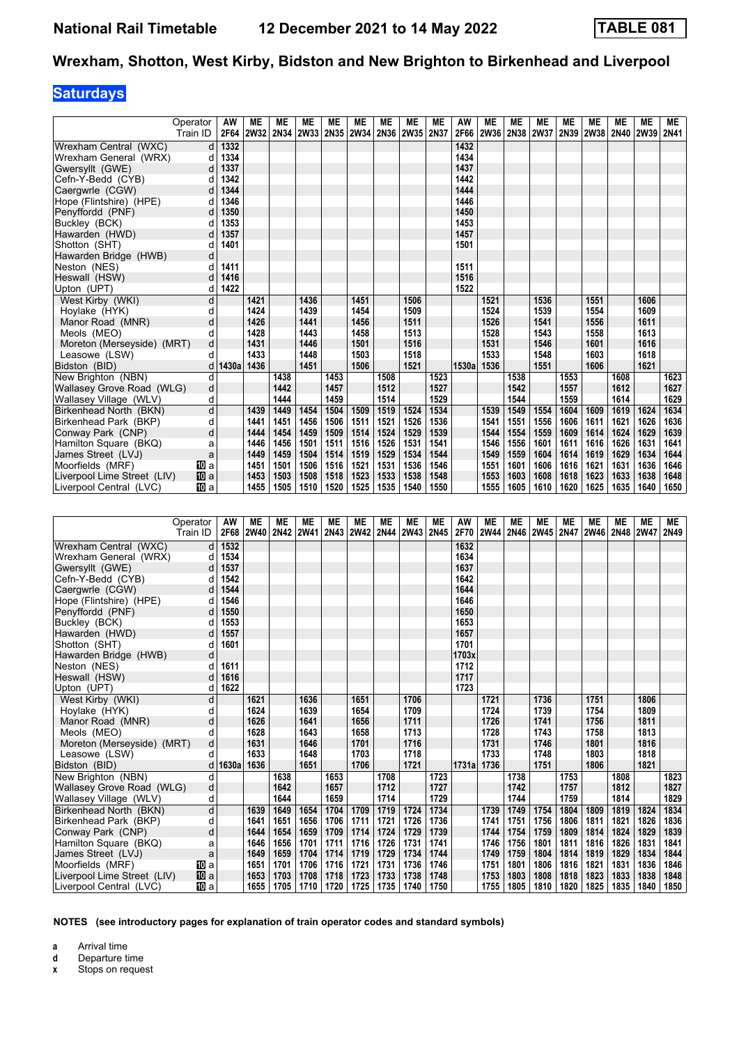# Wrexham, Shotton, West Kirby, Bidston and New Brighton to Birkenhead and Liverpool

**National Rail Timetable — 12 December 2021 to 14 May 2022 — TABLE 081**

## Saturdays

| Operator | | AW | ME | ME | ME | ME | ME | ME | ME | ME | AW | ME | ME | ME | ME | ME | ME | ME | ME |
|---|---|---|---|---|---|---|---|---|---|---|---|---|---|---|---|---|---|---|---|
| Train ID | | 2F64 | 2W32 | 2N34 | 2W33 | 2N35 | 2W34 | 2N36 | 2W35 | 2N37 | 2F66 | 2W36 | 2N38 | 2W37 | 2N39 | 2W38 | 2N40 | 2W39 | 2N41 |
| Wrexham Central (WXC) | d | 1332 | | | | | | | | | 1432 | | | | | | | | |
| Wrexham General (WRX) | d | 1334 | | | | | | | | | 1434 | | | | | | | | |
| Gwersyllt (GWE) | d | 1337 | | | | | | | | | 1437 | | | | | | | | |
| Cefn-Y-Bedd (CYB) | d | 1342 | | | | | | | | | 1442 | | | | | | | | |
| Caergwrle (CGW) | d | 1344 | | | | | | | | | 1444 | | | | | | | | |
| Hope (Flintshire) (HPE) | d | 1346 | | | | | | | | | 1446 | | | | | | | | |
| Penyffordd (PNF) | d | 1350 | | | | | | | | | 1450 | | | | | | | | |
| Buckley (BCK) | d | 1353 | | | | | | | | | 1453 | | | | | | | | |
| Hawarden (HWD) | d | 1357 | | | | | | | | | 1457 | | | | | | | | |
| Shotton (SHT) | d | 1401 | | | | | | | | | 1501 | | | | | | | | |
| Hawarden Bridge (HWB) | d | | | | | | | | | | | | | | | | | | |
| Neston (NES) | d | 1411 | | | | | | | | | 1511 | | | | | | | | |
| Heswall (HSW) | d | 1416 | | | | | | | | | 1516 | | | | | | | | |
| Upton (UPT) | d | 1422 | | | | | | | | | 1522 | | | | | | | | |
| West Kirby (WKI) | d | | 1421 | | 1436 | | 1451 | | 1506 | | | 1521 | | 1536 | | 1551 | | 1606 | |
| Hoylake (HYK) | d | | 1424 | | 1439 | | 1454 | | 1509 | | | 1524 | | 1539 | | 1554 | | 1609 | |
| Manor Road (MNR) | d | | 1426 | | 1441 | | 1456 | | 1511 | | | 1526 | | 1541 | | 1556 | | 1611 | |
| Meols (MEO) | d | | 1428 | | 1443 | | 1458 | | 1513 | | | 1528 | | 1543 | | 1558 | | 1613 | |
| Moreton (Merseyside) (MRT) | d | | 1431 | | 1446 | | 1501 | | 1516 | | | 1531 | | 1546 | | 1601 | | 1616 | |
| Leasowe (LSW) | d | | 1433 | | 1448 | | 1503 | | 1518 | | | 1533 | | 1548 | | 1603 | | 1618 | |
| Bidston (BID) | d | 1430a | 1436 | | 1451 | | 1506 | | 1521 | | 1530a | 1536 | | 1551 | | 1606 | | 1621 | |
| New Brighton (NBN) | d | | | 1438 | | 1453 | | 1508 | | 1523 | | | 1538 | | 1553 | | 1608 | | 1623 |
| Wallasey Grove Road (WLG) | d | | | 1442 | | 1457 | | 1512 | | 1527 | | | 1542 | | 1557 | | 1612 | | 1627 |
| Wallasey Village (WLV) | d | | | 1444 | | 1459 | | 1514 | | 1529 | | | 1544 | | 1559 | | 1614 | | 1629 |
| Birkenhead North (BKN) | d | | 1439 | 1449 | 1454 | 1504 | 1509 | 1519 | 1524 | 1534 | | 1539 | 1549 | 1554 | 1604 | 1609 | 1619 | 1624 | 1634 |
| Birkenhead Park (BKP) | d | | 1441 | 1451 | 1456 | 1506 | 1511 | 1521 | 1526 | 1536 | | 1541 | 1551 | 1556 | 1606 | 1611 | 1621 | 1626 | 1636 |
| Conway Park (CNP) | d | | 1444 | 1454 | 1459 | 1509 | 1514 | 1524 | 1529 | 1539 | | 1544 | 1554 | 1559 | 1609 | 1614 | 1624 | 1629 | 1639 |
| Hamilton Square (BKQ) | a | | 1446 | 1456 | 1501 | 1511 | 1516 | 1526 | 1531 | 1541 | | 1546 | 1556 | 1601 | 1611 | 1616 | 1626 | 1631 | 1641 |
| James Street (LVJ) | a | | 1449 | 1459 | 1504 | 1514 | 1519 | 1529 | 1534 | 1544 | | 1549 | 1559 | 1604 | 1614 | 1619 | 1629 | 1634 | 1644 |
| Moorfields (MRF) | 10 a | | 1451 | 1501 | 1506 | 1516 | 1521 | 1531 | 1536 | 1546 | | 1551 | 1601 | 1606 | 1616 | 1621 | 1631 | 1636 | 1646 |
| Liverpool Lime Street (LIV) | 10 a | | 1453 | 1503 | 1508 | 1518 | 1523 | 1533 | 1538 | 1548 | | 1553 | 1603 | 1608 | 1618 | 1623 | 1633 | 1638 | 1648 |
| Liverpool Central (LVC) | 10 a | | 1455 | 1505 | 1510 | 1520 | 1525 | 1535 | 1540 | 1550 | | 1555 | 1605 | 1610 | 1620 | 1625 | 1635 | 1640 | 1650 |

| Operator | | AW | ME | ME | ME | ME | ME | ME | ME | ME | AW | ME | ME | ME | ME | ME | ME | ME | ME |
|---|---|---|---|---|---|---|---|---|---|---|---|---|---|---|---|---|---|---|---|
| Train ID | | 2F68 | 2W40 | 2N42 | 2W41 | 2N43 | 2W42 | 2N44 | 2W43 | 2N45 | 2F70 | 2W44 | 2N46 | 2W45 | 2N47 | 2W46 | 2N48 | 2W47 | 2N49 |
| Wrexham Central (WXC) | d | 1532 | | | | | | | | | 1632 | | | | | | | | |
| Wrexham General (WRX) | d | 1534 | | | | | | | | | 1634 | | | | | | | | |
| Gwersyllt (GWE) | d | 1537 | | | | | | | | | 1637 | | | | | | | | |
| Cefn-Y-Bedd (CYB) | d | 1542 | | | | | | | | | 1642 | | | | | | | | |
| Caergwrle (CGW) | d | 1544 | | | | | | | | | 1644 | | | | | | | | |
| Hope (Flintshire) (HPE) | d | 1546 | | | | | | | | | 1646 | | | | | | | | |
| Penyffordd (PNF) | d | 1550 | | | | | | | | | 1650 | | | | | | | | |
| Buckley (BCK) | d | 1553 | | | | | | | | | 1653 | | | | | | | | |
| Hawarden (HWD) | d | 1557 | | | | | | | | | 1657 | | | | | | | | |
| Shotton (SHT) | d | 1601 | | | | | | | | | 1701 | | | | | | | | |
| Hawarden Bridge (HWB) | d | | | | | | | | | | 1703x | | | | | | | | |
| Neston (NES) | d | 1611 | | | | | | | | | 1712 | | | | | | | | |
| Heswall (HSW) | d | 1616 | | | | | | | | | 1717 | | | | | | | | |
| Upton (UPT) | d | 1622 | | | | | | | | | 1723 | | | | | | | | |
| West Kirby (WKI) | d | | 1621 | | 1636 | | 1651 | | 1706 | | | 1721 | | 1736 | | 1751 | | 1806 | |
| Hoylake (HYK) | d | | 1624 | | 1639 | | 1654 | | 1709 | | | 1724 | | 1739 | | 1754 | | 1809 | |
| Manor Road (MNR) | d | | 1626 | | 1641 | | 1656 | | 1711 | | | 1726 | | 1741 | | 1756 | | 1811 | |
| Meols (MEO) | d | | 1628 | | 1643 | | 1658 | | 1713 | | | 1728 | | 1743 | | 1758 | | 1813 | |
| Moreton (Merseyside) (MRT) | d | | 1631 | | 1646 | | 1701 | | 1716 | | | 1731 | | 1746 | | 1801 | | 1816 | |
| Leasowe (LSW) | d | | 1633 | | 1648 | | 1703 | | 1718 | | | 1733 | | 1748 | | 1803 | | 1818 | |
| Bidston (BID) | d | 1630a | 1636 | | 1651 | | 1706 | | 1721 | | 1731a | 1736 | | 1751 | | 1806 | | 1821 | |
| New Brighton (NBN) | d | | | 1638 | | 1653 | | 1708 | | 1723 | | | 1738 | | 1753 | | 1808 | | 1823 |
| Wallasey Grove Road (WLG) | d | | | 1642 | | 1657 | | 1712 | | 1727 | | | 1742 | | 1757 | | 1812 | | 1827 |
| Wallasey Village (WLV) | d | | | 1644 | | 1659 | | 1714 | | 1729 | | | 1744 | | 1759 | | 1814 | | 1829 |
| Birkenhead North (BKN) | d | | 1639 | 1649 | 1654 | 1704 | 1709 | 1719 | 1724 | 1734 | | 1739 | 1749 | 1754 | 1804 | 1809 | 1819 | 1824 | 1834 |
| Birkenhead Park (BKP) | d | | 1641 | 1651 | 1656 | 1706 | 1711 | 1721 | 1726 | 1736 | | 1741 | 1751 | 1756 | 1806 | 1811 | 1821 | 1826 | 1836 |
| Conway Park (CNP) | d | | 1644 | 1654 | 1659 | 1709 | 1714 | 1724 | 1729 | 1739 | | 1744 | 1754 | 1759 | 1809 | 1814 | 1824 | 1829 | 1839 |
| Hamilton Square (BKQ) | a | | 1646 | 1656 | 1701 | 1711 | 1716 | 1726 | 1731 | 1741 | | 1746 | 1756 | 1801 | 1811 | 1816 | 1826 | 1831 | 1841 |
| James Street (LVJ) | a | | 1649 | 1659 | 1704 | 1714 | 1719 | 1729 | 1734 | 1744 | | 1749 | 1759 | 1804 | 1814 | 1819 | 1829 | 1834 | 1844 |
| Moorfields (MRF) | 10 a | | 1651 | 1701 | 1706 | 1716 | 1721 | 1731 | 1736 | 1746 | | 1751 | 1801 | 1806 | 1816 | 1821 | 1831 | 1836 | 1846 |
| Liverpool Lime Street (LIV) | 10 a | | 1653 | 1703 | 1708 | 1718 | 1723 | 1733 | 1738 | 1748 | | 1753 | 1803 | 1808 | 1818 | 1823 | 1833 | 1838 | 1848 |
| Liverpool Central (LVC) | 10 a | | 1655 | 1705 | 1710 | 1720 | 1725 | 1735 | 1740 | 1750 | | 1755 | 1805 | 1810 | 1820 | 1825 | 1835 | 1840 | 1850 |

**NOTES (see introductory pages for explanation of train operator codes and standard symbols)**

- **a** Arrival time
- **d** Departure time
- **x** Stops on request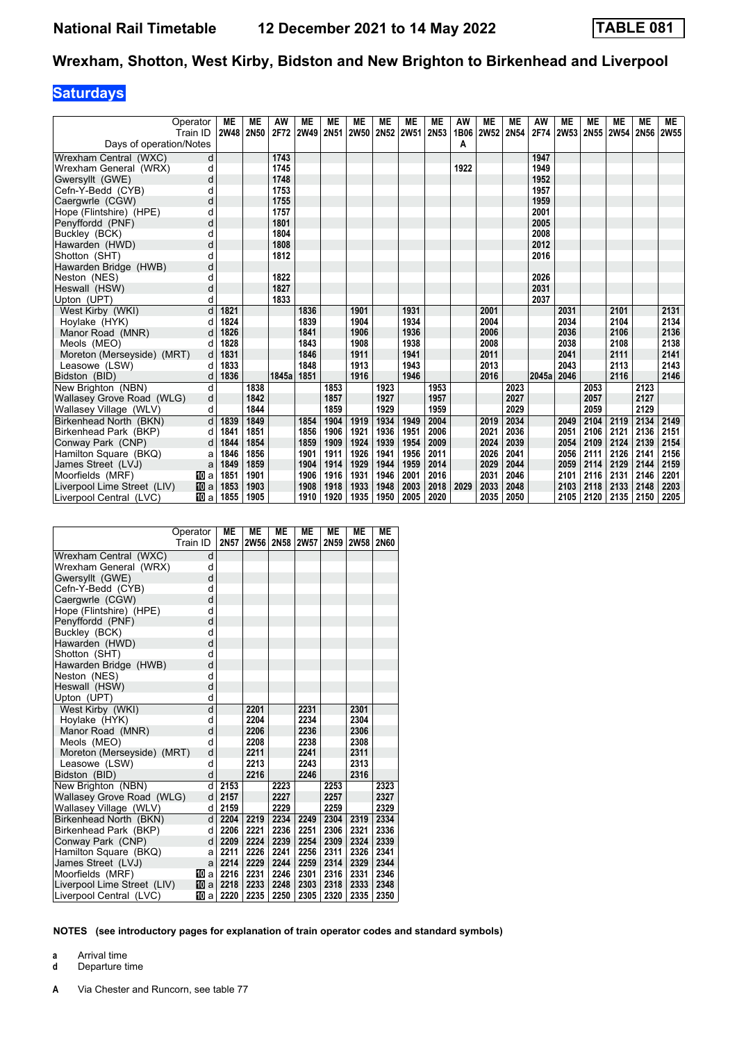# National Rail Timetable 12 December 2021 to 14 May 2022 TABLE 081

## Wrexham, Shotton, West Kirby, Bidston and New Brighton to Birkenhead and Liverpool

**Saturdays**

| Operator | | ME | ME | AW | ME | ME | ME | ME | ME | ME | AW | ME | ME | AW | ME | ME | ME | ME | ME |
|---|---|---|---|---|---|---|---|---|---|---|---|---|---|---|---|---|---|---|---|
| Train ID | | 2W48 | 2N50 | 2F72 | 2W49 | 2N51 | 2W50 | 2N52 | 2W51 | 2N53 | 1B06 | 2W52 | 2N54 | 2F74 | 2W53 | 2N55 | 2W54 | 2N56 | 2W55 |
| Days of operation/Notes | | | | | | | | | | | A | | | | | | | | |
| Wrexham Central (WXC) | d | | | 1743 | | | | | | | | | | 1947 | | | | | |
| Wrexham General (WRX) | d | | | 1745 | | | | | | | 1922 | | | 1949 | | | | | |
| Gwersyllt (GWE) | d | | | 1748 | | | | | | | | | | 1952 | | | | | |
| Cefn-Y-Bedd (CYB) | d | | | 1753 | | | | | | | | | | 1957 | | | | | |
| Caergwrle (CGW) | d | | | 1755 | | | | | | | | | | 1959 | | | | | |
| Hope (Flintshire) (HPE) | d | | | 1757 | | | | | | | | | | 2001 | | | | | |
| Penyffordd (PNF) | d | | | 1801 | | | | | | | | | | 2005 | | | | | |
| Buckley (BCK) | d | | | 1804 | | | | | | | | | | 2008 | | | | | |
| Hawarden (HWD) | d | | | 1808 | | | | | | | | | | 2012 | | | | | |
| Shotton (SHT) | d | | | 1812 | | | | | | | | | | 2016 | | | | | |
| Hawarden Bridge (HWB) | d | | | | | | | | | | | | | | | | | | |
| Neston (NES) | d | | | 1822 | | | | | | | | | | 2026 | | | | | |
| Heswall (HSW) | d | | | 1827 | | | | | | | | | | 2031 | | | | | |
| Upton (UPT) | d | | | 1833 | | | | | | | | | | 2037 | | | | | |
| West Kirby (WKI) | d | 1821 | | | 1836 | | 1901 | | 1931 | | | 2001 | | | 2031 | | 2101 | | 2131 |
| Hoylake (HYK) | d | 1824 | | | 1839 | | 1904 | | 1934 | | | 2004 | | | 2034 | | 2104 | | 2134 |
| Manor Road (MNR) | d | 1826 | | | 1841 | | 1906 | | 1936 | | | 2006 | | | 2036 | | 2106 | | 2136 |
| Meols (MEO) | d | 1828 | | | 1843 | | 1908 | | 1938 | | | 2008 | | | 2038 | | 2108 | | 2138 |
| Moreton (Merseyside) (MRT) | d | 1831 | | | 1846 | | 1911 | | 1941 | | | 2011 | | | 2041 | | 2111 | | 2141 |
| Leasowe (LSW) | d | 1833 | | | 1848 | | 1913 | | 1943 | | | 2013 | | | 2043 | | 2113 | | 2143 |
| Bidston (BID) | d | 1836 | | 1845a | 1851 | | 1916 | | 1946 | | | 2016 | | 2045a | 2046 | | 2116 | | 2146 |
| New Brighton (NBN) | d | | 1838 | | | 1853 | | 1923 | | 1953 | | | 2023 | | | 2053 | | 2123 | |
| Wallasey Grove Road (WLG) | d | | 1842 | | | 1857 | | 1927 | | 1957 | | | 2027 | | | 2057 | | 2127 | |
| Wallasey Village (WLV) | d | | 1844 | | | 1859 | | 1929 | | 1959 | | | 2029 | | | 2059 | | 2129 | |
| Birkenhead North (BKN) | d | 1839 | 1849 | | 1854 | 1904 | 1919 | 1934 | 1949 | 2004 | | 2019 | 2034 | | 2049 | 2104 | 2119 | 2134 | 2149 |
| Birkenhead Park (BKP) | d | 1841 | 1851 | | 1856 | 1906 | 1921 | 1936 | 1951 | 2006 | | 2021 | 2036 | | 2051 | 2106 | 2121 | 2136 | 2151 |
| Conway Park (CNP) | d | 1844 | 1854 | | 1859 | 1909 | 1924 | 1939 | 1954 | 2009 | | 2024 | 2039 | | 2054 | 2109 | 2124 | 2139 | 2154 |
| Hamilton Square (BKQ) | a | 1846 | 1856 | | 1901 | 1911 | 1926 | 1941 | 1956 | 2011 | | 2026 | 2041 | | 2056 | 2111 | 2126 | 2141 | 2156 |
| James Street (LVJ) | a | 1849 | 1859 | | 1904 | 1914 | 1929 | 1944 | 1959 | 2014 | | 2029 | 2044 | | 2059 | 2114 | 2129 | 2144 | 2159 |
| Moorfields (MRF) | 10 a | 1851 | 1901 | | 1906 | 1916 | 1931 | 1946 | 2001 | 2016 | | 2031 | 2046 | | 2101 | 2116 | 2131 | 2146 | 2201 |
| Liverpool Lime Street (LIV) | 10 a | 1853 | 1903 | | 1908 | 1918 | 1933 | 1948 | 2003 | 2018 | 2029 | 2033 | 2048 | | 2103 | 2118 | 2133 | 2148 | 2203 |
| Liverpool Central (LVC) | 10 a | 1855 | 1905 | | 1910 | 1920 | 1935 | 1950 | 2005 | 2020 | | 2035 | 2050 | | 2105 | 2120 | 2135 | 2150 | 2205 |

| Operator | | ME | ME | ME | ME | ME | ME | ME |
|---|---|---|---|---|---|---|---|---|
| Train ID | | 2N57 | 2W56 | 2N58 | 2W57 | 2N59 | 2W58 | 2N60 |
| Wrexham Central (WXC) | d | | | | | | | |
| Wrexham General (WRX) | d | | | | | | | |
| Gwersyllt (GWE) | d | | | | | | | |
| Cefn-Y-Bedd (CYB) | d | | | | | | | |
| Caergwrle (CGW) | d | | | | | | | |
| Hope (Flintshire) (HPE) | d | | | | | | | |
| Penyffordd (PNF) | d | | | | | | | |
| Buckley (BCK) | d | | | | | | | |
| Hawarden (HWD) | d | | | | | | | |
| Shotton (SHT) | d | | | | | | | |
| Hawarden Bridge (HWB) | d | | | | | | | |
| Neston (NES) | d | | | | | | | |
| Heswall (HSW) | d | | | | | | | |
| Upton (UPT) | d | | | | | | | |
| West Kirby (WKI) | d | | 2201 | | 2231 | | 2301 | |
| Hoylake (HYK) | d | | 2204 | | 2234 | | 2304 | |
| Manor Road (MNR) | d | | 2206 | | 2236 | | 2306 | |
| Meols (MEO) | d | | 2208 | | 2238 | | 2308 | |
| Moreton (Merseyside) (MRT) | d | | 2211 | | 2241 | | 2311 | |
| Leasowe (LSW) | d | | 2213 | | 2243 | | 2313 | |
| Bidston (BID) | d | | 2216 | | 2246 | | 2316 | |
| New Brighton (NBN) | d | 2153 | | 2223 | | 2253 | | 2323 |
| Wallasey Grove Road (WLG) | d | 2157 | | 2227 | | 2257 | | 2327 |
| Wallasey Village (WLV) | d | 2159 | | 2229 | | 2259 | | 2329 |
| Birkenhead North (BKN) | d | 2204 | 2219 | 2234 | 2249 | 2304 | 2319 | 2334 |
| Birkenhead Park (BKP) | d | 2206 | 2221 | 2236 | 2251 | 2306 | 2321 | 2336 |
| Conway Park (CNP) | d | 2209 | 2224 | 2239 | 2254 | 2309 | 2324 | 2339 |
| Hamilton Square (BKQ) | a | 2211 | 2226 | 2241 | 2256 | 2311 | 2326 | 2341 |
| James Street (LVJ) | a | 2214 | 2229 | 2244 | 2259 | 2314 | 2329 | 2344 |
| Moorfields (MRF) | 10 a | 2216 | 2231 | 2246 | 2301 | 2316 | 2331 | 2346 |
| Liverpool Lime Street (LIV) | 10 a | 2218 | 2233 | 2248 | 2303 | 2318 | 2333 | 2348 |
| Liverpool Central (LVC) | 10 a | 2220 | 2235 | 2250 | 2305 | 2320 | 2335 | 2350 |

**NOTES (see introductory pages for explanation of train operator codes and standard symbols)**

**a** Arrival time
**d** Departure time

**A** Via Chester and Runcorn, see table 77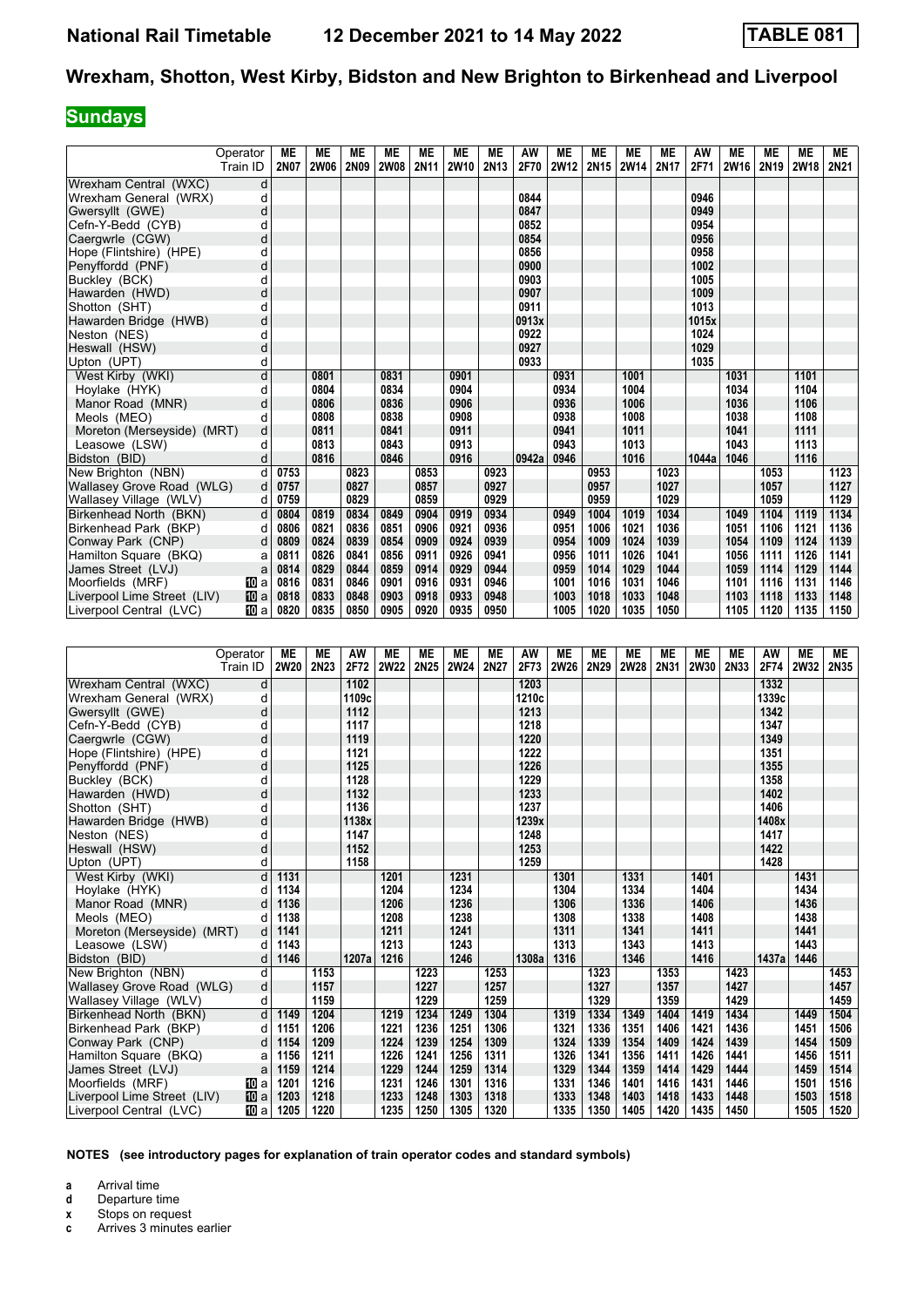# National Rail Timetable 12 December 2021 to 14 May 2022 TABLE 081

## Wrexham, Shotton, West Kirby, Bidston and New Brighton to Birkenhead and Liverpool

**Sundays**

| Operator | | ME | ME | ME | ME | ME | ME | ME | AW | ME | ME | ME | ME | AW | ME | ME | ME | ME |
|---|---|---|---|---|---|---|---|---|---|---|---|---|---|---|---|---|---|---|
| Train ID | | 2N07 | 2W06 | 2N09 | 2W08 | 2N11 | 2W10 | 2N13 | 2F70 | 2W12 | 2N15 | 2W14 | 2N17 | 2F71 | 2W16 | 2N19 | 2W18 | 2N21 |
| Wrexham Central (WXC) | d | | | | | | | | | | | | | | | | | |
| Wrexham General (WRX) | d | | | | | | | | 0844 | | | | | 0946 | | | | |
| Gwersyllt (GWE) | d | | | | | | | | 0847 | | | | | 0949 | | | | |
| Cefn-Y-Bedd (CYB) | d | | | | | | | | 0852 | | | | | 0954 | | | | |
| Caergwrle (CGW) | d | | | | | | | | 0854 | | | | | 0956 | | | | |
| Hope (Flintshire) (HPE) | d | | | | | | | | 0856 | | | | | 0958 | | | | |
| Penyffordd (PNF) | d | | | | | | | | 0900 | | | | | 1002 | | | | |
| Buckley (BCK) | d | | | | | | | | 0903 | | | | | 1005 | | | | |
| Hawarden (HWD) | d | | | | | | | | 0907 | | | | | 1009 | | | | |
| Shotton (SHT) | d | | | | | | | | 0911 | | | | | 1013 | | | | |
| Hawarden Bridge (HWB) | d | | | | | | | | 0913x | | | | | 1015x | | | | |
| Neston (NES) | d | | | | | | | | 0922 | | | | | 1024 | | | | |
| Heswall (HSW) | d | | | | | | | | 0927 | | | | | 1029 | | | | |
| Upton (UPT) | d | | | | | | | | 0933 | | | | | 1035 | | | | |
| West Kirby (WKI) | d | | 0801 | | 0831 | | 0901 | | | 0931 | | 1001 | | | 1031 | | 1101 | |
| Hoylake (HYK) | d | | 0804 | | 0834 | | 0904 | | | 0934 | | 1004 | | | 1034 | | 1104 | |
| Manor Road (MNR) | d | | 0806 | | 0836 | | 0906 | | | 0936 | | 1006 | | | 1036 | | 1106 | |
| Meols (MEO) | d | | 0808 | | 0838 | | 0908 | | | 0938 | | 1008 | | | 1038 | | 1108 | |
| Moreton (Merseyside) (MRT) | d | | 0811 | | 0841 | | 0911 | | | 0941 | | 1011 | | | 1041 | | 1111 | |
| Leasowe (LSW) | d | | 0813 | | 0843 | | 0913 | | | 0943 | | 1013 | | | 1043 | | 1113 | |
| Bidston (BID) | d | | 0816 | | 0846 | | 0916 | | 0942a | 0946 | | 1016 | | 1044a | 1046 | | 1116 | |
| New Brighton (NBN) | d | 0753 | | 0823 | | 0853 | | 0923 | | | 0953 | | 1023 | | | 1053 | | 1123 |
| Wallasey Grove Road (WLG) | d | 0757 | | 0827 | | 0857 | | 0927 | | | 0957 | | 1027 | | | 1057 | | 1127 |
| Wallasey Village (WLV) | d | 0759 | | 0829 | | 0859 | | 0929 | | | 0959 | | 1029 | | | 1059 | | 1129 |
| Birkenhead North (BKN) | d | 0804 | 0819 | 0834 | 0849 | 0904 | 0919 | 0934 | | 0949 | 1004 | 1019 | 1034 | | 1049 | 1104 | 1119 | 1134 |
| Birkenhead Park (BKP) | d | 0806 | 0821 | 0836 | 0851 | 0906 | 0921 | 0936 | | 0951 | 1006 | 1021 | 1036 | | 1051 | 1106 | 1121 | 1136 |
| Conway Park (CNP) | d | 0809 | 0824 | 0839 | 0854 | 0909 | 0924 | 0939 | | 0954 | 1009 | 1024 | 1039 | | 1054 | 1109 | 1124 | 1139 |
| Hamilton Square (BKQ) | a | 0811 | 0826 | 0841 | 0856 | 0911 | 0926 | 0941 | | 0956 | 1011 | 1026 | 1041 | | 1056 | 1111 | 1126 | 1141 |
| James Street (LVJ) | a | 0814 | 0829 | 0844 | 0859 | 0914 | 0929 | 0944 | | 0959 | 1014 | 1029 | 1044 | | 1059 | 1114 | 1129 | 1144 |
| Moorfields (MRF) | 10 a | 0816 | 0831 | 0846 | 0901 | 0916 | 0931 | 0946 | | 1001 | 1016 | 1031 | 1046 | | 1101 | 1116 | 1131 | 1146 |
| Liverpool Lime Street (LIV) | 10 a | 0818 | 0833 | 0848 | 0903 | 0918 | 0933 | 0948 | | 1003 | 1018 | 1033 | 1048 | | 1103 | 1118 | 1133 | 1148 |
| Liverpool Central (LVC) | 10 a | 0820 | 0835 | 0850 | 0905 | 0920 | 0935 | 0950 | | 1005 | 1020 | 1035 | 1050 | | 1105 | 1120 | 1135 | 1150 |

| Operator | | ME | ME | AW | ME | ME | ME | ME | AW | ME | ME | ME | ME | ME | ME | AW | ME | ME |
|---|---|---|---|---|---|---|---|---|---|---|---|---|---|---|---|---|---|---|
| Train ID | | 2W20 | 2N23 | 2F72 | 2W22 | 2N25 | 2W24 | 2N27 | 2F73 | 2W26 | 2N29 | 2W28 | 2N31 | 2W30 | 2N33 | 2F74 | 2W32 | 2N35 |
| Wrexham Central (WXC) | d | | | 1102 | | | | | 1203 | | | | | | | 1332 | | |
| Wrexham General (WRX) | d | | | 1109c | | | | | 1210c | | | | | | | 1339c | | |
| Gwersyllt (GWE) | d | | | 1112 | | | | | 1213 | | | | | | | 1342 | | |
| Cefn-Y-Bedd (CYB) | d | | | 1117 | | | | | 1218 | | | | | | | 1347 | | |
| Caergwrle (CGW) | d | | | 1119 | | | | | 1220 | | | | | | | 1349 | | |
| Hope (Flintshire) (HPE) | d | | | 1121 | | | | | 1222 | | | | | | | 1351 | | |
| Penyffordd (PNF) | d | | | 1125 | | | | | 1226 | | | | | | | 1355 | | |
| Buckley (BCK) | d | | | 1128 | | | | | 1229 | | | | | | | 1358 | | |
| Hawarden (HWD) | d | | | 1132 | | | | | 1233 | | | | | | | 1402 | | |
| Shotton (SHT) | d | | | 1136 | | | | | 1237 | | | | | | | 1406 | | |
| Hawarden Bridge (HWB) | d | | | 1138x | | | | | 1239x | | | | | | | 1408x | | |
| Neston (NES) | d | | | 1147 | | | | | 1248 | | | | | | | 1417 | | |
| Heswall (HSW) | d | | | 1152 | | | | | 1253 | | | | | | | 1422 | | |
| Upton (UPT) | d | | | 1158 | | | | | 1259 | | | | | | | 1428 | | |
| West Kirby (WKI) | d | 1131 | | | 1201 | | 1231 | | | 1301 | | 1331 | | 1401 | | | 1431 | |
| Hoylake (HYK) | d | 1134 | | | 1204 | | 1234 | | | 1304 | | 1334 | | 1404 | | | 1434 | |
| Manor Road (MNR) | d | 1136 | | | 1206 | | 1236 | | | 1306 | | 1336 | | 1406 | | | 1436 | |
| Meols (MEO) | d | 1138 | | | 1208 | | 1238 | | | 1308 | | 1338 | | 1408 | | | 1438 | |
| Moreton (Merseyside) (MRT) | d | 1141 | | | 1211 | | 1241 | | | 1311 | | 1341 | | 1411 | | | 1441 | |
| Leasowe (LSW) | d | 1143 | | | 1213 | | 1243 | | | 1313 | | 1343 | | 1413 | | | 1443 | |
| Bidston (BID) | d | 1146 | | 1207a | 1216 | | 1246 | | 1308a | 1316 | | 1346 | | 1416 | | 1437a | 1446 | |
| New Brighton (NBN) | d | | 1153 | | | 1223 | | 1253 | | | 1323 | | 1353 | | 1423 | | | 1453 |
| Wallasey Grove Road (WLG) | d | | 1157 | | | 1227 | | 1257 | | | 1327 | | 1357 | | 1427 | | | 1457 |
| Wallasey Village (WLV) | d | | 1159 | | | 1229 | | 1259 | | | 1329 | | 1359 | | 1429 | | | 1459 |
| Birkenhead North (BKN) | d | 1149 | 1204 | | 1219 | 1234 | 1249 | 1304 | | 1319 | 1334 | 1349 | 1404 | 1419 | 1434 | | 1449 | 1504 |
| Birkenhead Park (BKP) | d | 1151 | 1206 | | 1221 | 1236 | 1251 | 1306 | | 1321 | 1336 | 1351 | 1406 | 1421 | 1436 | | 1451 | 1506 |
| Conway Park (CNP) | d | 1154 | 1209 | | 1224 | 1239 | 1254 | 1309 | | 1324 | 1339 | 1354 | 1409 | 1424 | 1439 | | 1454 | 1509 |
| Hamilton Square (BKQ) | a | 1156 | 1211 | | 1226 | 1241 | 1256 | 1311 | | 1326 | 1341 | 1356 | 1411 | 1426 | 1441 | | 1456 | 1511 |
| James Street (LVJ) | a | 1159 | 1214 | | 1229 | 1244 | 1259 | 1314 | | 1329 | 1344 | 1359 | 1414 | 1429 | 1444 | | 1459 | 1514 |
| Moorfields (MRF) | 10 a | 1201 | 1216 | | 1231 | 1246 | 1301 | 1316 | | 1331 | 1346 | 1401 | 1416 | 1431 | 1446 | | 1501 | 1516 |
| Liverpool Lime Street (LIV) | 10 a | 1203 | 1218 | | 1233 | 1248 | 1303 | 1318 | | 1333 | 1348 | 1403 | 1418 | 1433 | 1448 | | 1503 | 1518 |
| Liverpool Central (LVC) | 10 a | 1205 | 1220 | | 1235 | 1250 | 1305 | 1320 | | 1335 | 1350 | 1405 | 1420 | 1435 | 1450 | | 1505 | 1520 |

**NOTES (see introductory pages for explanation of train operator codes and standard symbols)**

- **a** Arrival time
- **d** Departure time
- **x** Stops on request
- **c** Arrives 3 minutes earlier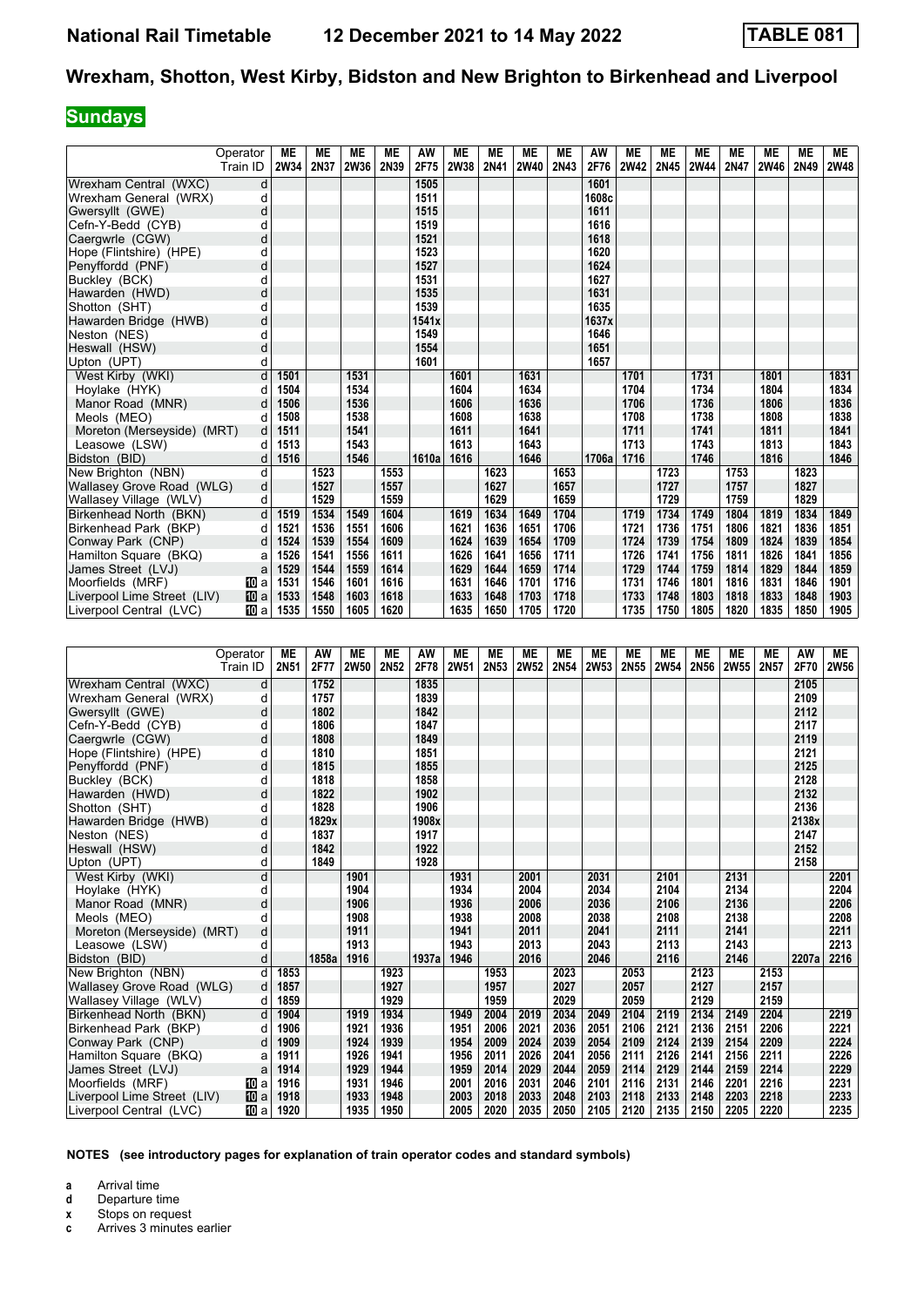# National Rail Timetable 12 December 2021 to 14 May 2022 TABLE 081

## Wrexham, Shotton, West Kirby, Bidston and New Brighton to Birkenhead and Liverpool

**Sundays**

| Operator | | ME | ME | ME | ME | AW | ME | ME | ME | ME | AW | ME | ME | ME | ME | ME | ME | ME |
|---|---|---|---|---|---|---|---|---|---|---|---|---|---|---|---|---|---|---|
| Train ID | | 2W34 | 2N37 | 2W36 | 2N39 | 2F75 | 2W38 | 2N41 | 2W40 | 2N43 | 2F76 | 2W42 | 2N45 | 2W44 | 2N47 | 2W46 | 2N49 | 2W48 |
| Wrexham Central (WXC) | d | | | | | 1505 | | | | | 1601 | | | | | | | |
| Wrexham General (WRX) | d | | | | | 1511 | | | | | 1608c | | | | | | | |
| Gwersyllt (GWE) | d | | | | | 1515 | | | | | 1611 | | | | | | | |
| Cefn-Y-Bedd (CYB) | d | | | | | 1519 | | | | | 1616 | | | | | | | |
| Caergwrle (CGW) | d | | | | | 1521 | | | | | 1618 | | | | | | | |
| Hope (Flintshire) (HPE) | d | | | | | 1523 | | | | | 1620 | | | | | | | |
| Penyffordd (PNF) | d | | | | | 1527 | | | | | 1624 | | | | | | | |
| Buckley (BCK) | d | | | | | 1531 | | | | | 1627 | | | | | | | |
| Hawarden (HWD) | d | | | | | 1535 | | | | | 1631 | | | | | | | |
| Shotton (SHT) | d | | | | | 1539 | | | | | 1635 | | | | | | | |
| Hawarden Bridge (HWB) | d | | | | | 1541x | | | | | 1637x | | | | | | | |
| Neston (NES) | d | | | | | 1549 | | | | | 1646 | | | | | | | |
| Heswall (HSW) | d | | | | | 1554 | | | | | 1651 | | | | | | | |
| Upton (UPT) | d | | | | | 1601 | | | | | 1657 | | | | | | | |
| West Kirby (WKI) | d | 1501 | | 1531 | | | 1601 | | 1631 | | | 1701 | | 1731 | | 1801 | | 1831 |
| Hoylake (HYK) | d | 1504 | | 1534 | | | 1604 | | 1634 | | | 1704 | | 1734 | | 1804 | | 1834 |
| Manor Road (MNR) | d | 1506 | | 1536 | | | 1606 | | 1636 | | | 1706 | | 1736 | | 1806 | | 1836 |
| Meols (MEO) | d | 1508 | | 1538 | | | 1608 | | 1638 | | | 1708 | | 1738 | | 1808 | | 1838 |
| Moreton (Merseyside) (MRT) | d | 1511 | | 1541 | | | 1611 | | 1641 | | | 1711 | | 1741 | | 1811 | | 1841 |
| Leasowe (LSW) | d | 1513 | | 1543 | | | 1613 | | 1643 | | | 1713 | | 1743 | | 1813 | | 1843 |
| Bidston (BID) | d | 1516 | | 1546 | | 1610a | 1616 | | 1646 | | 1706a | 1716 | | 1746 | | 1816 | | 1846 |
| New Brighton (NBN) | d | | 1523 | | 1553 | | | 1623 | | 1653 | | | 1723 | | 1753 | | 1823 | |
| Wallasey Grove Road (WLG) | d | | 1527 | | 1557 | | | 1627 | | 1657 | | | 1727 | | 1757 | | 1827 | |
| Wallasey Village (WLV) | d | | 1529 | | 1559 | | | 1629 | | 1659 | | | 1729 | | 1759 | | 1829 | |
| Birkenhead North (BKN) | d | 1519 | 1534 | 1549 | 1604 | | 1619 | 1634 | 1649 | 1704 | | 1719 | 1734 | 1749 | 1804 | 1819 | 1834 | 1849 |
| Birkenhead Park (BKP) | d | 1521 | 1536 | 1551 | 1606 | | 1621 | 1636 | 1651 | 1706 | | 1721 | 1736 | 1751 | 1806 | 1821 | 1836 | 1851 |
| Conway Park (CNP) | d | 1524 | 1539 | 1554 | 1609 | | 1624 | 1639 | 1654 | 1709 | | 1724 | 1739 | 1754 | 1809 | 1824 | 1839 | 1854 |
| Hamilton Square (BKQ) | a | 1526 | 1541 | 1556 | 1611 | | 1626 | 1641 | 1656 | 1711 | | 1726 | 1741 | 1756 | 1811 | 1826 | 1841 | 1856 |
| James Street (LVJ) | a | 1529 | 1544 | 1559 | 1614 | | 1629 | 1644 | 1659 | 1714 | | 1729 | 1744 | 1759 | 1814 | 1829 | 1844 | 1859 |
| Moorfields (MRF) | 10 a | 1531 | 1546 | 1601 | 1616 | | 1631 | 1646 | 1701 | 1716 | | 1731 | 1746 | 1801 | 1816 | 1831 | 1846 | 1901 |
| Liverpool Lime Street (LIV) | 10 a | 1533 | 1548 | 1603 | 1618 | | 1633 | 1648 | 1703 | 1718 | | 1733 | 1748 | 1803 | 1818 | 1833 | 1848 | 1903 |
| Liverpool Central (LVC) | 10 a | 1535 | 1550 | 1605 | 1620 | | 1635 | 1650 | 1705 | 1720 | | 1735 | 1750 | 1805 | 1820 | 1835 | 1850 | 1905 |

| Operator | | ME | AW | ME | ME | AW | ME | ME | ME | ME | ME | ME | ME | ME | ME | ME | AW | ME |
|---|---|---|---|---|---|---|---|---|---|---|---|---|---|---|---|---|---|---|
| Train ID | | 2N51 | 2F77 | 2W50 | 2N52 | 2F78 | 2W51 | 2N53 | 2W52 | 2N54 | 2W53 | 2N55 | 2W54 | 2N56 | 2W55 | 2N57 | 2F70 | 2W56 |
| Wrexham Central (WXC) | d | | 1752 | | | 1835 | | | | | | | | | | | 2105 | |
| Wrexham General (WRX) | d | | 1757 | | | 1839 | | | | | | | | | | | 2109 | |
| Gwersyllt (GWE) | d | | 1802 | | | 1842 | | | | | | | | | | | 2112 | |
| Cefn-Y-Bedd (CYB) | d | | 1806 | | | 1847 | | | | | | | | | | | 2117 | |
| Caergwrle (CGW) | d | | 1808 | | | 1849 | | | | | | | | | | | 2119 | |
| Hope (Flintshire) (HPE) | d | | 1810 | | | 1851 | | | | | | | | | | | 2121 | |
| Penyffordd (PNF) | d | | 1815 | | | 1855 | | | | | | | | | | | 2125 | |
| Buckley (BCK) | d | | 1818 | | | 1858 | | | | | | | | | | | 2128 | |
| Hawarden (HWD) | d | | 1822 | | | 1902 | | | | | | | | | | | 2132 | |
| Shotton (SHT) | d | | 1828 | | | 1906 | | | | | | | | | | | 2136 | |
| Hawarden Bridge (HWB) | d | | 1829x | | | 1908x | | | | | | | | | | | 2138x | |
| Neston (NES) | d | | 1837 | | | 1917 | | | | | | | | | | | 2147 | |
| Heswall (HSW) | d | | 1842 | | | 1922 | | | | | | | | | | | 2152 | |
| Upton (UPT) | d | | 1849 | | | 1928 | | | | | | | | | | | 2158 | |
| West Kirby (WKI) | d | | | 1901 | | | 1931 | | 2001 | | 2031 | | 2101 | | 2131 | | | 2201 |
| Hoylake (HYK) | d | | | 1904 | | | 1934 | | 2004 | | 2034 | | 2104 | | 2134 | | | 2204 |
| Manor Road (MNR) | d | | | 1906 | | | 1936 | | 2006 | | 2036 | | 2106 | | 2136 | | | 2206 |
| Meols (MEO) | d | | | 1908 | | | 1938 | | 2008 | | 2038 | | 2108 | | 2138 | | | 2208 |
| Moreton (Merseyside) (MRT) | d | | | 1911 | | | 1941 | | 2011 | | 2041 | | 2111 | | 2141 | | | 2211 |
| Leasowe (LSW) | d | | | 1913 | | | 1943 | | 2013 | | 2043 | | 2113 | | 2143 | | | 2213 |
| Bidston (BID) | d | | 1858a | 1916 | | 1937a | 1946 | | 2016 | | 2046 | | 2116 | | 2146 | | 2207a | 2216 |
| New Brighton (NBN) | d | 1853 | | | 1923 | | | 1953 | | 2023 | | 2053 | | 2123 | | 2153 | | |
| Wallasey Grove Road (WLG) | d | 1857 | | | 1927 | | | 1957 | | 2027 | | 2057 | | 2127 | | 2157 | | |
| Wallasey Village (WLV) | d | 1859 | | | 1929 | | | 1959 | | 2029 | | 2059 | | 2129 | | 2159 | | |
| Birkenhead North (BKN) | d | 1904 | | 1919 | 1934 | | 1949 | 2004 | 2019 | 2034 | 2049 | 2104 | 2119 | 2134 | 2149 | 2204 | | 2219 |
| Birkenhead Park (BKP) | d | 1906 | | 1921 | 1936 | | 1951 | 2006 | 2021 | 2036 | 2051 | 2106 | 2121 | 2136 | 2151 | 2206 | | 2221 |
| Conway Park (CNP) | d | 1909 | | 1924 | 1939 | | 1954 | 2009 | 2024 | 2039 | 2054 | 2109 | 2124 | 2139 | 2154 | 2209 | | 2224 |
| Hamilton Square (BKQ) | a | 1911 | | 1926 | 1941 | | 1956 | 2011 | 2026 | 2041 | 2056 | 2111 | 2126 | 2141 | 2156 | 2211 | | 2226 |
| James Street (LVJ) | a | 1914 | | 1929 | 1944 | | 1959 | 2014 | 2029 | 2044 | 2059 | 2114 | 2129 | 2144 | 2159 | 2214 | | 2229 |
| Moorfields (MRF) | 10 a | 1916 | | 1931 | 1946 | | 2001 | 2016 | 2031 | 2046 | 2101 | 2116 | 2131 | 2146 | 2201 | 2216 | | 2231 |
| Liverpool Lime Street (LIV) | 10 a | 1918 | | 1933 | 1948 | | 2003 | 2018 | 2033 | 2048 | 2103 | 2118 | 2133 | 2148 | 2203 | 2218 | | 2233 |
| Liverpool Central (LVC) | 10 a | 1920 | | 1935 | 1950 | | 2005 | 2020 | 2035 | 2050 | 2105 | 2120 | 2135 | 2150 | 2205 | 2220 | | 2235 |

**NOTES (see introductory pages for explanation of train operator codes and standard symbols)**

- **a** Arrival time
- **d** Departure time
- **x** Stops on request
- **c** Arrives 3 minutes earlier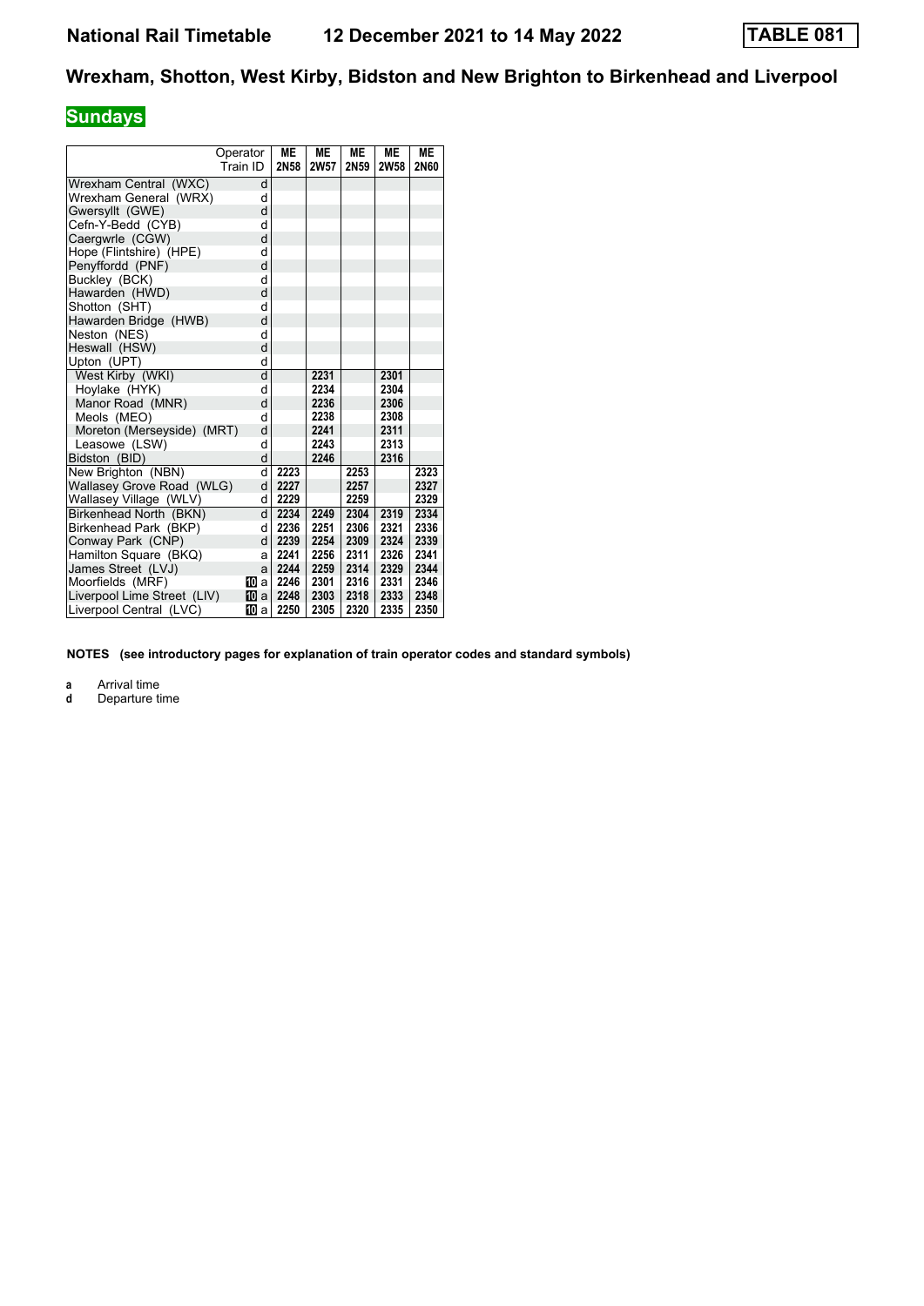# National Rail Timetable    12 December 2021 to 14 May 2022    TABLE 081

## Wrexham, Shotton, West Kirby, Bidston and New Brighton to Birkenhead and Liverpool

### Sundays

| Operator | | ME | ME | ME | ME | ME |
|---|---|---|---|---|---|---|
| Train ID | | 2N58 | 2W57 | 2N59 | 2W58 | 2N60 |
| Wrexham Central (WXC) | d | | | | | |
| Wrexham General (WRX) | d | | | | | |
| Gwersyllt (GWE) | d | | | | | |
| Cefn-Y-Bedd (CYB) | d | | | | | |
| Caergwrle (CGW) | d | | | | | |
| Hope (Flintshire) (HPE) | d | | | | | |
| Penyffordd (PNF) | d | | | | | |
| Buckley (BCK) | d | | | | | |
| Hawarden (HWD) | d | | | | | |
| Shotton (SHT) | d | | | | | |
| Hawarden Bridge (HWB) | d | | | | | |
| Neston (NES) | d | | | | | |
| Heswall (HSW) | d | | | | | |
| Upton (UPT) | d | | | | | |
| West Kirby (WKI) | d | | 2231 | | 2301 | |
| Hoylake (HYK) | d | | 2234 | | 2304 | |
| Manor Road (MNR) | d | | 2236 | | 2306 | |
| Meols (MEO) | d | | 2238 | | 2308 | |
| Moreton (Merseyside) (MRT) | d | | 2241 | | 2311 | |
| Leasowe (LSW) | d | | 2243 | | 2313 | |
| Bidston (BID) | d | | 2246 | | 2316 | |
| New Brighton (NBN) | d | 2223 | | 2253 | | 2323 |
| Wallasey Grove Road (WLG) | d | 2227 | | 2257 | | 2327 |
| Wallasey Village (WLV) | d | 2229 | | 2259 | | 2329 |
| Birkenhead North (BKN) | d | 2234 | 2249 | 2304 | 2319 | 2334 |
| Birkenhead Park (BKP) | d | 2236 | 2251 | 2306 | 2321 | 2336 |
| Conway Park (CNP) | d | 2239 | 2254 | 2309 | 2324 | 2339 |
| Hamilton Square (BKQ) | a | 2241 | 2256 | 2311 | 2326 | 2341 |
| James Street (LVJ) | a | 2244 | 2259 | 2314 | 2329 | 2344 |
| Moorfields (MRF) | 10 a | 2246 | 2301 | 2316 | 2331 | 2346 |
| Liverpool Lime Street (LIV) | 10 a | 2248 | 2303 | 2318 | 2333 | 2348 |
| Liverpool Central (LVC) | 10 a | 2250 | 2305 | 2320 | 2335 | 2350 |

**NOTES (see introductory pages for explanation of train operator codes and standard symbols)**

**a** Arrival time
**d** Departure time